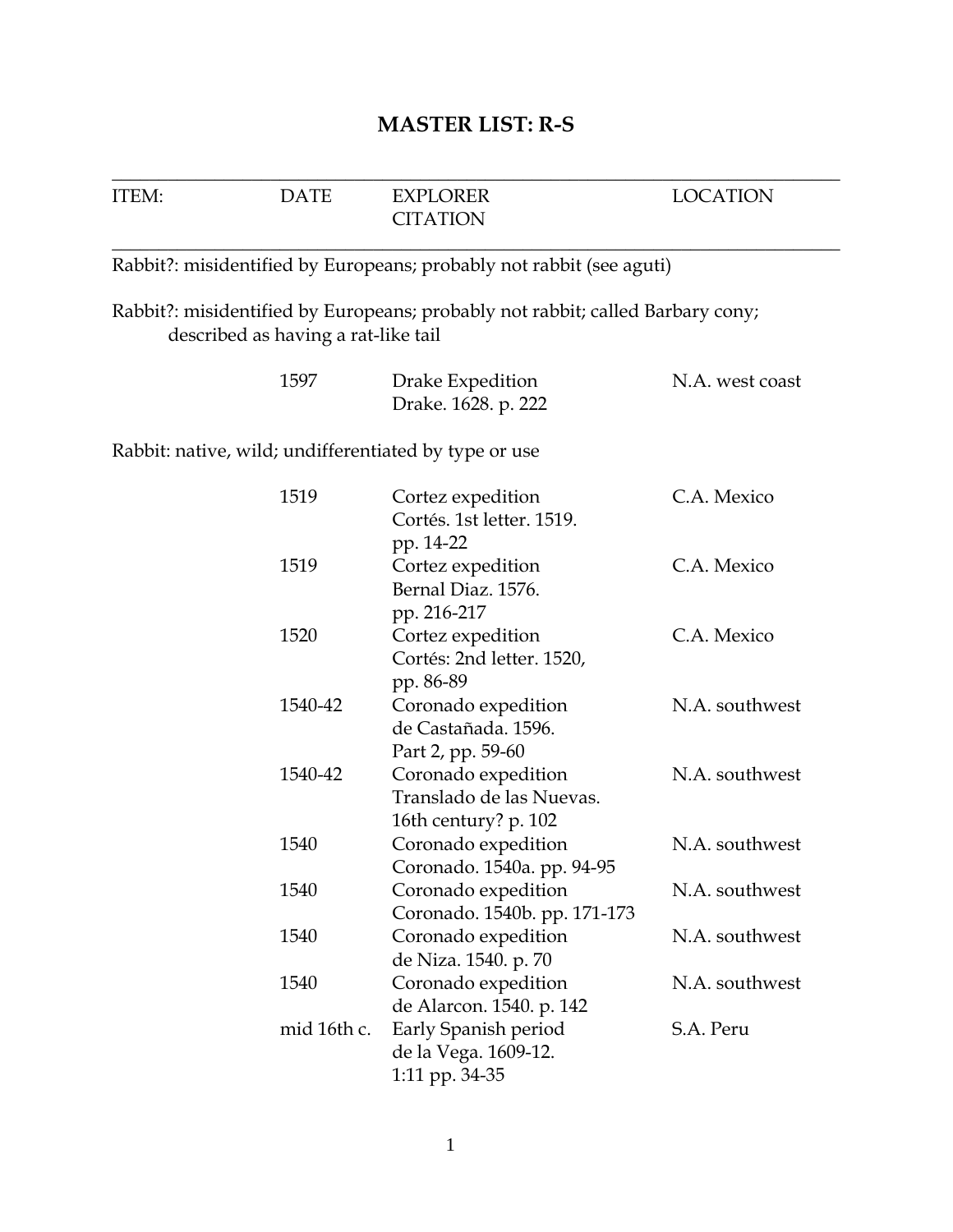# MASTER LIST: R-S

| ITEM: | DATE | EXPLORER CITATION | LOCATION |
|---|---|---|---|
| Rabbit?: misidentified by Europeans; probably not rabbit (see aguti) | | | |
| Rabbit?: misidentified by Europeans; probably not rabbit; called Barbary cony; described as having a rat-like tail | | | |
| | 1597 | Drake Expedition<br>Drake. 1628. p. 222 | N.A. west coast |
| Rabbit: native, wild; undifferentiated by type or use | | | |
| | 1519 | Cortez expedition<br>Cortés. 1st letter. 1519. pp. 14-22 | C.A. Mexico |
| | 1519 | Cortez expedition<br>Bernal Diaz. 1576. pp. 216-217 | C.A. Mexico |
| | 1520 | Cortez expedition<br>Cortés: 2nd letter. 1520, pp. 86-89 | C.A. Mexico |
| | 1540-42 | Coronado expedition<br>de Castañada. 1596. Part 2, pp. 59-60 | N.A. southwest |
| | 1540-42 | Coronado expedition<br>Translado de las Nuevas. 16th century? p. 102 | N.A. southwest |
| | 1540 | Coronado expedition<br>Coronado. 1540a. pp. 94-95 | N.A. southwest |
| | 1540 | Coronado expedition<br>Coronado. 1540b. pp. 171-173 | N.A. southwest |
| | 1540 | Coronado expedition<br>de Niza. 1540. p. 70 | N.A. southwest |
| | 1540 | Coronado expedition<br>de Alarcon. 1540. p. 142 | N.A. southwest |
| | mid 16th c. | Early Spanish period<br>de la Vega. 1609-12. 1:11 pp. 34-35 | S.A. Peru |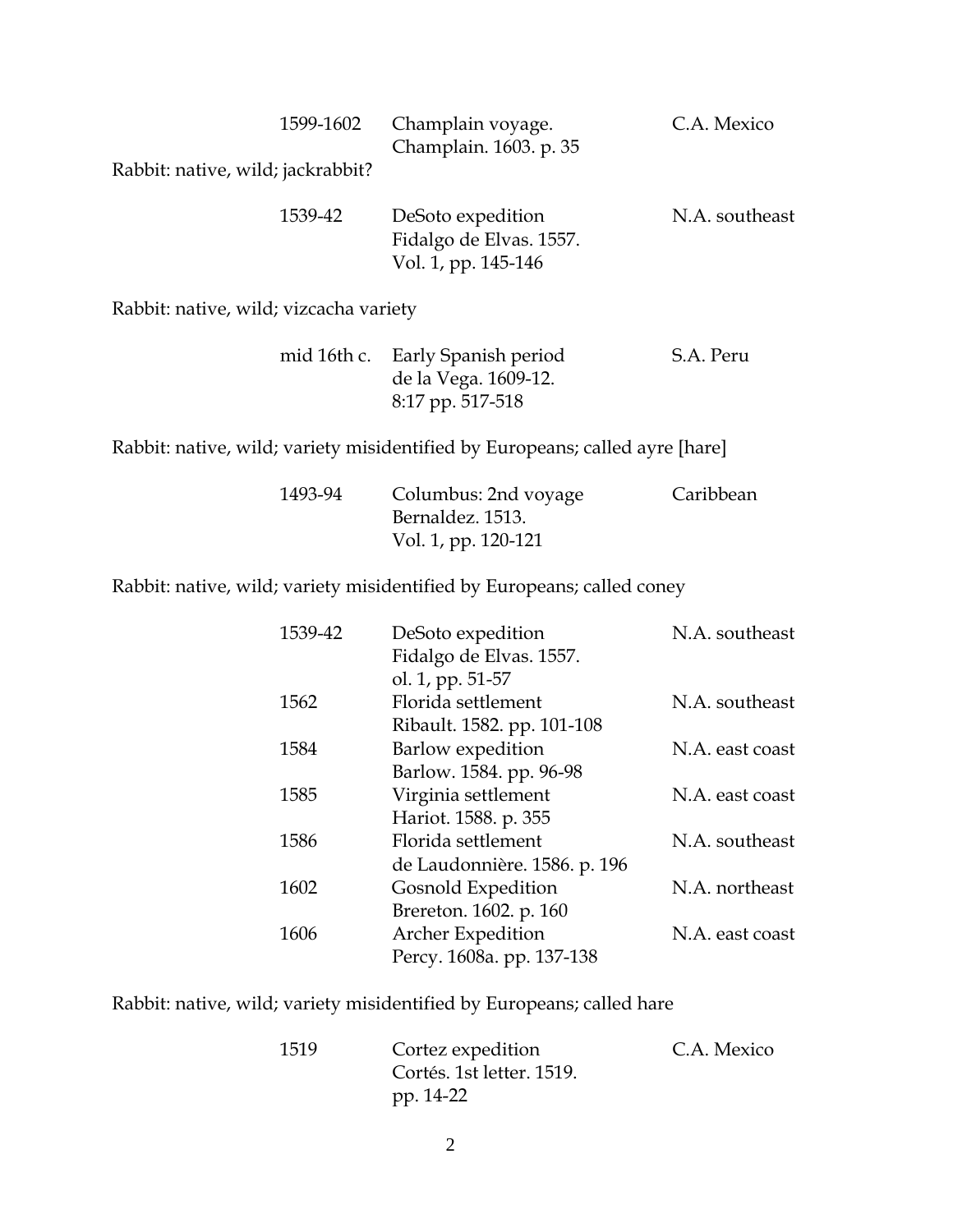| | | |
|---|---|---|
| 1599-1602 | Champlain voyage.<br>Champlain. 1603. p. 35 | C.A. Mexico |

Rabbit: native, wild; jackrabbit?

| | | |
|---|---|---|
| 1539-42 | DeSoto expedition<br>Fidalgo de Elvas. 1557.<br>Vol. 1, pp. 145-146 | N.A. southeast |

Rabbit: native, wild; vizcacha variety

| | | |
|---|---|---|
| mid 16th c. | Early Spanish period<br>de la Vega. 1609-12.<br>8:17 pp. 517-518 | S.A. Peru |

Rabbit: native, wild; variety misidentified by Europeans; called ayre [hare]

| | | |
|---|---|---|
| 1493-94 | Columbus: 2nd voyage<br>Bernaldez. 1513.<br>Vol. 1, pp. 120-121 | Caribbean |

Rabbit: native, wild; variety misidentified by Europeans; called coney

| | | |
|---|---|---|
| 1539-42 | DeSoto expedition<br>Fidalgo de Elvas. 1557.<br>ol. 1, pp. 51-57 | N.A. southeast |
| 1562 | Florida settlement<br>Ribault. 1582. pp. 101-108 | N.A. southeast |
| 1584 | Barlow expedition<br>Barlow. 1584. pp. 96-98 | N.A. east coast |
| 1585 | Virginia settlement<br>Hariot. 1588. p. 355 | N.A. east coast |
| 1586 | Florida settlement<br>de Laudonnière. 1586. p. 196 | N.A. southeast |
| 1602 | Gosnold Expedition<br>Brereton. 1602. p. 160 | N.A. northeast |
| 1606 | Archer Expedition<br>Percy. 1608a. pp. 137-138 | N.A. east coast |

Rabbit: native, wild; variety misidentified by Europeans; called hare

| | | |
|---|---|---|
| 1519 | Cortez expedition<br>Cortés. 1st letter. 1519.<br>pp. 14-22 | C.A. Mexico |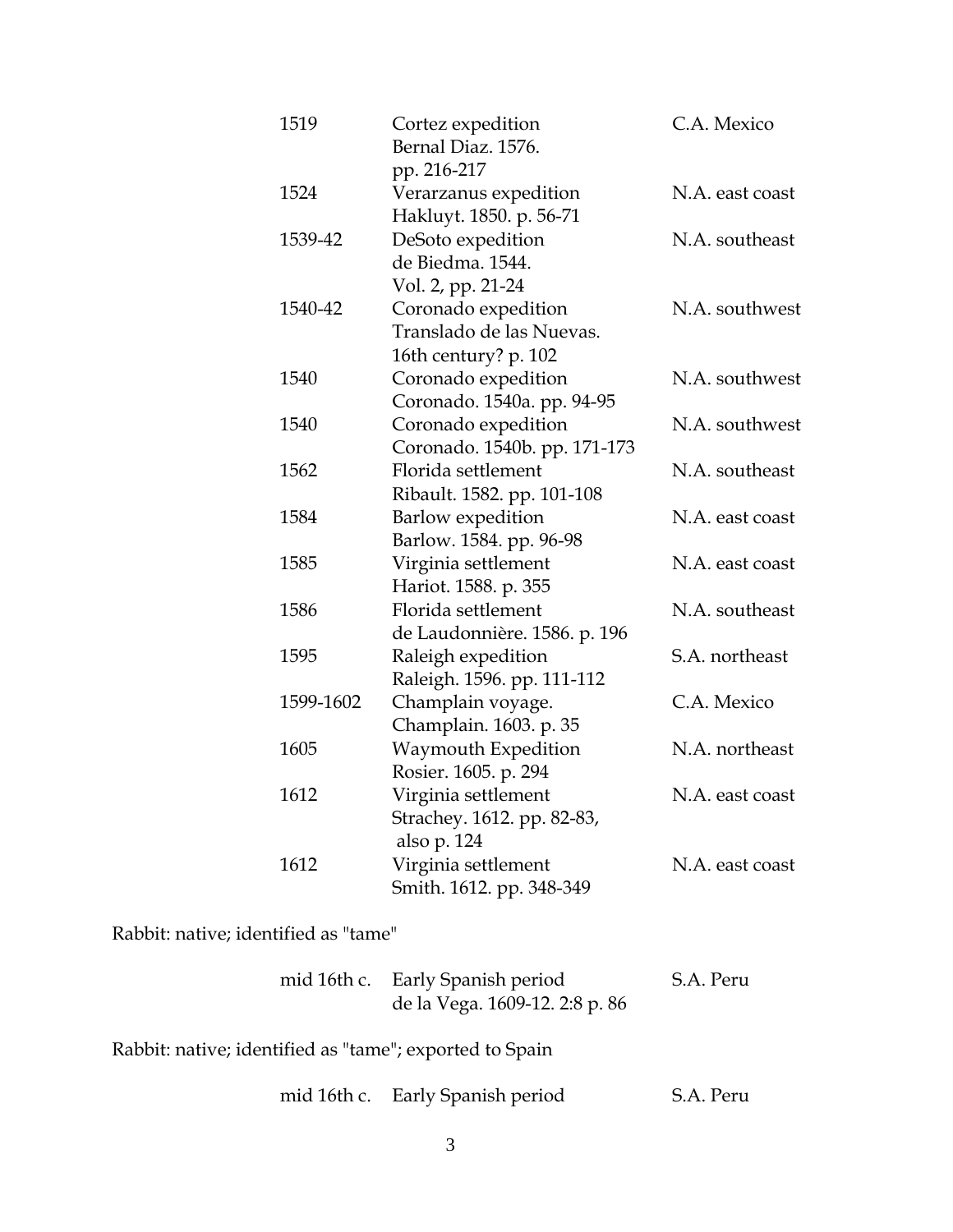| | | |
|---|---|---|
| 1519 | Cortez expedition<br>Bernal Diaz. 1576.<br>pp. 216-217 | C.A. Mexico |
| 1524 | Verarzanus expedition<br>Hakluyt. 1850. p. 56-71 | N.A. east coast |
| 1539-42 | DeSoto expedition<br>de Biedma. 1544.<br>Vol. 2, pp. 21-24 | N.A. southeast |
| 1540-42 | Coronado expedition<br>Translado de las Nuevas.<br>16th century? p. 102 | N.A. southwest |
| 1540 | Coronado expedition<br>Coronado. 1540a. pp. 94-95 | N.A. southwest |
| 1540 | Coronado expedition<br>Coronado. 1540b. pp. 171-173 | N.A. southwest |
| 1562 | Florida settlement<br>Ribault. 1582. pp. 101-108 | N.A. southeast |
| 1584 | Barlow expedition<br>Barlow. 1584. pp. 96-98 | N.A. east coast |
| 1585 | Virginia settlement<br>Hariot. 1588. p. 355 | N.A. east coast |
| 1586 | Florida settlement<br>de Laudonnière. 1586. p. 196 | N.A. southeast |
| 1595 | Raleigh expedition<br>Raleigh. 1596. pp. 111-112 | S.A. northeast |
| 1599-1602 | Champlain voyage.<br>Champlain. 1603. p. 35 | C.A. Mexico |
| 1605 | Waymouth Expedition<br>Rosier. 1605. p. 294 | N.A. northeast |
| 1612 | Virginia settlement<br>Strachey. 1612. pp. 82-83,<br>also p. 124 | N.A. east coast |
| 1612 | Virginia settlement<br>Smith. 1612. pp. 348-349 | N.A. east coast |

Rabbit: native; identified as "tame"

| | | |
|---|---|---|
| mid 16th c. | Early Spanish period<br>de la Vega. 1609-12. 2:8 p. 86 | S.A. Peru |

Rabbit: native; identified as "tame"; exported to Spain

| | | |
|---|---|---|
| mid 16th c. | Early Spanish period | S.A. Peru |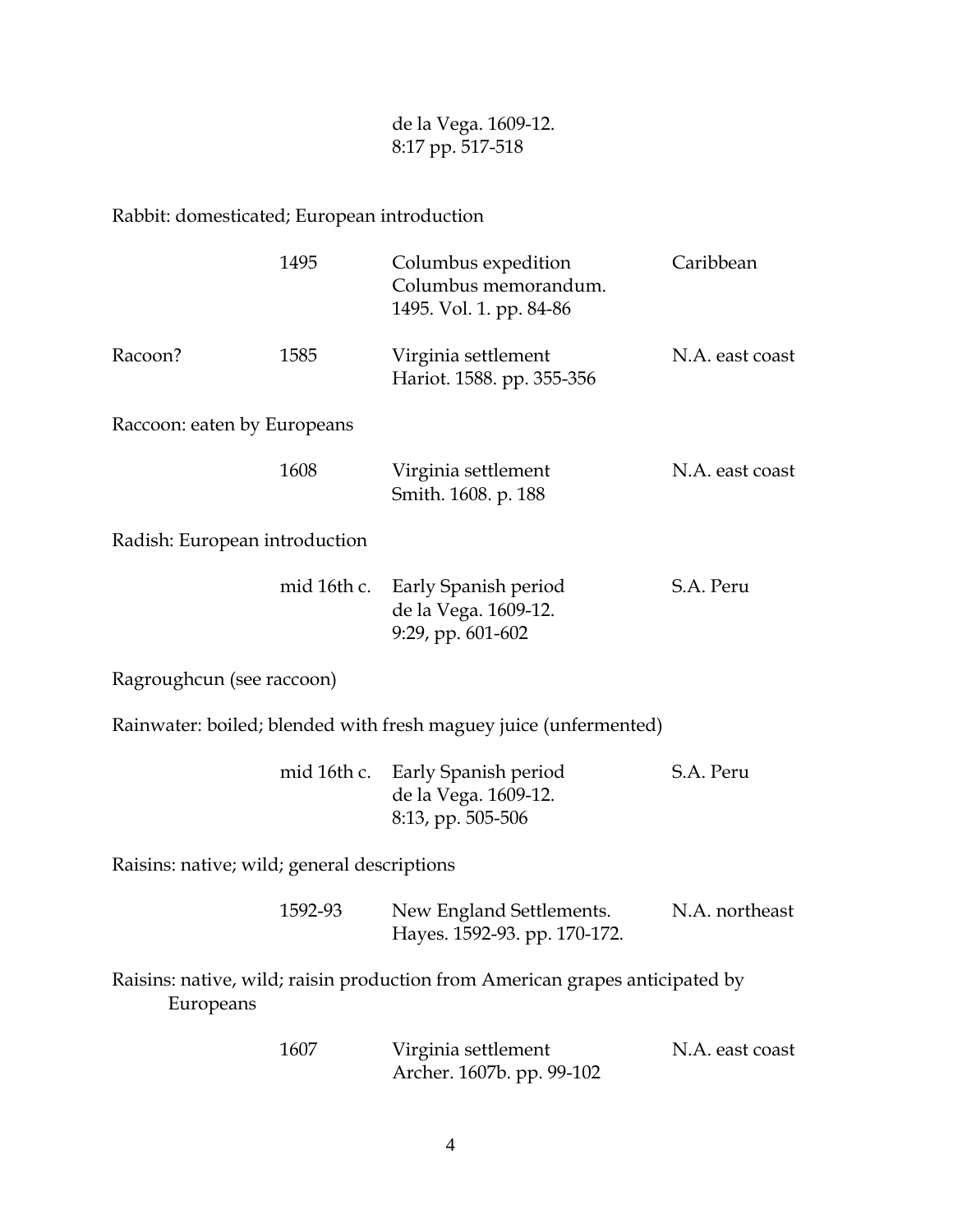de la Vega. 1609-12.
8:17 pp. 517-518

Rabbit: domesticated; European introduction

| | | | |
|---|---|---|---|
| | 1495 | Columbus expedition<br>Columbus memorandum.<br>1495. Vol. 1. pp. 84-86 | Caribbean |
| Racoon? | 1585 | Virginia settlement<br>Hariot. 1588. pp. 355-356 | N.A. east coast |

Raccoon: eaten by Europeans

| | | | |
|---|---|---|---|
| | 1608 | Virginia settlement<br>Smith. 1608. p. 188 | N.A. east coast |

Radish: European introduction

| | | | |
|---|---|---|---|
| | mid 16th c. | Early Spanish period<br>de la Vega. 1609-12.<br>9:29, pp. 601-602 | S.A. Peru |

Ragroughcun (see raccoon)

Rainwater: boiled; blended with fresh maguey juice (unfermented)

| | | | |
|---|---|---|---|
| | mid 16th c. | Early Spanish period<br>de la Vega. 1609-12.<br>8:13, pp. 505-506 | S.A. Peru |

Raisins: native; wild; general descriptions

| | | | |
|---|---|---|---|
| | 1592-93 | New England Settlements.<br>Hayes. 1592-93. pp. 170-172. | N.A. northeast |

Raisins: native, wild; raisin production from American grapes anticipated by Europeans

| | | | |
|---|---|---|---|
| | 1607 | Virginia settlement<br>Archer. 1607b. pp. 99-102 | N.A. east coast |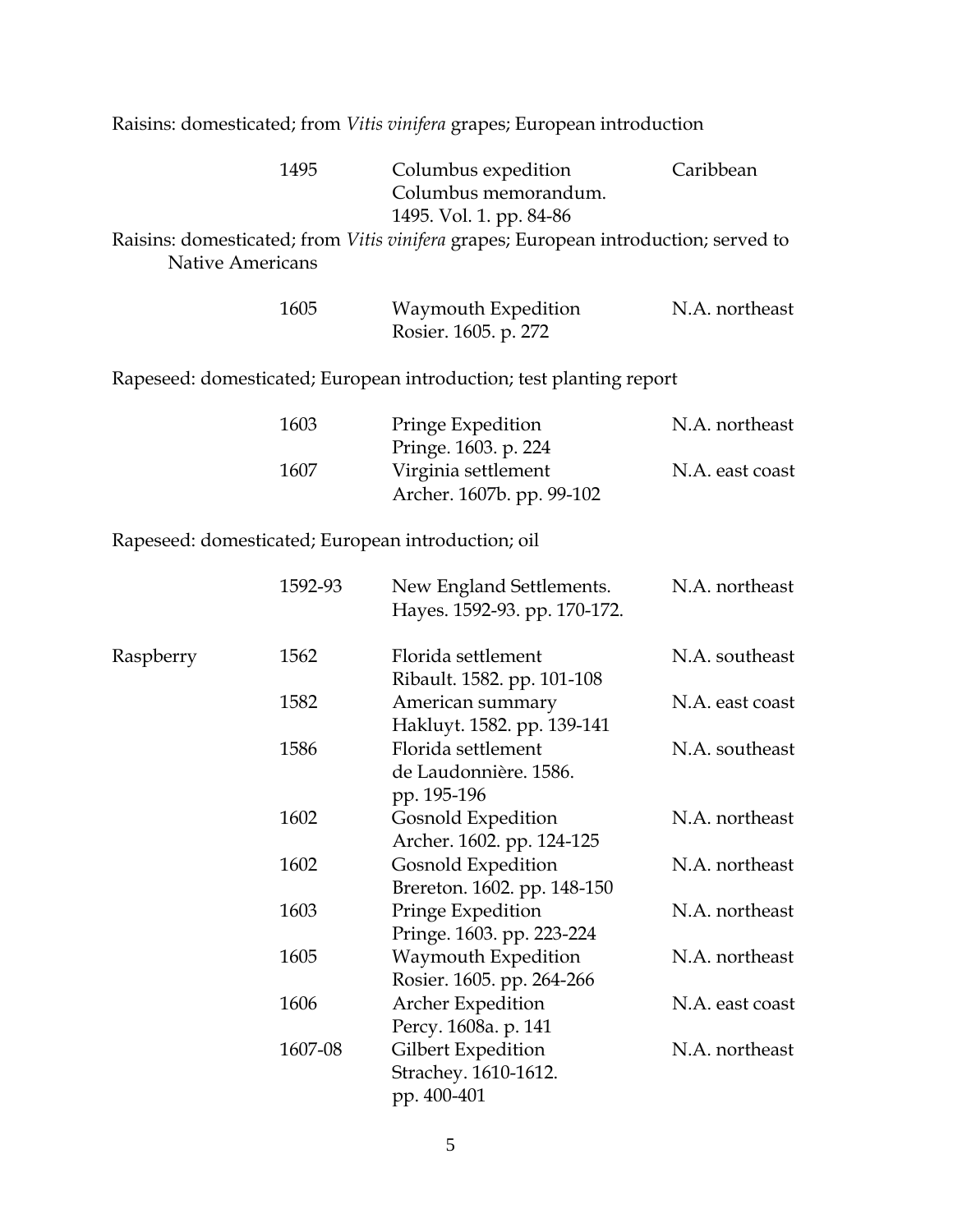Raisins: domesticated; from *Vitis vinifera* grapes; European introduction

| | Year | Source | Region |
|---|---|---|---|
| | 1495 | Columbus expedition<br>Columbus memorandum.<br>1495. Vol. 1. pp. 84-86 | Caribbean |

Raisins: domesticated; from *Vitis vinifera* grapes; European introduction; served to Native Americans

| | Year | Source | Region |
|---|---|---|---|
| | 1605 | Waymouth Expedition<br>Rosier. 1605. p. 272 | N.A. northeast |

Rapeseed: domesticated; European introduction; test planting report

| | Year | Source | Region |
|---|---|---|---|
| | 1603 | Pringe Expedition<br>Pringe. 1603. p. 224 | N.A. northeast |
| | 1607 | Virginia settlement<br>Archer. 1607b. pp. 99-102 | N.A. east coast |

Rapeseed: domesticated; European introduction; oil

| | Year | Source | Region |
|---|---|---|---|
| | 1592-93 | New England Settlements.<br>Hayes. 1592-93. pp. 170-172. | N.A. northeast |
| Raspberry | 1562 | Florida settlement<br>Ribault. 1582. pp. 101-108 | N.A. southeast |
| | 1582 | American summary<br>Hakluyt. 1582. pp. 139-141 | N.A. east coast |
| | 1586 | Florida settlement<br>de Laudonnière. 1586.<br>pp. 195-196 | N.A. southeast |
| | 1602 | Gosnold Expedition<br>Archer. 1602. pp. 124-125 | N.A. northeast |
| | 1602 | Gosnold Expedition<br>Brereton. 1602. pp. 148-150 | N.A. northeast |
| | 1603 | Pringe Expedition<br>Pringe. 1603. pp. 223-224 | N.A. northeast |
| | 1605 | Waymouth Expedition<br>Rosier. 1605. pp. 264-266 | N.A. northeast |
| | 1606 | Archer Expedition<br>Percy. 1608a. p. 141 | N.A. east coast |
| | 1607-08 | Gilbert Expedition<br>Strachey. 1610-1612.<br>pp. 400-401 | N.A. northeast |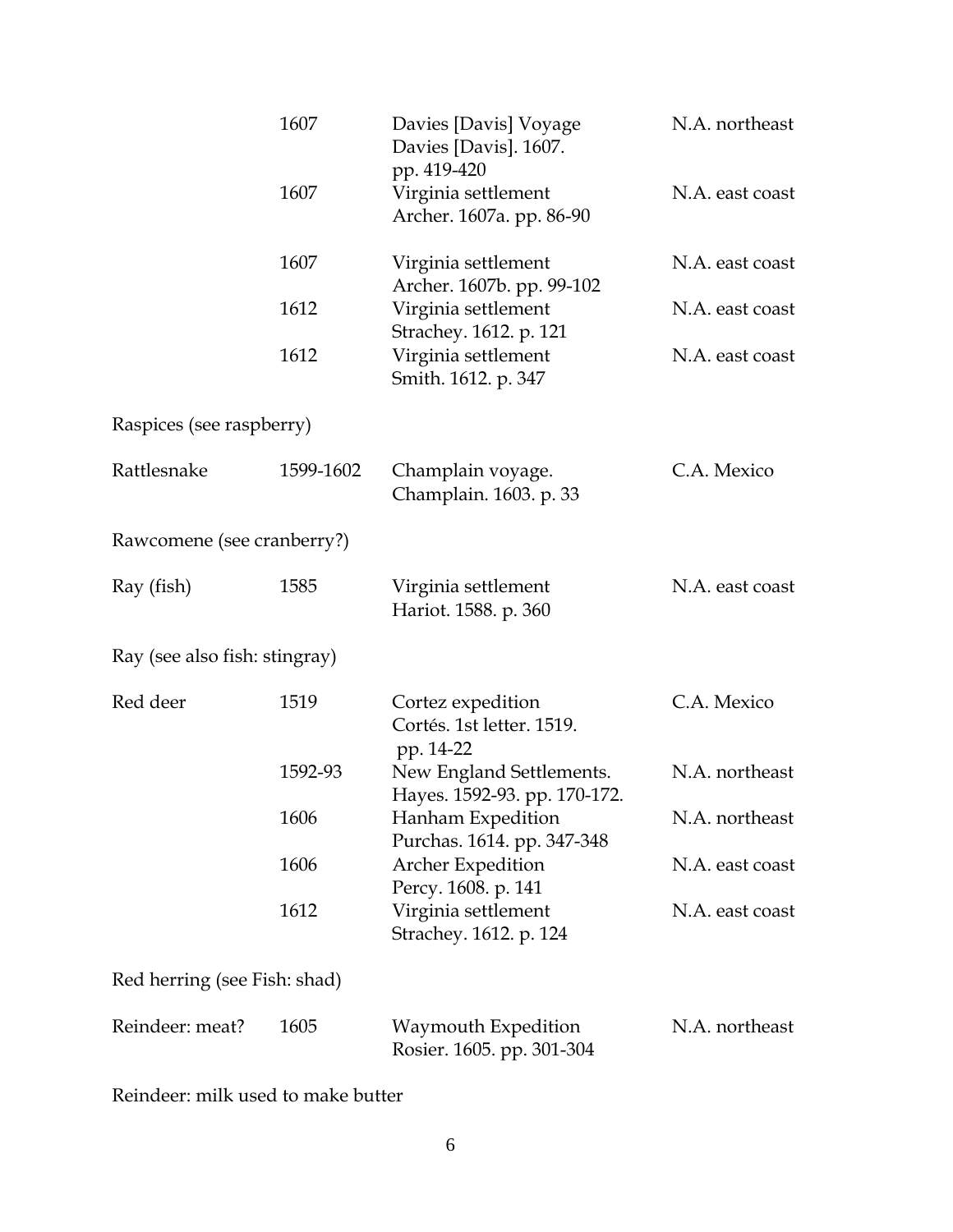| | | | |
|---|---|---|---|
| | 1607 | Davies [Davis] Voyage<br>Davies [Davis]. 1607.<br>pp. 419-420 | N.A. northeast |
| | 1607 | Virginia settlement<br>Archer. 1607a. pp. 86-90 | N.A. east coast |
| | 1607 | Virginia settlement<br>Archer. 1607b. pp. 99-102 | N.A. east coast |
| | 1612 | Virginia settlement<br>Strachey. 1612. p. 121 | N.A. east coast |
| | 1612 | Virginia settlement<br>Smith. 1612. p. 347 | N.A. east coast |
| Raspices (see raspberry) | | | |
| Rattlesnake | 1599-1602 | Champlain voyage.<br>Champlain. 1603. p. 33 | C.A. Mexico |
| Rawcomene (see cranberry?) | | | |
| Ray (fish) | 1585 | Virginia settlement<br>Hariot. 1588. p. 360 | N.A. east coast |
| Ray (see also fish: stingray) | | | |
| Red deer | 1519 | Cortez expedition<br>Cortés. 1st letter. 1519.<br>pp. 14-22 | C.A. Mexico |
| | 1592-93 | New England Settlements.<br>Hayes. 1592-93. pp. 170-172. | N.A. northeast |
| | 1606 | Hanham Expedition<br>Purchas. 1614. pp. 347-348 | N.A. northeast |
| | 1606 | Archer Expedition<br>Percy. 1608. p. 141 | N.A. east coast |
| | 1612 | Virginia settlement<br>Strachey. 1612. p. 124 | N.A. east coast |
| Red herring (see Fish: shad) | | | |
| Reindeer: meat? | 1605 | Waymouth Expedition<br>Rosier. 1605. pp. 301-304 | N.A. northeast |
| Reindeer: milk used to make butter | | | |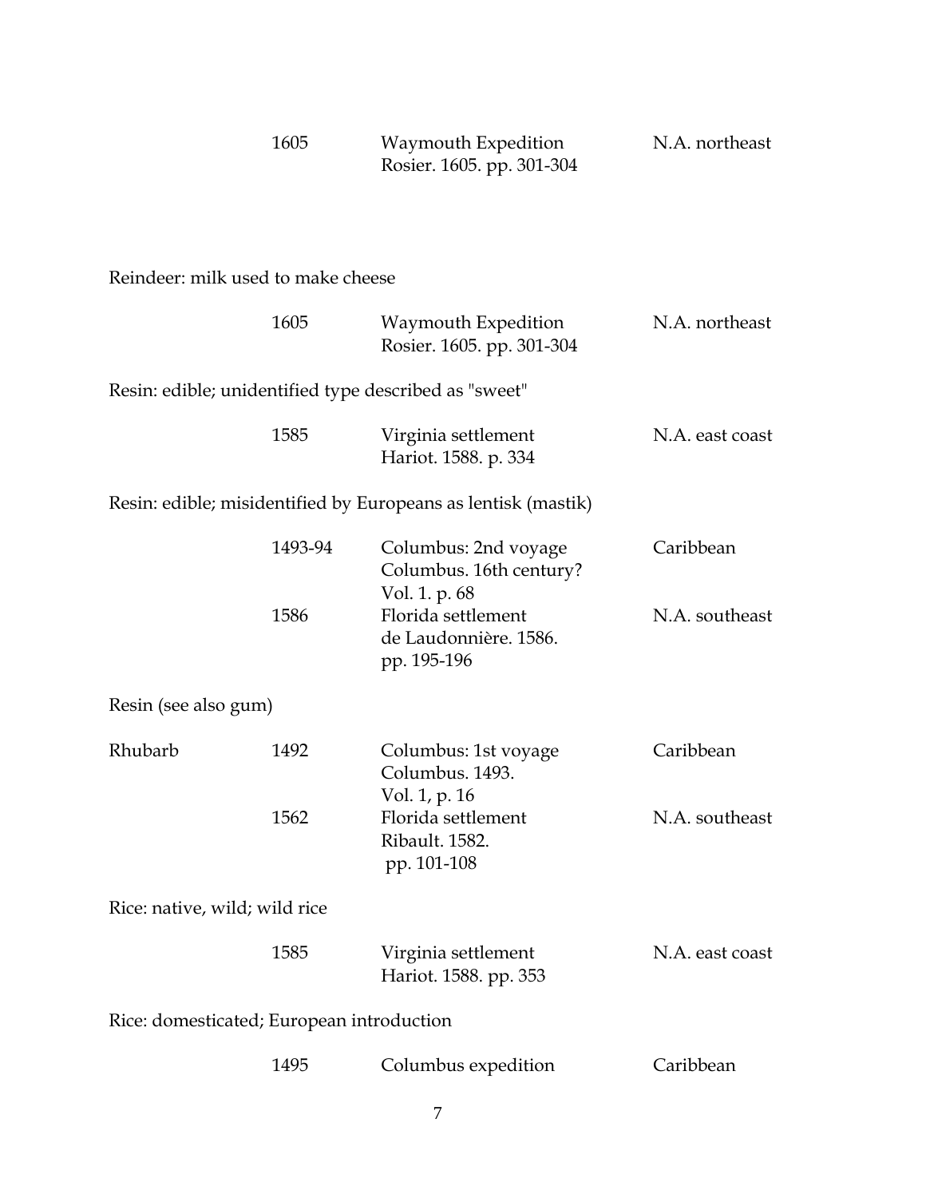| | 1605 | Waymouth Expedition<br>Rosier. 1605. pp. 301-304 | N.A. northeast |
|---|---|---|---|

Reindeer: milk used to make cheese

| | 1605 | Waymouth Expedition<br>Rosier. 1605. pp. 301-304 | N.A. northeast |
|---|---|---|---|

Resin: edible; unidentified type described as "sweet"

| | 1585 | Virginia settlement<br>Hariot. 1588. p. 334 | N.A. east coast |
|---|---|---|---|

Resin: edible; misidentified by Europeans as lentisk (mastik)

| | 1493-94 | Columbus: 2nd voyage<br>Columbus. 16th century?<br>Vol. 1. p. 68 | Caribbean |
|---|---|---|---|
| | 1586 | Florida settlement<br>de Laudonnière. 1586.<br>pp. 195-196 | N.A. southeast |

Resin (see also gum)

| Rhubarb | 1492 | Columbus: 1st voyage<br>Columbus. 1493.<br>Vol. 1, p. 16 | Caribbean |
|---|---|---|---|
| | 1562 | Florida settlement<br>Ribault. 1582.<br>pp. 101-108 | N.A. southeast |

Rice: native, wild; wild rice

| | 1585 | Virginia settlement<br>Hariot. 1588. pp. 353 | N.A. east coast |
|---|---|---|---|

Rice: domesticated; European introduction

| | 1495 | Columbus expedition | Caribbean |
|---|---|---|---|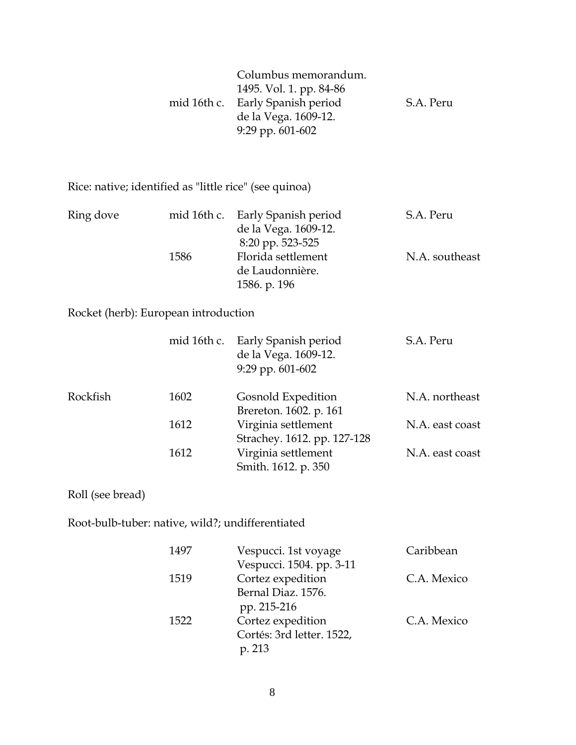| | | | |
|---|---|---|---|
| | | Columbus memorandum. 1495. Vol. 1. pp. 84-86 | |
| | mid 16th c. | Early Spanish period de la Vega. 1609-12. 9:29 pp. 601-602 | S.A. Peru |

Rice: native; identified as "little rice" (see quinoa)

| | | | |
|---|---|---|---|
| Ring dove | mid 16th c. | Early Spanish period de la Vega. 1609-12. 8:20 pp. 523-525 | S.A. Peru |
| | 1586 | Florida settlement de Laudonnière. 1586. p. 196 | N.A. southeast |

Rocket (herb): European introduction

| | | | |
|---|---|---|---|
| | mid 16th c. | Early Spanish period de la Vega. 1609-12. 9:29 pp. 601-602 | S.A. Peru |
| Rockfish | 1602 | Gosnold Expedition Brereton. 1602. p. 161 | N.A. northeast |
| | 1612 | Virginia settlement Strachey. 1612. pp. 127-128 | N.A. east coast |
| | 1612 | Virginia settlement Smith. 1612. p. 350 | N.A. east coast |

Roll (see bread)

Root-bulb-tuber: native, wild?; undifferentiated

| | | | |
|---|---|---|---|
| | 1497 | Vespucci. 1st voyage Vespucci. 1504. pp. 3-11 | Caribbean |
| | 1519 | Cortez expedition Bernal Diaz. 1576. pp. 215-216 | C.A. Mexico |
| | 1522 | Cortez expedition Cortés: 3rd letter. 1522, p. 213 | C.A. Mexico |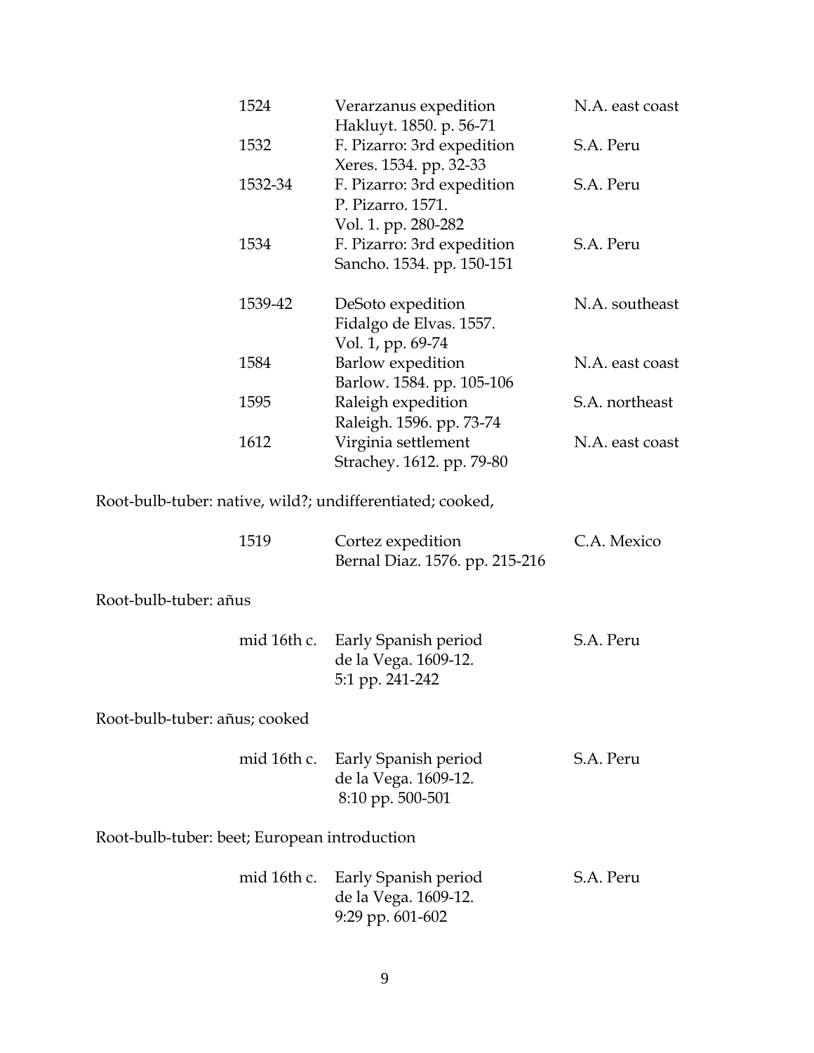| | | |
|---|---|---|
| 1524 | Verarzanus expedition<br>Hakluyt. 1850. p. 56-71 | N.A. east coast |
| 1532 | F. Pizarro: 3rd expedition<br>Xeres. 1534. pp. 32-33 | S.A. Peru |
| 1532-34 | F. Pizarro: 3rd expedition<br>P. Pizarro. 1571.<br>Vol. 1. pp. 280-282 | S.A. Peru |
| 1534 | F. Pizarro: 3rd expedition<br>Sancho. 1534. pp. 150-151 | S.A. Peru |
| 1539-42 | DeSoto expedition<br>Fidalgo de Elvas. 1557.<br>Vol. 1, pp. 69-74 | N.A. southeast |
| 1584 | Barlow expedition<br>Barlow. 1584. pp. 105-106 | N.A. east coast |
| 1595 | Raleigh expedition<br>Raleigh. 1596. pp. 73-74 | S.A. northeast |
| 1612 | Virginia settlement<br>Strachey. 1612. pp. 79-80 | N.A. east coast |

Root-bulb-tuber: native, wild?; undifferentiated; cooked,

| | | |
|---|---|---|
| 1519 | Cortez expedition<br>Bernal Diaz. 1576. pp. 215-216 | C.A. Mexico |

Root-bulb-tuber: añus

| | | |
|---|---|---|
| mid 16th c. | Early Spanish period<br>de la Vega. 1609-12.<br>5:1 pp. 241-242 | S.A. Peru |

Root-bulb-tuber: añus; cooked

| | | |
|---|---|---|
| mid 16th c. | Early Spanish period<br>de la Vega. 1609-12.<br>8:10 pp. 500-501 | S.A. Peru |

Root-bulb-tuber: beet; European introduction

| | | |
|---|---|---|
| mid 16th c. | Early Spanish period<br>de la Vega. 1609-12.<br>9:29 pp. 601-602 | S.A. Peru |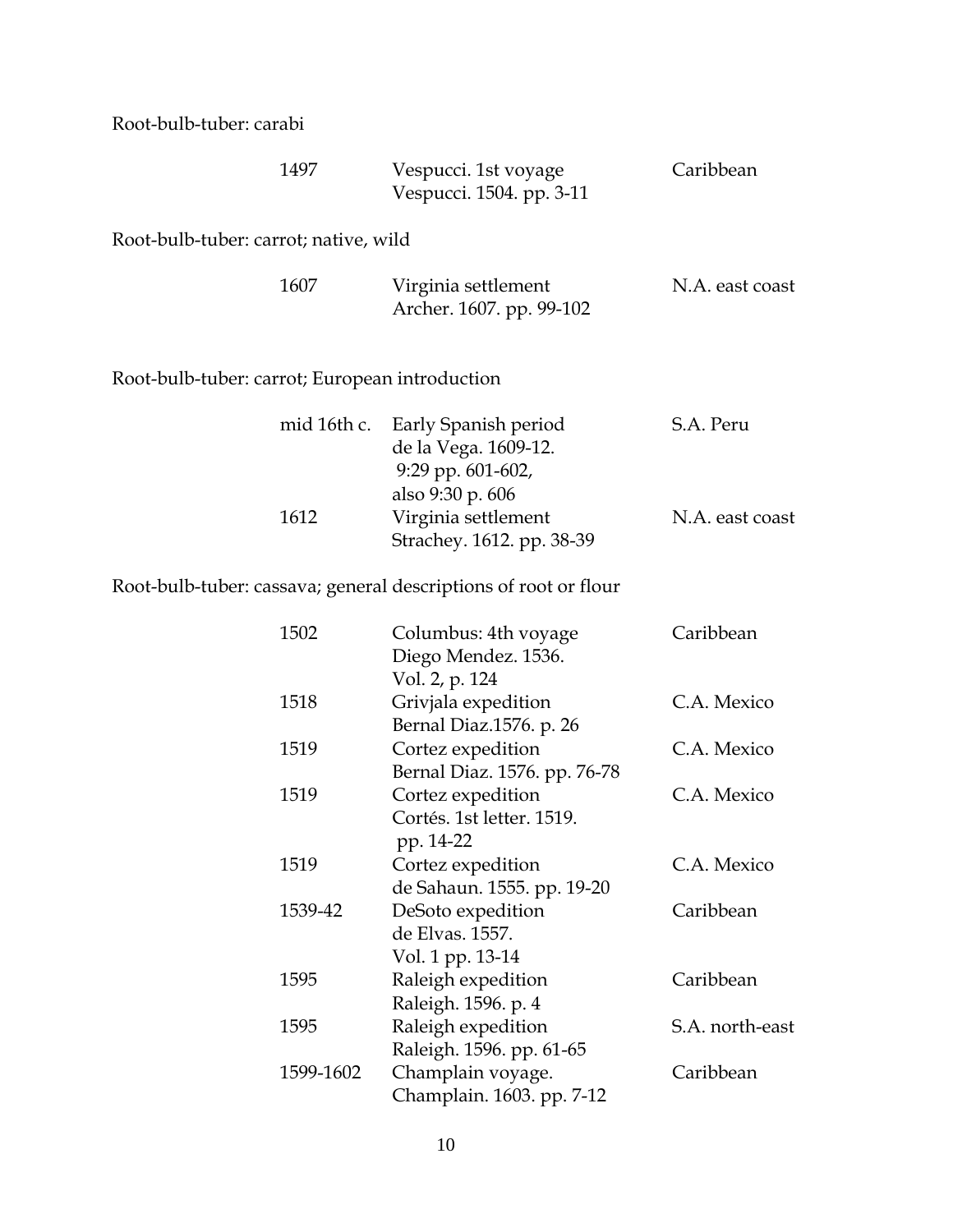Root-bulb-tuber: carabi

| | | |
|---|---|---|
| 1497 | Vespucci. 1st voyage<br>Vespucci. 1504. pp. 3-11 | Caribbean |

Root-bulb-tuber: carrot; native, wild

| | | |
|---|---|---|
| 1607 | Virginia settlement<br>Archer. 1607. pp. 99-102 | N.A. east coast |

Root-bulb-tuber: carrot; European introduction

| | | |
|---|---|---|
| mid 16th c. | Early Spanish period<br>de la Vega. 1609-12.<br>9:29 pp. 601-602,<br>also 9:30 p. 606 | S.A. Peru |
| 1612 | Virginia settlement<br>Strachey. 1612. pp. 38-39 | N.A. east coast |

Root-bulb-tuber: cassava; general descriptions of root or flour

| | | |
|---|---|---|
| 1502 | Columbus: 4th voyage<br>Diego Mendez. 1536.<br>Vol. 2, p. 124 | Caribbean |
| 1518 | Grivjala expedition<br>Bernal Diaz.1576. p. 26 | C.A. Mexico |
| 1519 | Cortez expedition<br>Bernal Diaz. 1576. pp. 76-78 | C.A. Mexico |
| 1519 | Cortez expedition<br>Cortés. 1st letter. 1519.<br>pp. 14-22 | C.A. Mexico |
| 1519 | Cortez expedition<br>de Sahaun. 1555. pp. 19-20 | C.A. Mexico |
| 1539-42 | DeSoto expedition<br>de Elvas. 1557.<br>Vol. 1 pp. 13-14 | Caribbean |
| 1595 | Raleigh expedition<br>Raleigh. 1596. p. 4 | Caribbean |
| 1595 | Raleigh expedition<br>Raleigh. 1596. pp. 61-65 | S.A. north-east |
| 1599-1602 | Champlain voyage.<br>Champlain. 1603. pp. 7-12 | Caribbean |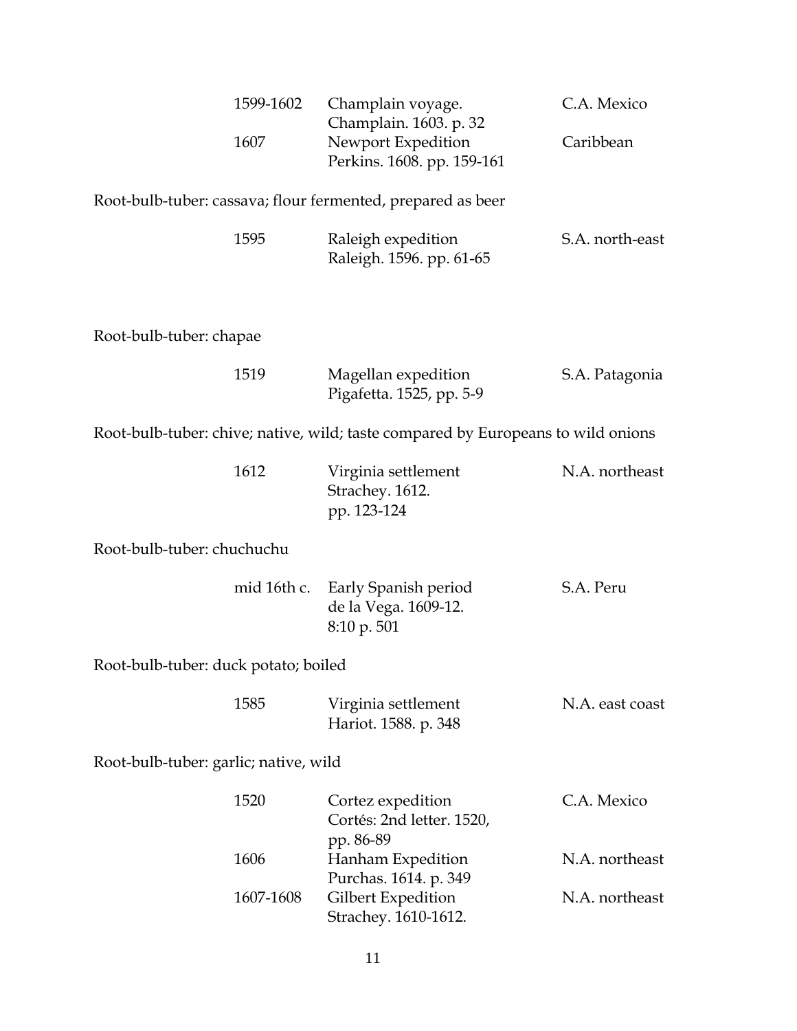| | | |
|---|---|---|
| 1599-1602 | Champlain voyage. Champlain. 1603. p. 32 | C.A. Mexico |
| 1607 | Newport Expedition Perkins. 1608. pp. 159-161 | Caribbean |

Root-bulb-tuber: cassava; flour fermented, prepared as beer

| | | |
|---|---|---|
| 1595 | Raleigh expedition Raleigh. 1596. pp. 61-65 | S.A. north-east |

Root-bulb-tuber: chapae

| | | |
|---|---|---|
| 1519 | Magellan expedition Pigafetta. 1525, pp. 5-9 | S.A. Patagonia |

Root-bulb-tuber: chive; native, wild; taste compared by Europeans to wild onions

| | | |
|---|---|---|
| 1612 | Virginia settlement Strachey. 1612. pp. 123-124 | N.A. northeast |

Root-bulb-tuber: chuchuchu

| | | |
|---|---|---|
| mid 16th c. | Early Spanish period de la Vega. 1609-12. 8:10 p. 501 | S.A. Peru |

Root-bulb-tuber: duck potato; boiled

| | | |
|---|---|---|
| 1585 | Virginia settlement Hariot. 1588. p. 348 | N.A. east coast |

Root-bulb-tuber: garlic; native, wild

| | | |
|---|---|---|
| 1520 | Cortez expedition Cortés: 2nd letter. 1520, pp. 86-89 | C.A. Mexico |
| 1606 | Hanham Expedition Purchas. 1614. p. 349 | N.A. northeast |
| 1607-1608 | Gilbert Expedition Strachey. 1610-1612. | N.A. northeast |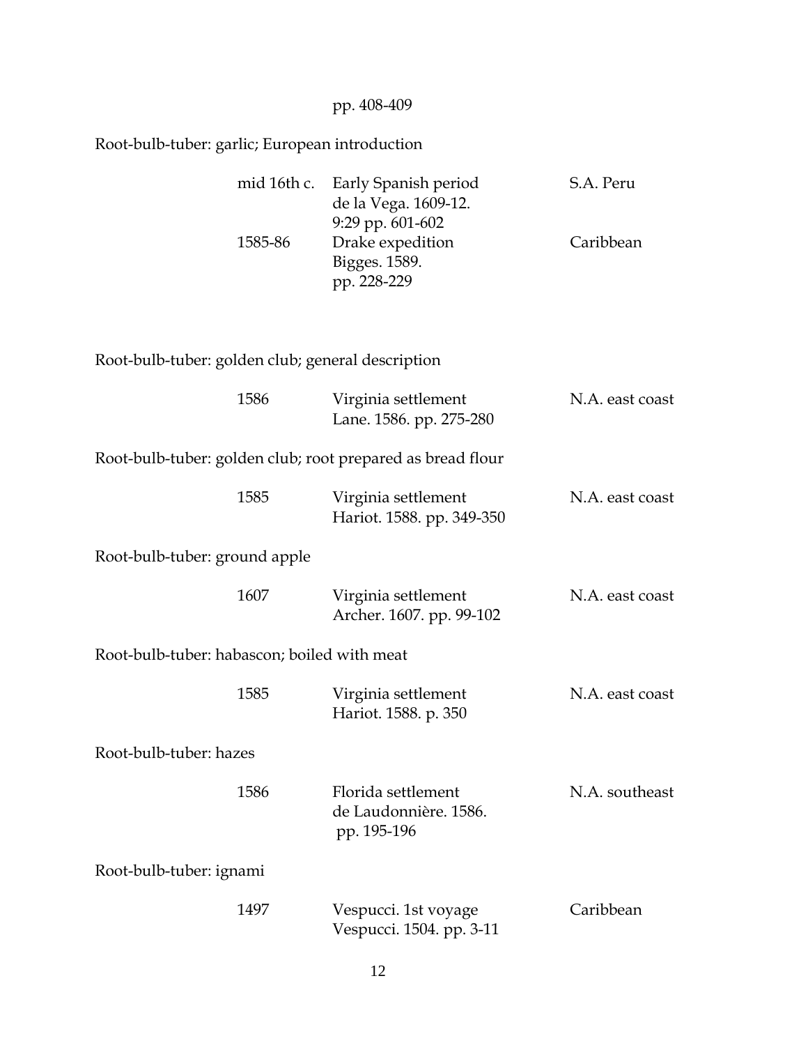pp. 408-409

Root-bulb-tuber: garlic; European introduction

| | | |
|---|---|---|
| mid 16th c. | Early Spanish period<br>de la Vega. 1609-12.<br>9:29 pp. 601-602 | S.A. Peru |
| 1585-86 | Drake expedition<br>Bigges. 1589.<br>pp. 228-229 | Caribbean |

Root-bulb-tuber: golden club; general description

| | | |
|---|---|---|
| 1586 | Virginia settlement<br>Lane. 1586. pp. 275-280 | N.A. east coast |

Root-bulb-tuber: golden club; root prepared as bread flour

| | | |
|---|---|---|
| 1585 | Virginia settlement<br>Hariot. 1588. pp. 349-350 | N.A. east coast |

Root-bulb-tuber: ground apple

| | | |
|---|---|---|
| 1607 | Virginia settlement<br>Archer. 1607. pp. 99-102 | N.A. east coast |

Root-bulb-tuber: habascon; boiled with meat

| | | |
|---|---|---|
| 1585 | Virginia settlement<br>Hariot. 1588. p. 350 | N.A. east coast |

Root-bulb-tuber: hazes

| | | |
|---|---|---|
| 1586 | Florida settlement<br>de Laudonnière. 1586.<br>pp. 195-196 | N.A. southeast |

Root-bulb-tuber: ignami

| | | |
|---|---|---|
| 1497 | Vespucci. 1st voyage<br>Vespucci. 1504. pp. 3-11 | Caribbean |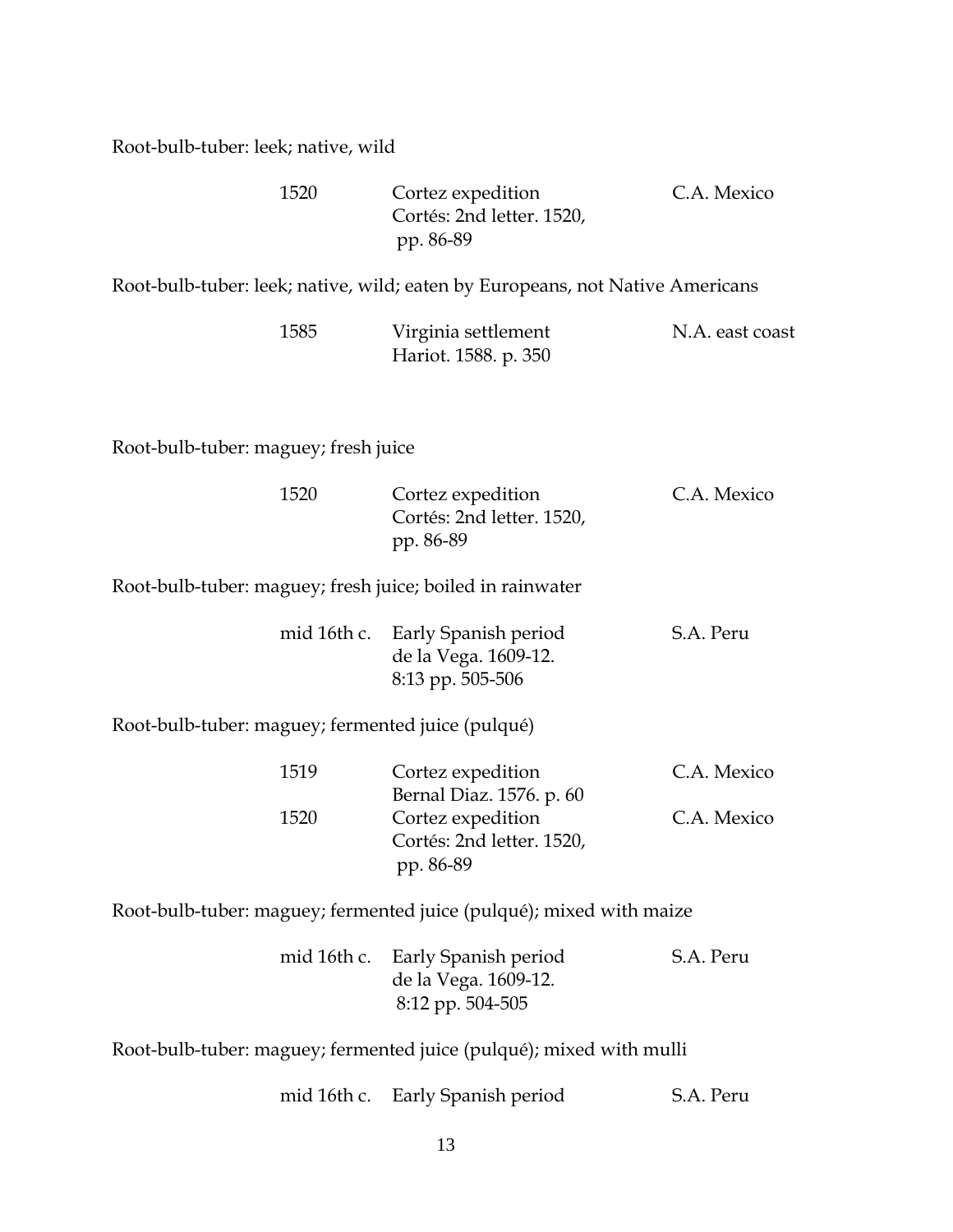Root-bulb-tuber: leek; native, wild

| | | |
|---|---|---|
| 1520 | Cortez expedition<br>Cortés: 2nd letter. 1520, pp. 86-89 | C.A. Mexico |

Root-bulb-tuber: leek; native, wild; eaten by Europeans, not Native Americans

| | | |
|---|---|---|
| 1585 | Virginia settlement<br>Hariot. 1588. p. 350 | N.A. east coast |

Root-bulb-tuber: maguey; fresh juice

| | | |
|---|---|---|
| 1520 | Cortez expedition<br>Cortés: 2nd letter. 1520, pp. 86-89 | C.A. Mexico |

Root-bulb-tuber: maguey; fresh juice; boiled in rainwater

| | | |
|---|---|---|
| mid 16th c. | Early Spanish period<br>de la Vega. 1609-12. 8:13 pp. 505-506 | S.A. Peru |

Root-bulb-tuber: maguey; fermented juice (pulqué)

| | | |
|---|---|---|
| 1519 | Cortez expedition<br>Bernal Diaz. 1576. p. 60 | C.A. Mexico |
| 1520 | Cortez expedition<br>Cortés: 2nd letter. 1520, pp. 86-89 | C.A. Mexico |

Root-bulb-tuber: maguey; fermented juice (pulqué); mixed with maize

| | | |
|---|---|---|
| mid 16th c. | Early Spanish period<br>de la Vega. 1609-12. 8:12 pp. 504-505 | S.A. Peru |

Root-bulb-tuber: maguey; fermented juice (pulqué); mixed with mulli

| | | |
|---|---|---|
| mid 16th c. | Early Spanish period | S.A. Peru |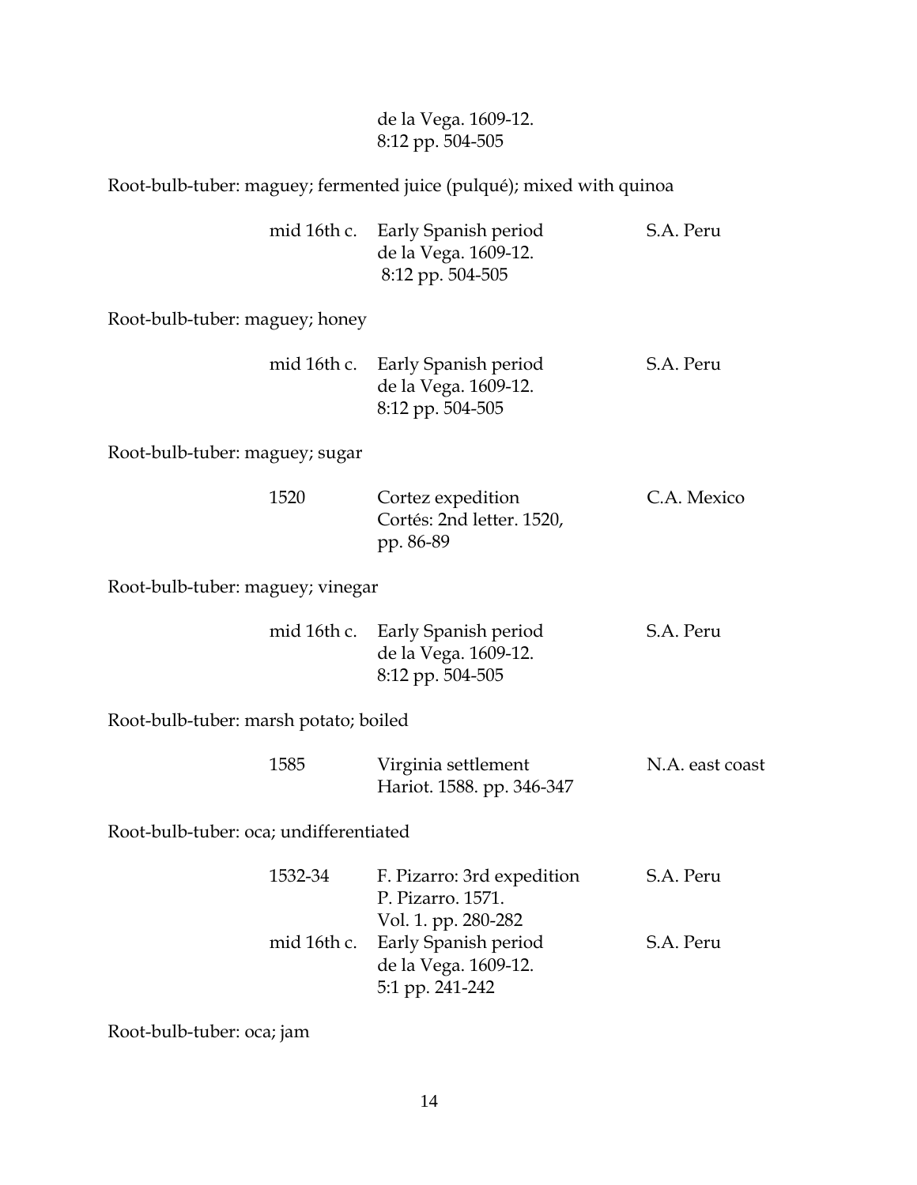| | | |
|---|---|---|
| | de la Vega. 1609-12.<br>8:12 pp. 504-505 | |

Root-bulb-tuber: maguey; fermented juice (pulqué); mixed with quinoa

| | | |
|---|---|---|
| mid 16th c. | Early Spanish period<br>de la Vega. 1609-12.<br>8:12 pp. 504-505 | S.A. Peru |

Root-bulb-tuber: maguey; honey

| | | |
|---|---|---|
| mid 16th c. | Early Spanish period<br>de la Vega. 1609-12.<br>8:12 pp. 504-505 | S.A. Peru |

Root-bulb-tuber: maguey; sugar

| | | |
|---|---|---|
| 1520 | Cortez expedition<br>Cortés: 2nd letter. 1520,<br>pp. 86-89 | C.A. Mexico |

Root-bulb-tuber: maguey; vinegar

| | | |
|---|---|---|
| mid 16th c. | Early Spanish period<br>de la Vega. 1609-12.<br>8:12 pp. 504-505 | S.A. Peru |

Root-bulb-tuber: marsh potato; boiled

| | | |
|---|---|---|
| 1585 | Virginia settlement<br>Hariot. 1588. pp. 346-347 | N.A. east coast |

Root-bulb-tuber: oca; undifferentiated

| | | |
|---|---|---|
| 1532-34 | F. Pizarro: 3rd expedition<br>P. Pizarro. 1571.<br>Vol. 1. pp. 280-282 | S.A. Peru |
| mid 16th c. | Early Spanish period<br>de la Vega. 1609-12.<br>5:1 pp. 241-242 | S.A. Peru |

Root-bulb-tuber: oca; jam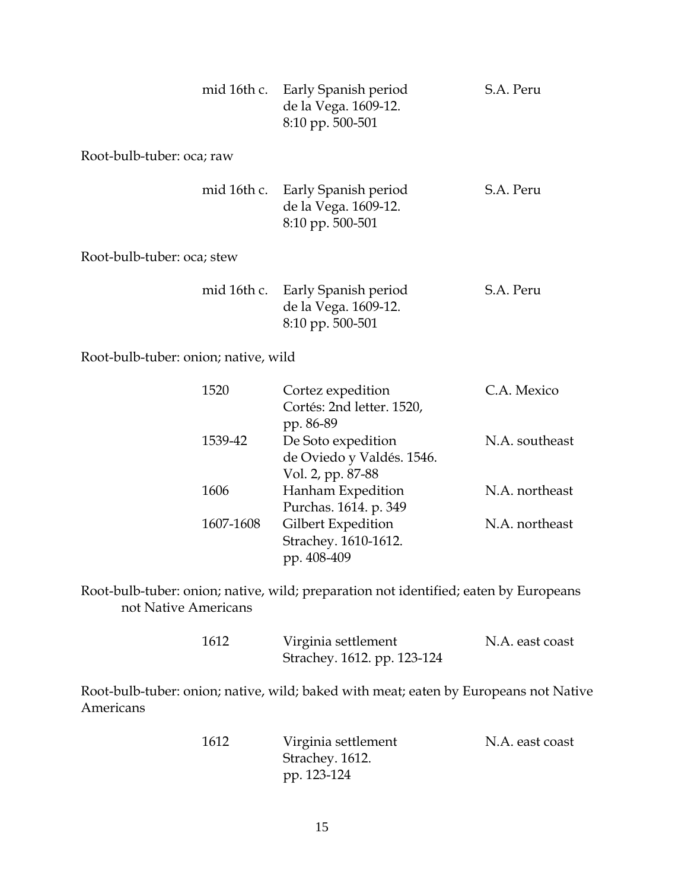| | | |
|---|---|---|
| mid 16th c. | Early Spanish period<br>de la Vega. 1609-12.<br>8:10 pp. 500-501 | S.A. Peru |

Root-bulb-tuber: oca; raw

| | | |
|---|---|---|
| mid 16th c. | Early Spanish period<br>de la Vega. 1609-12.<br>8:10 pp. 500-501 | S.A. Peru |

Root-bulb-tuber: oca; stew

| | | |
|---|---|---|
| mid 16th c. | Early Spanish period<br>de la Vega. 1609-12.<br>8:10 pp. 500-501 | S.A. Peru |

Root-bulb-tuber: onion; native, wild

| | | |
|---|---|---|
| 1520 | Cortez expedition<br>Cortés: 2nd letter. 1520,<br>pp. 86-89 | C.A. Mexico |
| 1539-42 | De Soto expedition<br>de Oviedo y Valdés. 1546.<br>Vol. 2, pp. 87-88 | N.A. southeast |
| 1606 | Hanham Expedition<br>Purchas. 1614. p. 349 | N.A. northeast |
| 1607-1608 | Gilbert Expedition<br>Strachey. 1610-1612.<br>pp. 408-409 | N.A. northeast |

Root-bulb-tuber: onion; native, wild; preparation not identified; eaten by Europeans not Native Americans

| | | |
|---|---|---|
| 1612 | Virginia settlement<br>Strachey. 1612. pp. 123-124 | N.A. east coast |

Root-bulb-tuber: onion; native, wild; baked with meat; eaten by Europeans not Native Americans

| | | |
|---|---|---|
| 1612 | Virginia settlement<br>Strachey. 1612.<br>pp. 123-124 | N.A. east coast |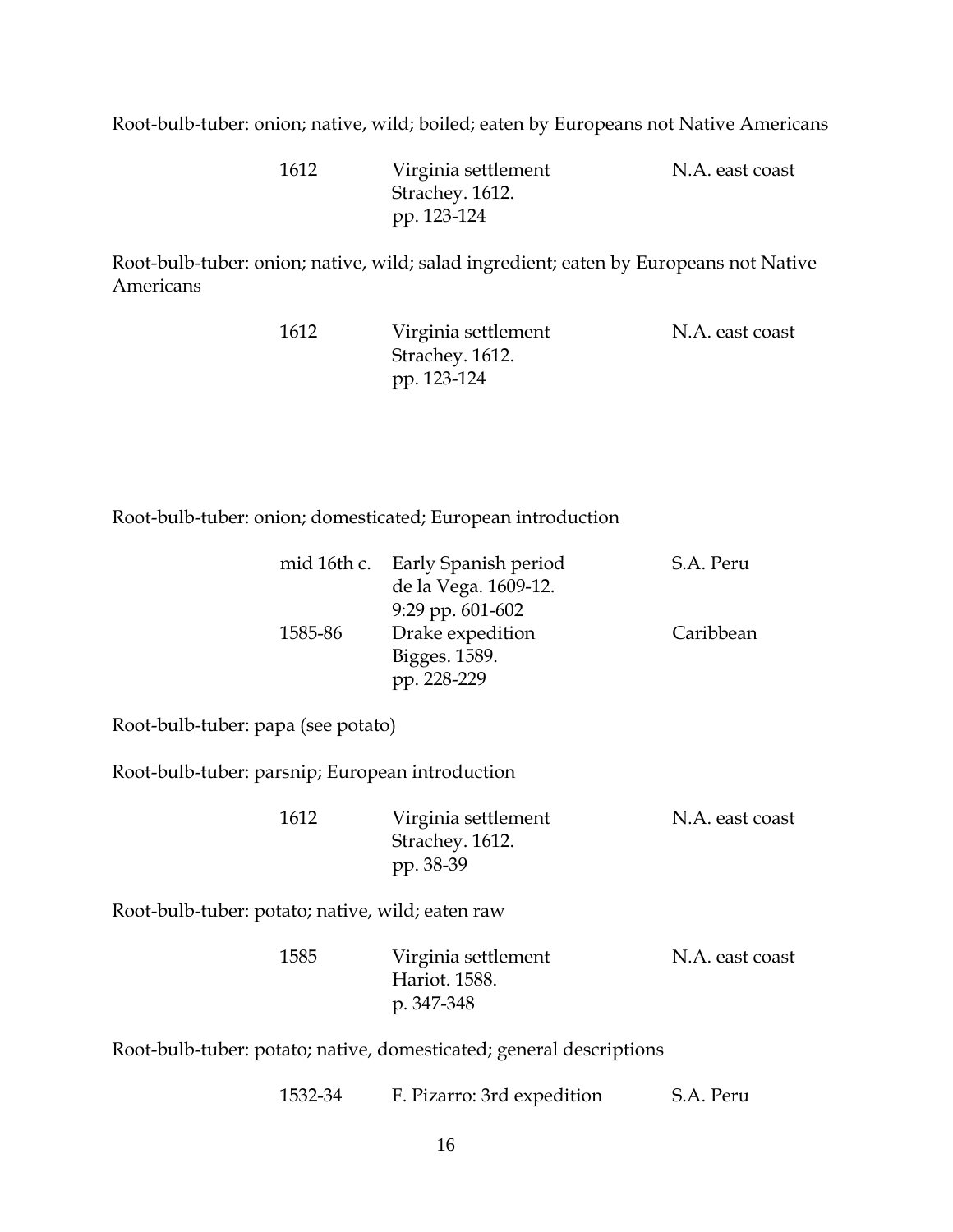Root-bulb-tuber: onion; native, wild; boiled; eaten by Europeans not Native Americans

| | | |
|---|---|---|
| 1612 | Virginia settlement<br>Strachey. 1612.<br>pp. 123-124 | N.A. east coast |

Root-bulb-tuber: onion; native, wild; salad ingredient; eaten by Europeans not Native Americans

| | | |
|---|---|---|
| 1612 | Virginia settlement<br>Strachey. 1612.<br>pp. 123-124 | N.A. east coast |

Root-bulb-tuber: onion; domesticated; European introduction

| | | |
|---|---|---|
| mid 16th c. | Early Spanish period<br>de la Vega. 1609-12.<br>9:29 pp. 601-602 | S.A. Peru |
| 1585-86 | Drake expedition<br>Bigges. 1589.<br>pp. 228-229 | Caribbean |

Root-bulb-tuber: papa (see potato)

Root-bulb-tuber: parsnip; European introduction

| | | |
|---|---|---|
| 1612 | Virginia settlement<br>Strachey. 1612.<br>pp. 38-39 | N.A. east coast |

Root-bulb-tuber: potato; native, wild; eaten raw

| | | |
|---|---|---|
| 1585 | Virginia settlement<br>Hariot. 1588.<br>p. 347-348 | N.A. east coast |

Root-bulb-tuber: potato; native, domesticated; general descriptions

| | | |
|---|---|---|
| 1532-34 | F. Pizarro: 3rd expedition | S.A. Peru |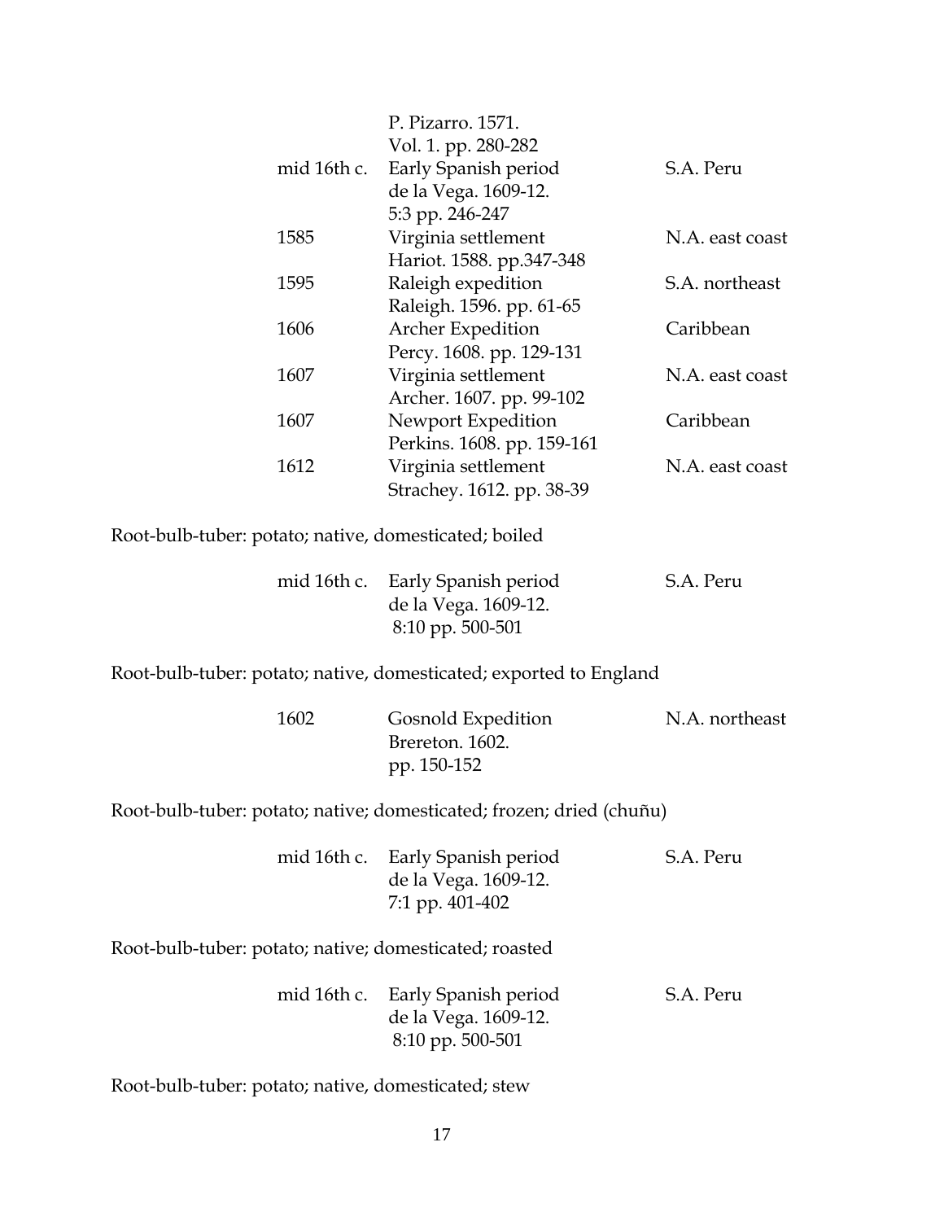| | | |
|---|---|---|
| | P. Pizarro. 1571. Vol. 1. pp. 280-282 | |
| mid 16th c. | Early Spanish period de la Vega. 1609-12. 5:3 pp. 246-247 | S.A. Peru |
| 1585 | Virginia settlement Hariot. 1588. pp.347-348 | N.A. east coast |
| 1595 | Raleigh expedition Raleigh. 1596. pp. 61-65 | S.A. northeast |
| 1606 | Archer Expedition Percy. 1608. pp. 129-131 | Caribbean |
| 1607 | Virginia settlement Archer. 1607. pp. 99-102 | N.A. east coast |
| 1607 | Newport Expedition Perkins. 1608. pp. 159-161 | Caribbean |
| 1612 | Virginia settlement Strachey. 1612. pp. 38-39 | N.A. east coast |

Root-bulb-tuber: potato; native, domesticated; boiled

| | | |
|---|---|---|
| mid 16th c. | Early Spanish period de la Vega. 1609-12. 8:10 pp. 500-501 | S.A. Peru |

Root-bulb-tuber: potato; native, domesticated; exported to England

| | | |
|---|---|---|
| 1602 | Gosnold Expedition Brereton. 1602. pp. 150-152 | N.A. northeast |

Root-bulb-tuber: potato; native; domesticated; frozen; dried (chuñu)

| | | |
|---|---|---|
| mid 16th c. | Early Spanish period de la Vega. 1609-12. 7:1 pp. 401-402 | S.A. Peru |

Root-bulb-tuber: potato; native; domesticated; roasted

| | | |
|---|---|---|
| mid 16th c. | Early Spanish period de la Vega. 1609-12. 8:10 pp. 500-501 | S.A. Peru |

Root-bulb-tuber: potato; native, domesticated; stew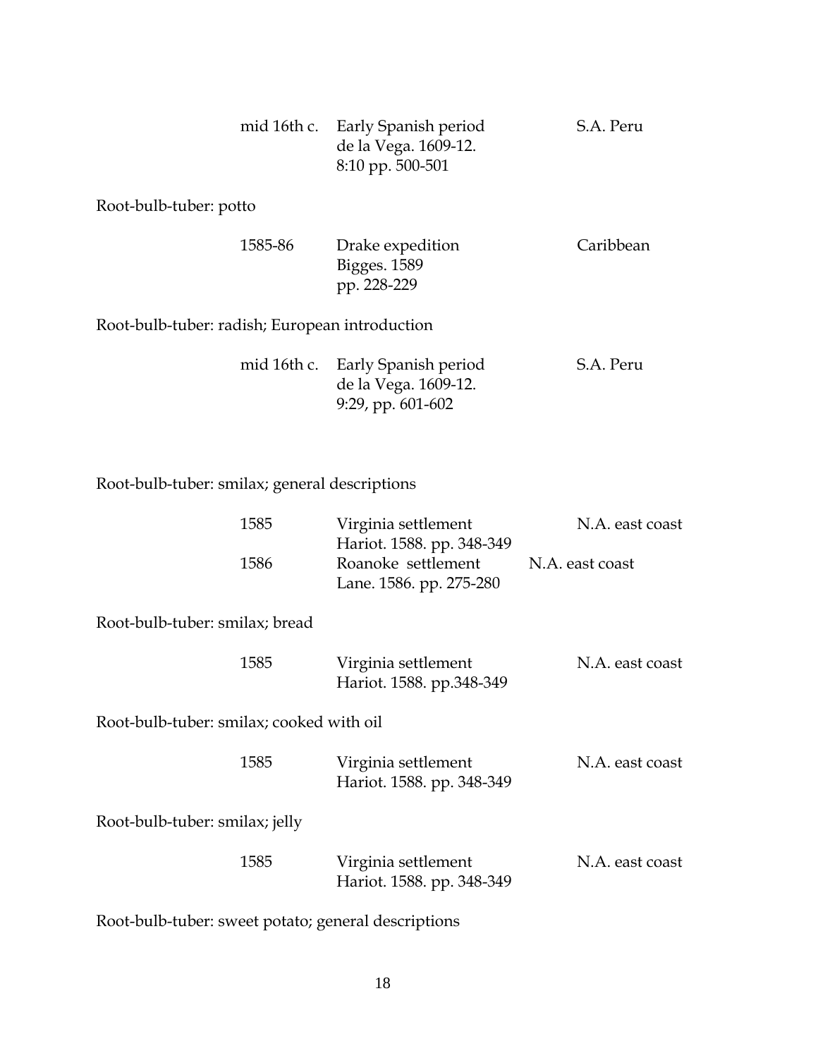| | | |
|---|---|---|
| mid 16th c. | Early Spanish period<br>de la Vega. 1609-12.<br>8:10 pp. 500-501 | S.A. Peru |

Root-bulb-tuber: potto

| | | |
|---|---|---|
| 1585-86 | Drake expedition<br>Bigges. 1589<br>pp. 228-229 | Caribbean |

Root-bulb-tuber: radish; European introduction

| | | |
|---|---|---|
| mid 16th c. | Early Spanish period<br>de la Vega. 1609-12.<br>9:29, pp. 601-602 | S.A. Peru |

Root-bulb-tuber: smilax; general descriptions

| | | |
|---|---|---|
| 1585 | Virginia settlement<br>Hariot. 1588. pp. 348-349 | N.A. east coast |
| 1586 | Roanoke settlement<br>Lane. 1586. pp. 275-280 | N.A. east coast |

Root-bulb-tuber: smilax; bread

| | | |
|---|---|---|
| 1585 | Virginia settlement<br>Hariot. 1588. pp.348-349 | N.A. east coast |

Root-bulb-tuber: smilax; cooked with oil

| | | |
|---|---|---|
| 1585 | Virginia settlement<br>Hariot. 1588. pp. 348-349 | N.A. east coast |

Root-bulb-tuber: smilax; jelly

| | | |
|---|---|---|
| 1585 | Virginia settlement<br>Hariot. 1588. pp. 348-349 | N.A. east coast |

Root-bulb-tuber: sweet potato; general descriptions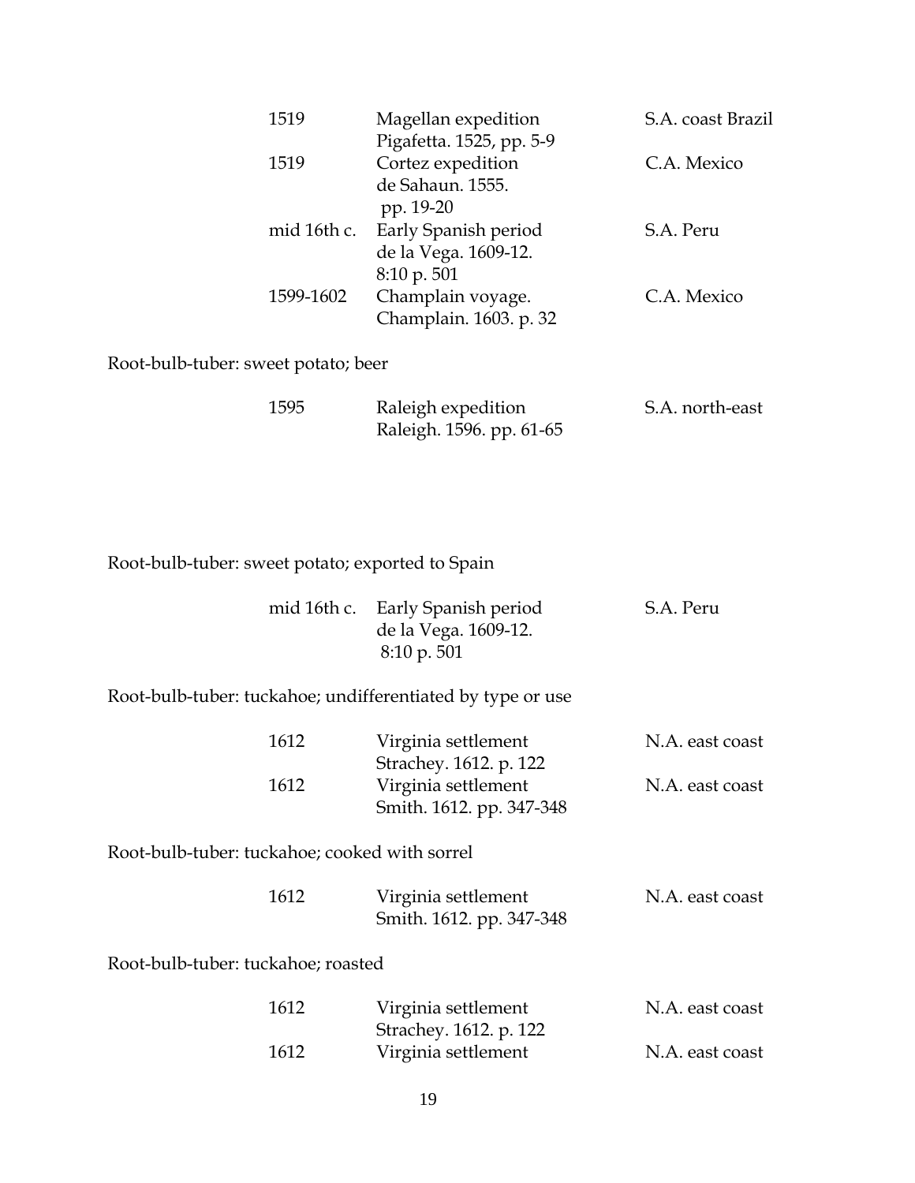| | | |
|---|---|---|
| 1519 | Magellan expedition<br>Pigafetta. 1525, pp. 5-9 | S.A. coast Brazil |
| 1519 | Cortez expedition<br>de Sahaun. 1555.<br>pp. 19-20 | C.A. Mexico |
| mid 16th c. | Early Spanish period<br>de la Vega. 1609-12.<br>8:10 p. 501 | S.A. Peru |
| 1599-1602 | Champlain voyage.<br>Champlain. 1603. p. 32 | C.A. Mexico |

Root-bulb-tuber: sweet potato; beer

| | | |
|---|---|---|
| 1595 | Raleigh expedition<br>Raleigh. 1596. pp. 61-65 | S.A. north-east |

Root-bulb-tuber: sweet potato; exported to Spain

| | | |
|---|---|---|
| mid 16th c. | Early Spanish period<br>de la Vega. 1609-12.<br>8:10 p. 501 | S.A. Peru |

Root-bulb-tuber: tuckahoe; undifferentiated by type or use

| | | |
|---|---|---|
| 1612 | Virginia settlement<br>Strachey. 1612. p. 122 | N.A. east coast |
| 1612 | Virginia settlement<br>Smith. 1612. pp. 347-348 | N.A. east coast |

Root-bulb-tuber: tuckahoe; cooked with sorrel

| | | |
|---|---|---|
| 1612 | Virginia settlement<br>Smith. 1612. pp. 347-348 | N.A. east coast |

Root-bulb-tuber: tuckahoe; roasted

| | | |
|---|---|---|
| 1612 | Virginia settlement<br>Strachey. 1612. p. 122 | N.A. east coast |
| 1612 | Virginia settlement | N.A. east coast |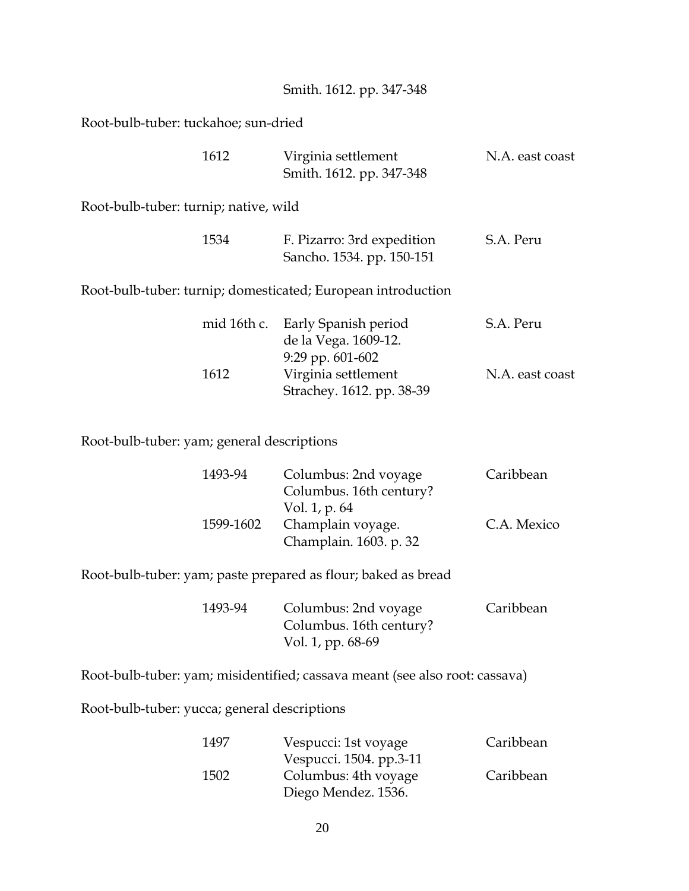Smith. 1612. pp. 347-348

Root-bulb-tuber: tuckahoe; sun-dried

| | | |
|---|---|---|
| 1612 | Virginia settlement<br>Smith. 1612. pp. 347-348 | N.A. east coast |

Root-bulb-tuber: turnip; native, wild

| | | |
|---|---|---|
| 1534 | F. Pizarro: 3rd expedition<br>Sancho. 1534. pp. 150-151 | S.A. Peru |

Root-bulb-tuber: turnip; domesticated; European introduction

| | | |
|---|---|---|
| mid 16th c. | Early Spanish period<br>de la Vega. 1609-12.<br>9:29 pp. 601-602 | S.A. Peru |
| 1612 | Virginia settlement<br>Strachey. 1612. pp. 38-39 | N.A. east coast |

Root-bulb-tuber: yam; general descriptions

| | | |
|---|---|---|
| 1493-94 | Columbus: 2nd voyage<br>Columbus. 16th century?<br>Vol. 1, p. 64 | Caribbean |
| 1599-1602 | Champlain voyage.<br>Champlain. 1603. p. 32 | C.A. Mexico |

Root-bulb-tuber: yam; paste prepared as flour; baked as bread

| | | |
|---|---|---|
| 1493-94 | Columbus: 2nd voyage<br>Columbus. 16th century?<br>Vol. 1, pp. 68-69 | Caribbean |

Root-bulb-tuber: yam; misidentified; cassava meant (see also root: cassava)

Root-bulb-tuber: yucca; general descriptions

| | | |
|---|---|---|
| 1497 | Vespucci: 1st voyage<br>Vespucci. 1504. pp.3-11 | Caribbean |
| 1502 | Columbus: 4th voyage<br>Diego Mendez. 1536. | Caribbean |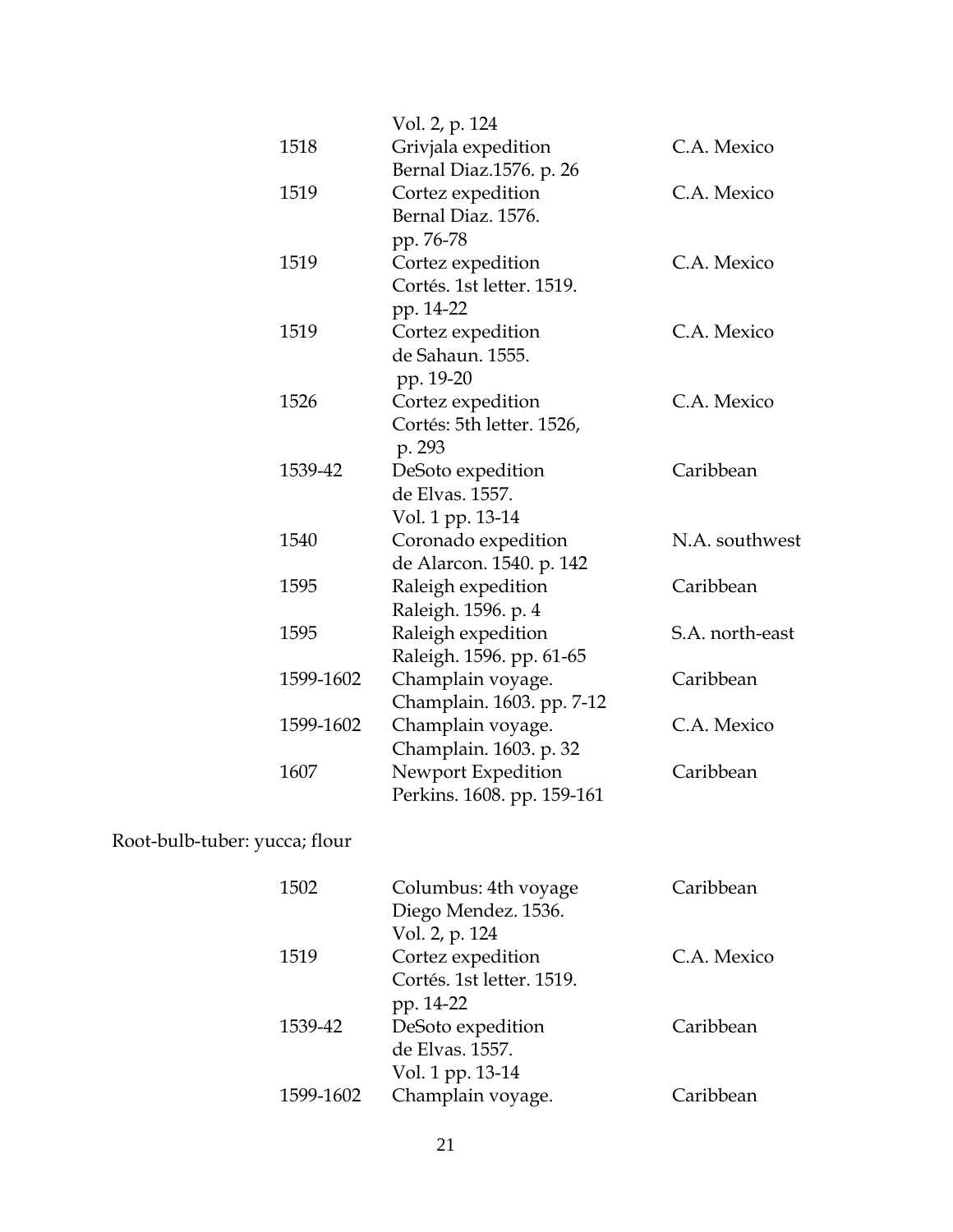| | | |
|---|---|---|
| | Vol. 2, p. 124 | |
| 1518 | Grivjala expedition<br>Bernal Diaz.1576. p. 26 | C.A. Mexico |
| 1519 | Cortez expedition<br>Bernal Diaz. 1576.<br>pp. 76-78 | C.A. Mexico |
| 1519 | Cortez expedition<br>Cortés. 1st letter. 1519.<br>pp. 14-22 | C.A. Mexico |
| 1519 | Cortez expedition<br>de Sahaun. 1555.<br>pp. 19-20 | C.A. Mexico |
| 1526 | Cortez expedition<br>Cortés: 5th letter. 1526,<br>p. 293 | C.A. Mexico |
| 1539-42 | DeSoto expedition<br>de Elvas. 1557.<br>Vol. 1 pp. 13-14 | Caribbean |
| 1540 | Coronado expedition<br>de Alarcon. 1540. p. 142 | N.A. southwest |
| 1595 | Raleigh expedition<br>Raleigh. 1596. p. 4 | Caribbean |
| 1595 | Raleigh expedition<br>Raleigh. 1596. pp. 61-65 | S.A. north-east |
| 1599-1602 | Champlain voyage.<br>Champlain. 1603. pp. 7-12 | Caribbean |
| 1599-1602 | Champlain voyage.<br>Champlain. 1603. p. 32 | C.A. Mexico |
| 1607 | Newport Expedition<br>Perkins. 1608. pp. 159-161 | Caribbean |

Root-bulb-tuber: yucca; flour

| | | |
|---|---|---|
| 1502 | Columbus: 4th voyage<br>Diego Mendez. 1536.<br>Vol. 2, p. 124 | Caribbean |
| 1519 | Cortez expedition<br>Cortés. 1st letter. 1519.<br>pp. 14-22 | C.A. Mexico |
| 1539-42 | DeSoto expedition<br>de Elvas. 1557.<br>Vol. 1 pp. 13-14 | Caribbean |
| 1599-1602 | Champlain voyage. | Caribbean |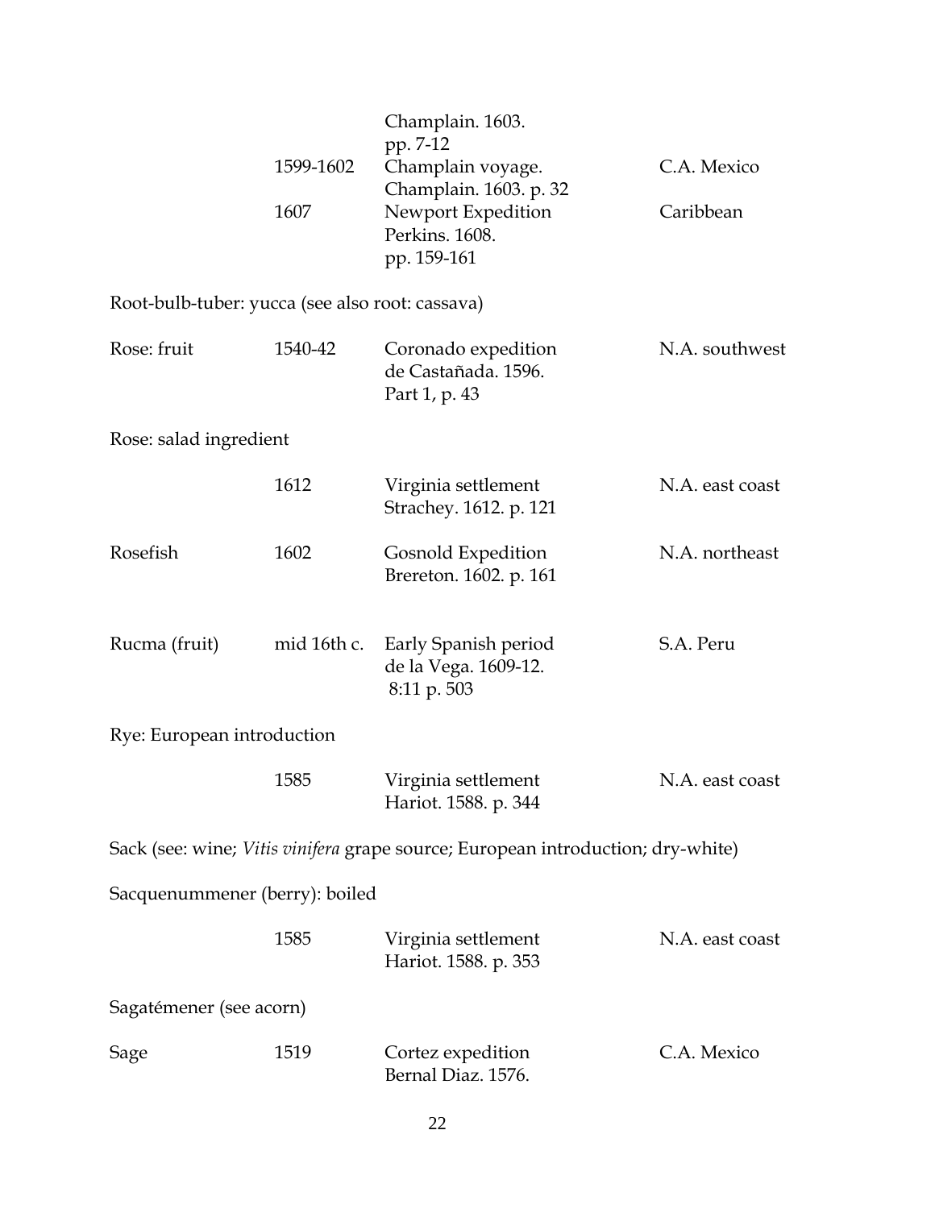| | | | |
|---|---|---|---|
| | | Champlain. 1603. pp. 7-12 | |
| | 1599-1602 | Champlain voyage. Champlain. 1603. p. 32 | C.A. Mexico |
| | 1607 | Newport Expedition Perkins. 1608. pp. 159-161 | Caribbean |

Root-bulb-tuber: yucca (see also root: cassava)

| | | | |
|---|---|---|---|
| Rose: fruit | 1540-42 | Coronado expedition de Castañada. 1596. Part 1, p. 43 | N.A. southwest |

Rose: salad ingredient

| | | | |
|---|---|---|---|
| | 1612 | Virginia settlement Strachey. 1612. p. 121 | N.A. east coast |
| Rosefish | 1602 | Gosnold Expedition Brereton. 1602. p. 161 | N.A. northeast |
| Rucma (fruit) | mid 16th c. | Early Spanish period de la Vega. 1609-12. 8:11 p. 503 | S.A. Peru |

Rye: European introduction

| | | | |
|---|---|---|---|
| | 1585 | Virginia settlement Hariot. 1588. p. 344 | N.A. east coast |

Sack (see: wine; *Vitis vinifera* grape source; European introduction; dry-white)

Sacquenummener (berry): boiled

| | | | |
|---|---|---|---|
| | 1585 | Virginia settlement Hariot. 1588. p. 353 | N.A. east coast |

Sagatémener (see acorn)

| | | | |
|---|---|---|---|
| Sage | 1519 | Cortez expedition Bernal Diaz. 1576. | C.A. Mexico |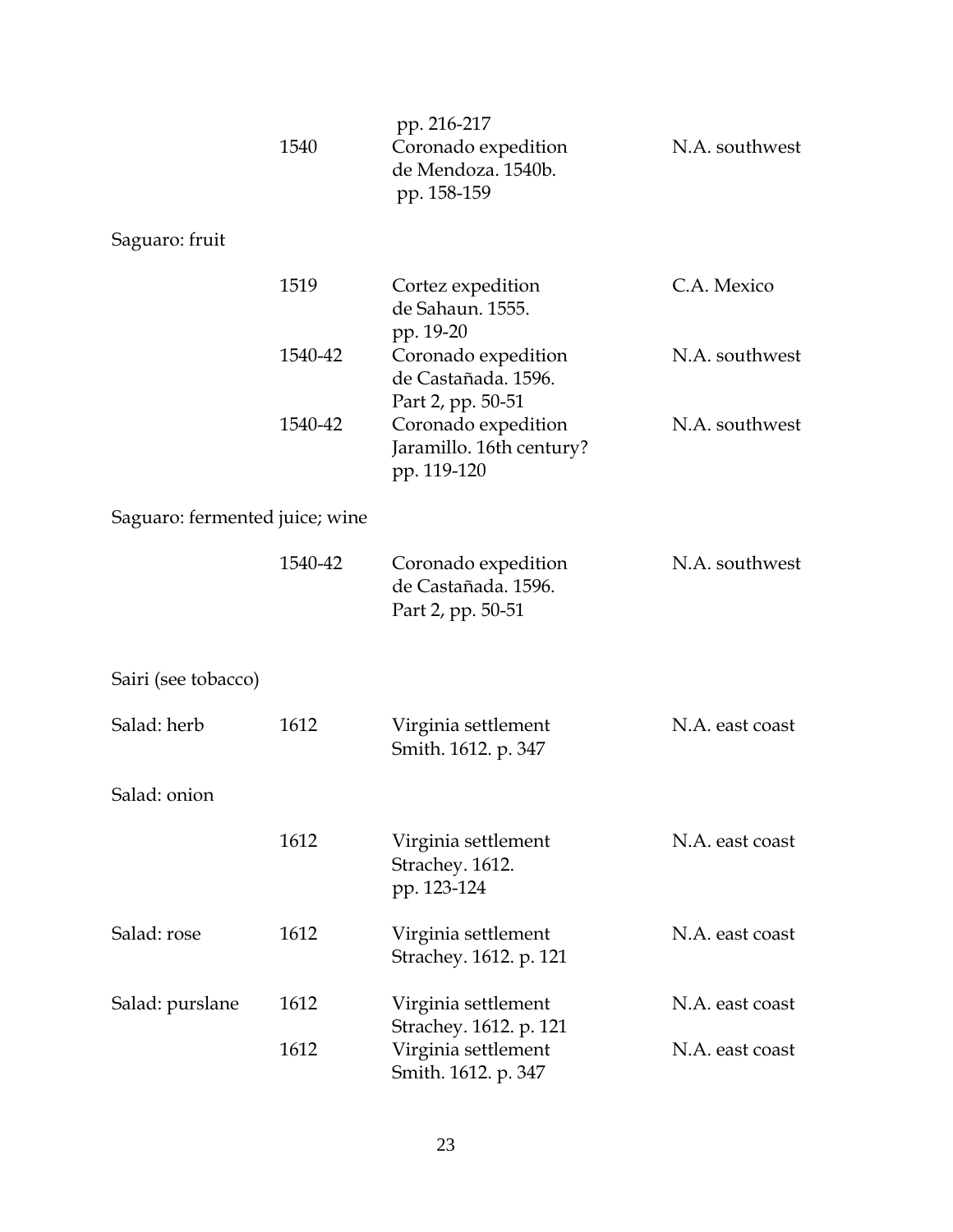| | | | |
|---|---|---|---|
| | | pp. 216-217 | |
| | 1540 | Coronado expedition<br>de Mendoza. 1540b.<br>pp. 158-159 | N.A. southwest |
| Saguaro: fruit | | | |
| | 1519 | Cortez expedition<br>de Sahaun. 1555.<br>pp. 19-20 | C.A. Mexico |
| | 1540-42 | Coronado expedition<br>de Castañada. 1596.<br>Part 2, pp. 50-51 | N.A. southwest |
| | 1540-42 | Coronado expedition<br>Jaramillo. 16th century?<br>pp. 119-120 | N.A. southwest |
| Saguaro: fermented juice; wine | | | |
| | 1540-42 | Coronado expedition<br>de Castañada. 1596.<br>Part 2, pp. 50-51 | N.A. southwest |
| Sairi (see tobacco) | | | |
| Salad: herb | 1612 | Virginia settlement<br>Smith. 1612. p. 347 | N.A. east coast |
| Salad: onion | | | |
| | 1612 | Virginia settlement<br>Strachey. 1612.<br>pp. 123-124 | N.A. east coast |
| Salad: rose | 1612 | Virginia settlement<br>Strachey. 1612. p. 121 | N.A. east coast |
| Salad: purslane | 1612 | Virginia settlement<br>Strachey. 1612. p. 121 | N.A. east coast |
| | 1612 | Virginia settlement<br>Smith. 1612. p. 347 | N.A. east coast |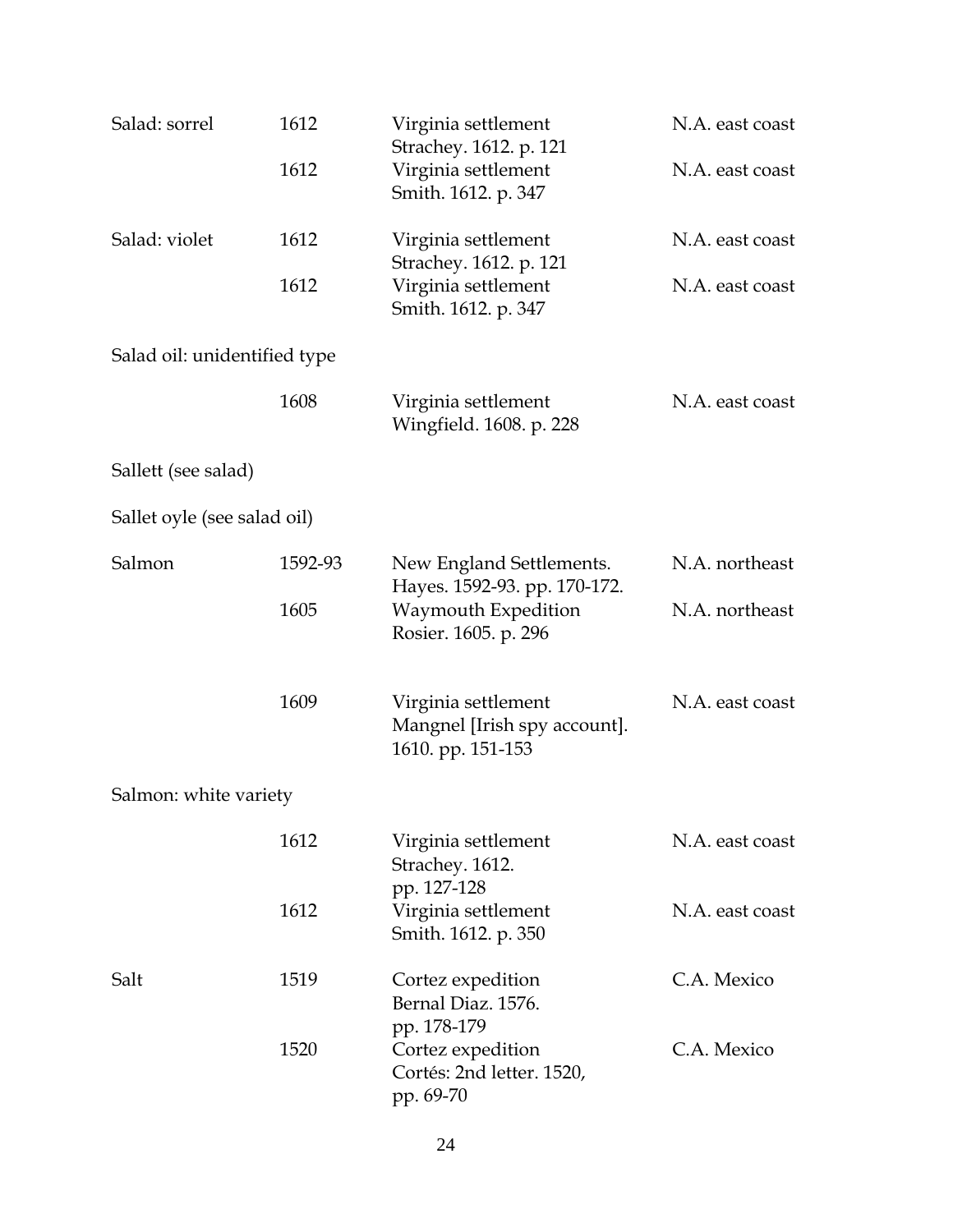| | | | |
|---|---|---|---|
| Salad: sorrel | 1612 | Virginia settlement<br>Strachey. 1612. p. 121 | N.A. east coast |
| | 1612 | Virginia settlement<br>Smith. 1612. p. 347 | N.A. east coast |
| Salad: violet | 1612 | Virginia settlement<br>Strachey. 1612. p. 121 | N.A. east coast |
| | 1612 | Virginia settlement<br>Smith. 1612. p. 347 | N.A. east coast |
| Salad oil: unidentified type | | | |
| | 1608 | Virginia settlement<br>Wingfield. 1608. p. 228 | N.A. east coast |
| Sallett (see salad) | | | |
| Sallet oyle (see salad oil) | | | |
| Salmon | 1592-93 | New England Settlements.<br>Hayes. 1592-93. pp. 170-172. | N.A. northeast |
| | 1605 | Waymouth Expedition<br>Rosier. 1605. p. 296 | N.A. northeast |
| | 1609 | Virginia settlement<br>Mangnel [Irish spy account].<br>1610. pp. 151-153 | N.A. east coast |
| Salmon: white variety | | | |
| | 1612 | Virginia settlement<br>Strachey. 1612.<br>pp. 127-128 | N.A. east coast |
| | 1612 | Virginia settlement<br>Smith. 1612. p. 350 | N.A. east coast |
| Salt | 1519 | Cortez expedition<br>Bernal Diaz. 1576.<br>pp. 178-179 | C.A. Mexico |
| | 1520 | Cortez expedition<br>Cortés: 2nd letter. 1520,<br>pp. 69-70 | C.A. Mexico |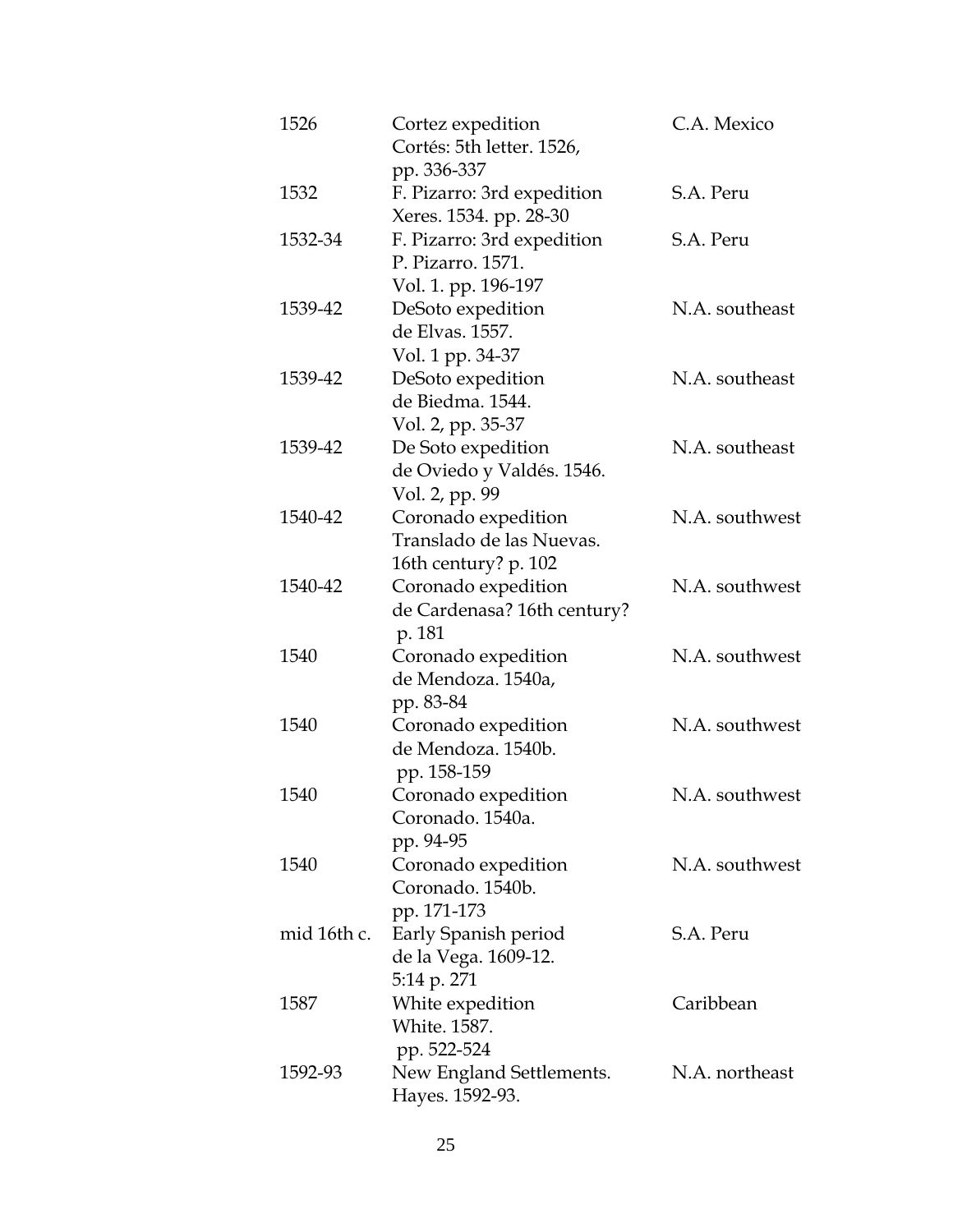| | | |
|---|---|---|
| 1526 | Cortez expedition<br>Cortés: 5th letter. 1526,<br>pp. 336-337 | C.A. Mexico |
| 1532 | F. Pizarro: 3rd expedition<br>Xeres. 1534. pp. 28-30 | S.A. Peru |
| 1532-34 | F. Pizarro: 3rd expedition<br>P. Pizarro. 1571.<br>Vol. 1. pp. 196-197 | S.A. Peru |
| 1539-42 | DeSoto expedition<br>de Elvas. 1557.<br>Vol. 1 pp. 34-37 | N.A. southeast |
| 1539-42 | DeSoto expedition<br>de Biedma. 1544.<br>Vol. 2, pp. 35-37 | N.A. southeast |
| 1539-42 | De Soto expedition<br>de Oviedo y Valdés. 1546.<br>Vol. 2, pp. 99 | N.A. southeast |
| 1540-42 | Coronado expedition<br>Translado de las Nuevas.<br>16th century? p. 102 | N.A. southwest |
| 1540-42 | Coronado expedition<br>de Cardenasa? 16th century?<br>p. 181 | N.A. southwest |
| 1540 | Coronado expedition<br>de Mendoza. 1540a,<br>pp. 83-84 | N.A. southwest |
| 1540 | Coronado expedition<br>de Mendoza. 1540b.<br>pp. 158-159 | N.A. southwest |
| 1540 | Coronado expedition<br>Coronado. 1540a.<br>pp. 94-95 | N.A. southwest |
| 1540 | Coronado expedition<br>Coronado. 1540b.<br>pp. 171-173 | N.A. southwest |
| mid 16th c. | Early Spanish period<br>de la Vega. 1609-12.<br>5:14 p. 271 | S.A. Peru |
| 1587 | White expedition<br>White. 1587.<br>pp. 522-524 | Caribbean |
| 1592-93 | New England Settlements.<br>Hayes. 1592-93. | N.A. northeast |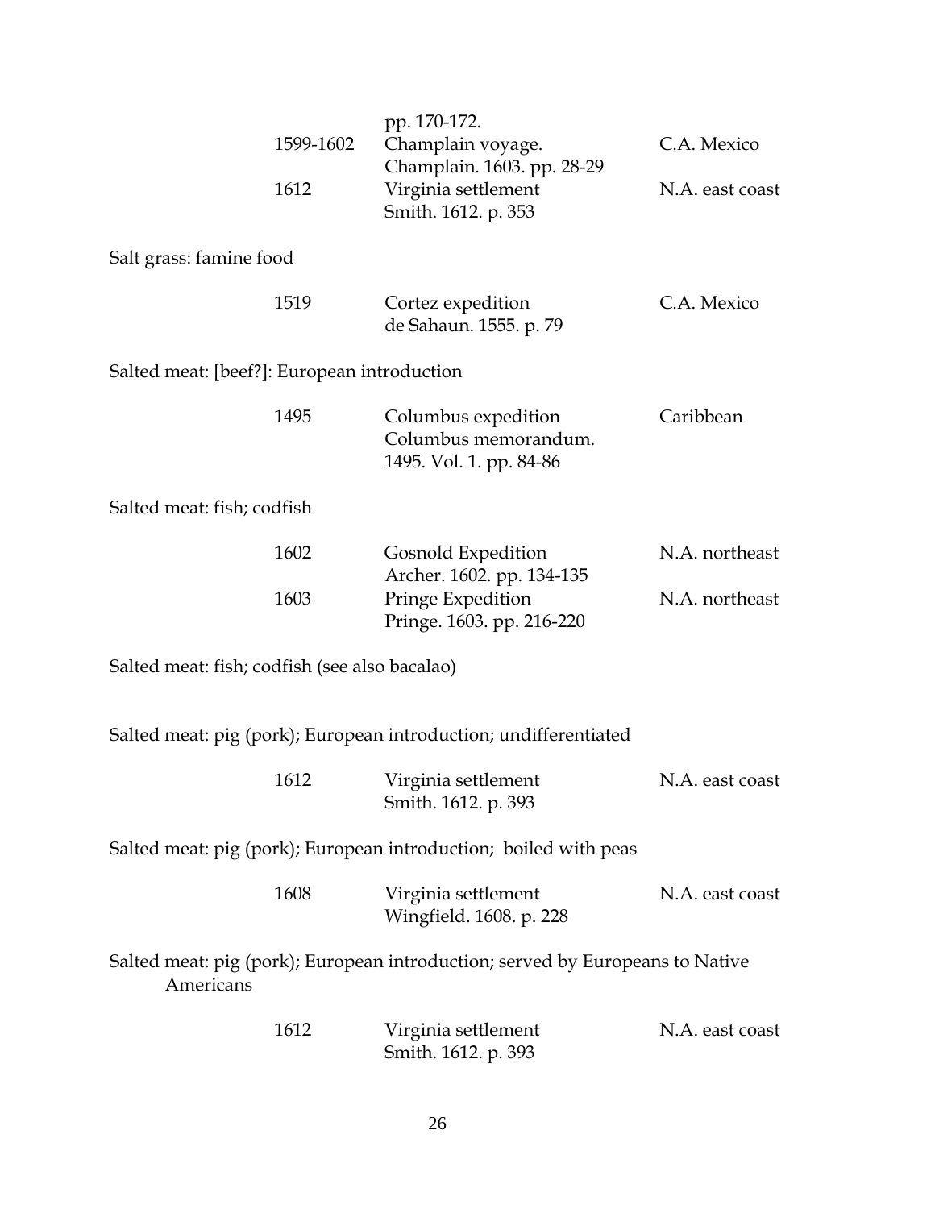|  |  |  |
|---|---|---|
|  | pp. 170-172. |  |
| 1599-1602 | Champlain voyage. Champlain. 1603. pp. 28-29 | C.A. Mexico |
| 1612 | Virginia settlement Smith. 1612. p. 353 | N.A. east coast |

Salt grass: famine food

|  |  |  |
|---|---|---|
| 1519 | Cortez expedition de Sahaun. 1555. p. 79 | C.A. Mexico |

Salted meat: [beef?]: European introduction

|  |  |  |
|---|---|---|
| 1495 | Columbus expedition Columbus memorandum. 1495. Vol. 1. pp. 84-86 | Caribbean |

Salted meat: fish; codfish

|  |  |  |
|---|---|---|
| 1602 | Gosnold Expedition Archer. 1602. pp. 134-135 | N.A. northeast |
| 1603 | Pringe Expedition Pringe. 1603. pp. 216-220 | N.A. northeast |

Salted meat: fish; codfish (see also bacalao)

Salted meat: pig (pork); European introduction; undifferentiated

|  |  |  |
|---|---|---|
| 1612 | Virginia settlement Smith. 1612. p. 393 | N.A. east coast |

Salted meat: pig (pork); European introduction; boiled with peas

|  |  |  |
|---|---|---|
| 1608 | Virginia settlement Wingfield. 1608. p. 228 | N.A. east coast |

Salted meat: pig (pork); European introduction; served by Europeans to Native Americans

|  |  |  |
|---|---|---|
| 1612 | Virginia settlement Smith. 1612. p. 393 | N.A. east coast |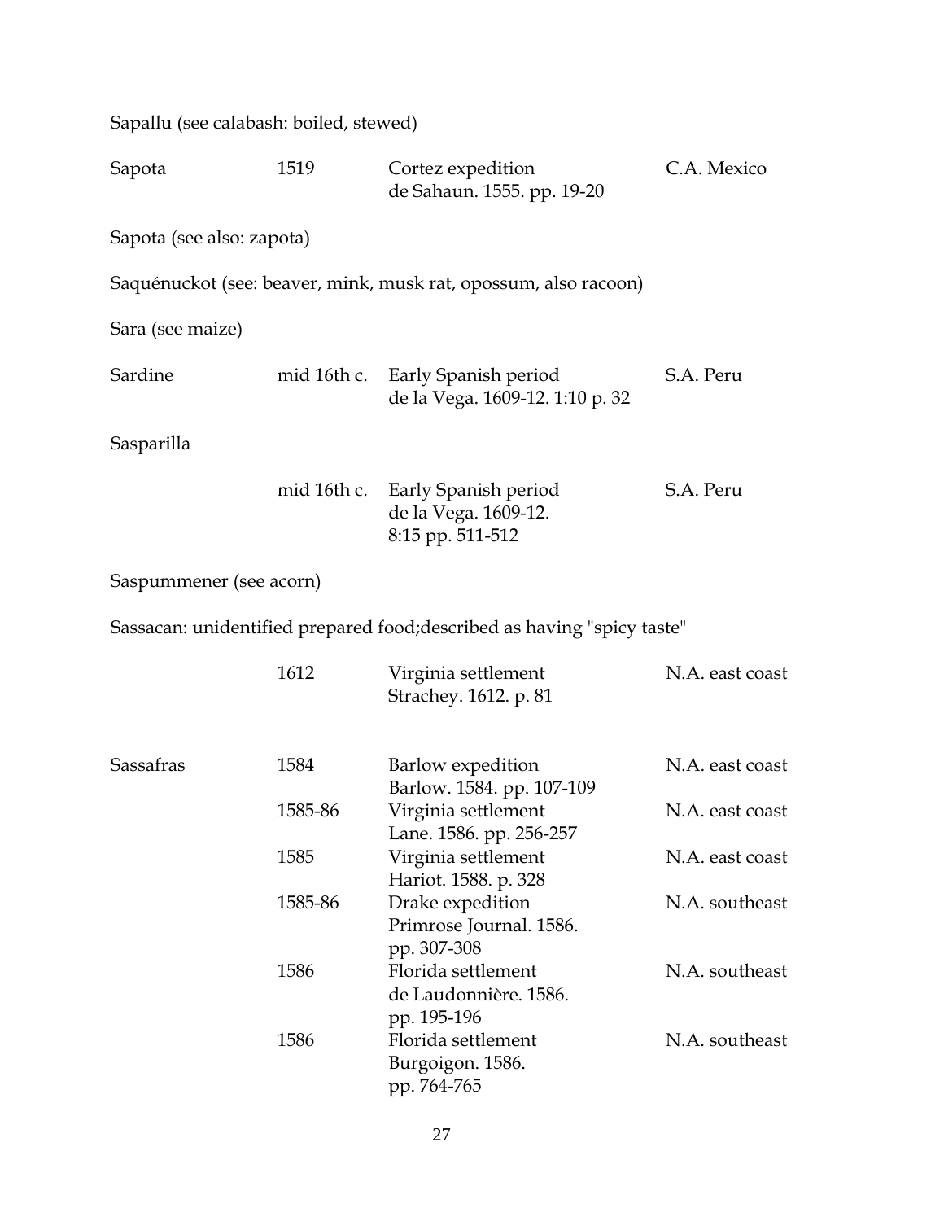Sapallu (see calabash: boiled, stewed)

| | | | |
|---|---|---|---|
| Sapota | 1519 | Cortez expedition<br>de Sahaun. 1555. pp. 19-20 | C.A. Mexico |

Sapota (see also: zapota)

Saquénuckot (see: beaver, mink, musk rat, opossum, also racoon)

Sara (see maize)

| | | | |
|---|---|---|---|
| Sardine | mid 16th c. | Early Spanish period<br>de la Vega. 1609-12. 1:10 p. 32 | S.A. Peru |

Sasparilla

| | | | |
|---|---|---|---|
| | mid 16th c. | Early Spanish period<br>de la Vega. 1609-12.<br>8:15 pp. 511-512 | S.A. Peru |

Saspummener (see acorn)

Sassacan: unidentified prepared food;described as having "spicy taste"

| | | | |
|---|---|---|---|
| | 1612 | Virginia settlement<br>Strachey. 1612. p. 81 | N.A. east coast |

| | | | |
|---|---|---|---|
| Sassafras | 1584 | Barlow expedition<br>Barlow. 1584. pp. 107-109 | N.A. east coast |
| | 1585-86 | Virginia settlement<br>Lane. 1586. pp. 256-257 | N.A. east coast |
| | 1585 | Virginia settlement<br>Hariot. 1588. p. 328 | N.A. east coast |
| | 1585-86 | Drake expedition<br>Primrose Journal. 1586.<br>pp. 307-308 | N.A. southeast |
| | 1586 | Florida settlement<br>de Laudonnière. 1586.<br>pp. 195-196 | N.A. southeast |
| | 1586 | Florida settlement<br>Burgoigon. 1586.<br>pp. 764-765 | N.A. southeast |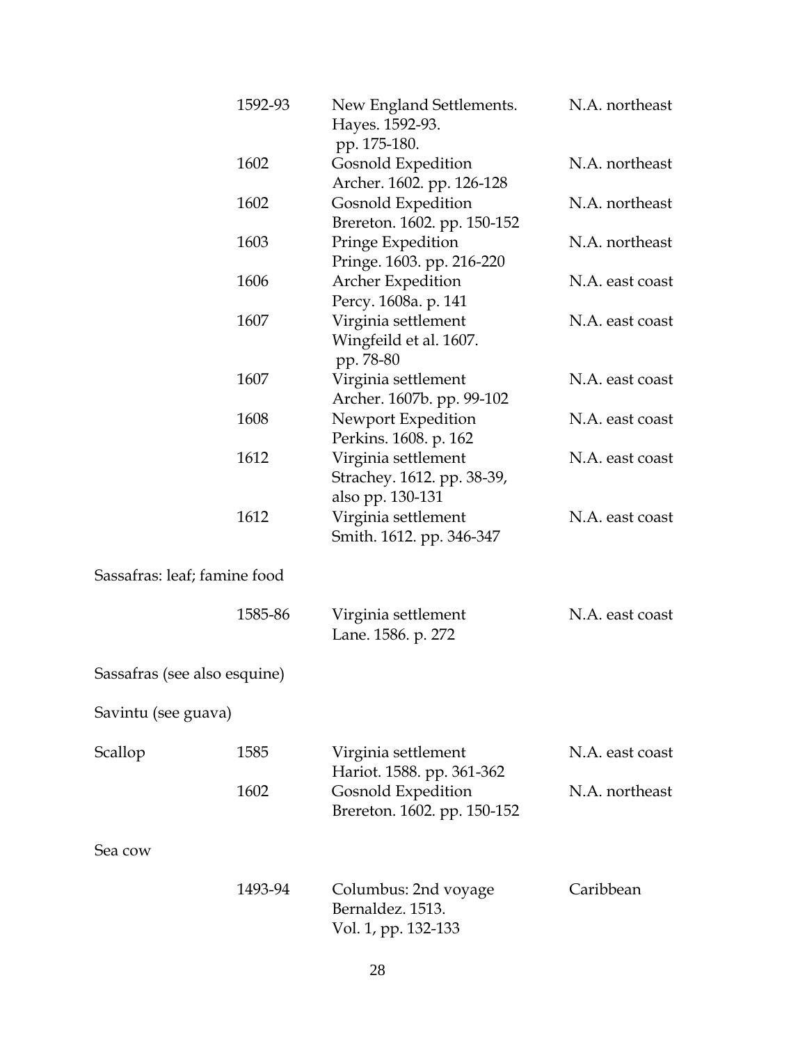| | | | |
|---|---|---|---|
| | 1592-93 | New England Settlements. Hayes. 1592-93. pp. 175-180. | N.A. northeast |
| | 1602 | Gosnold Expedition Archer. 1602. pp. 126-128 | N.A. northeast |
| | 1602 | Gosnold Expedition Brereton. 1602. pp. 150-152 | N.A. northeast |
| | 1603 | Pringe Expedition Pringe. 1603. pp. 216-220 | N.A. northeast |
| | 1606 | Archer Expedition Percy. 1608a. p. 141 | N.A. east coast |
| | 1607 | Virginia settlement Wingfeild et al. 1607. pp. 78-80 | N.A. east coast |
| | 1607 | Virginia settlement Archer. 1607b. pp. 99-102 | N.A. east coast |
| | 1608 | Newport Expedition Perkins. 1608. p. 162 | N.A. east coast |
| | 1612 | Virginia settlement Strachey. 1612. pp. 38-39, also pp. 130-131 | N.A. east coast |
| | 1612 | Virginia settlement Smith. 1612. pp. 346-347 | N.A. east coast |

Sassafras: leaf; famine food

| | | | |
|---|---|---|---|
| | 1585-86 | Virginia settlement Lane. 1586. p. 272 | N.A. east coast |

Sassafras (see also esquine)

Savintu (see guava)

| | | | |
|---|---|---|---|
| Scallop | 1585 | Virginia settlement Hariot. 1588. pp. 361-362 | N.A. east coast |
| | 1602 | Gosnold Expedition Brereton. 1602. pp. 150-152 | N.A. northeast |

Sea cow

| | | | |
|---|---|---|---|
| | 1493-94 | Columbus: 2nd voyage Bernaldez. 1513. Vol. 1, pp. 132-133 | Caribbean |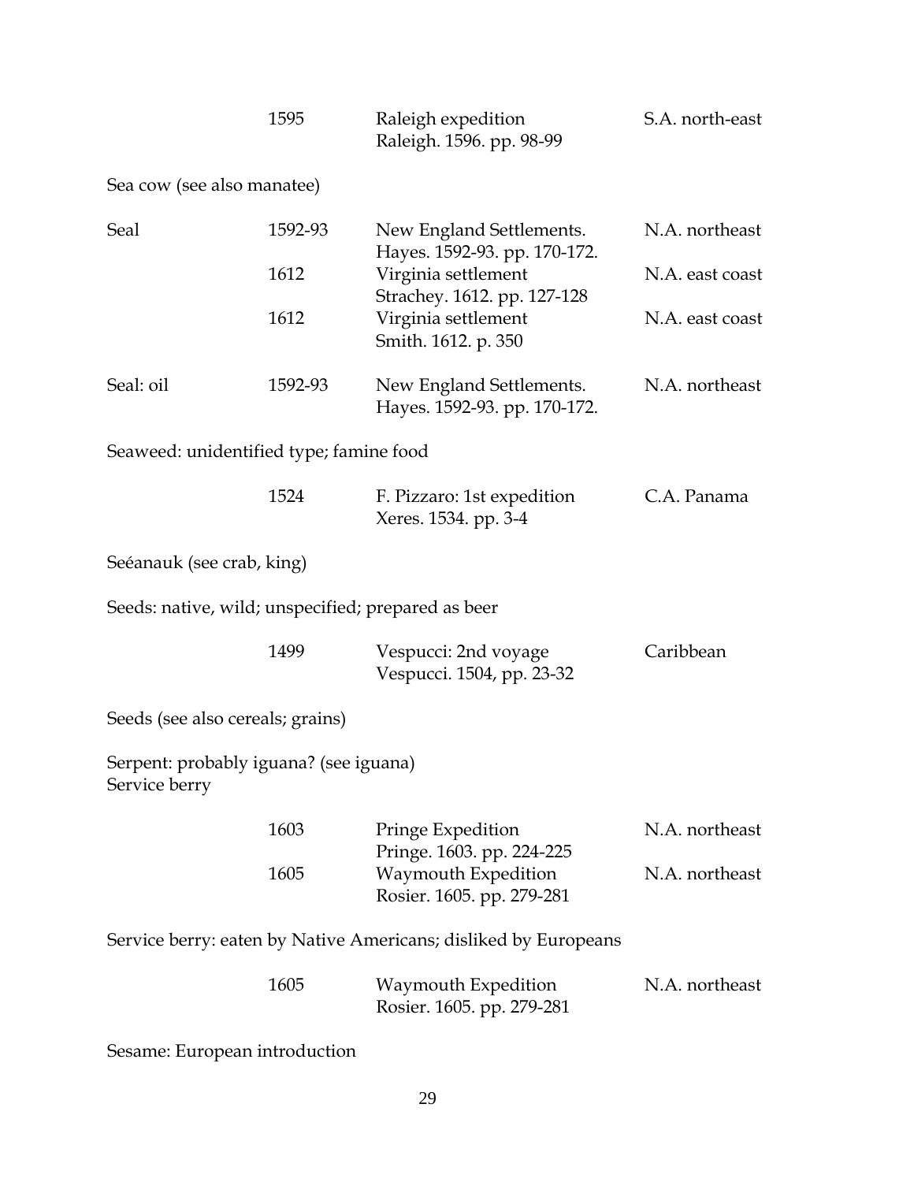| | | | |
|---|---|---|---|
| | 1595 | Raleigh expedition<br>Raleigh. 1596. pp. 98-99 | S.A. north-east |

Sea cow (see also manatee)

| | | | |
|---|---|---|---|
| Seal | 1592-93 | New England Settlements.<br>Hayes. 1592-93. pp. 170-172. | N.A. northeast |
| | 1612 | Virginia settlement<br>Strachey. 1612. pp. 127-128 | N.A. east coast |
| | 1612 | Virginia settlement<br>Smith. 1612. p. 350 | N.A. east coast |
| Seal: oil | 1592-93 | New England Settlements.<br>Hayes. 1592-93. pp. 170-172. | N.A. northeast |

Seaweed: unidentified type; famine food

| | | | |
|---|---|---|---|
| | 1524 | F. Pizzaro: 1st expedition<br>Xeres. 1534. pp. 3-4 | C.A. Panama |

Seéanauk (see crab, king)

Seeds: native, wild; unspecified; prepared as beer

| | | | |
|---|---|---|---|
| | 1499 | Vespucci: 2nd voyage<br>Vespucci. 1504, pp. 23-32 | Caribbean |

Seeds (see also cereals; grains)

Serpent: probably iguana? (see iguana)
Service berry

| | | | |
|---|---|---|---|
| | 1603 | Pringe Expedition<br>Pringe. 1603. pp. 224-225 | N.A. northeast |
| | 1605 | Waymouth Expedition<br>Rosier. 1605. pp. 279-281 | N.A. northeast |

Service berry: eaten by Native Americans; disliked by Europeans

| | | | |
|---|---|---|---|
| | 1605 | Waymouth Expedition<br>Rosier. 1605. pp. 279-281 | N.A. northeast |

Sesame: European introduction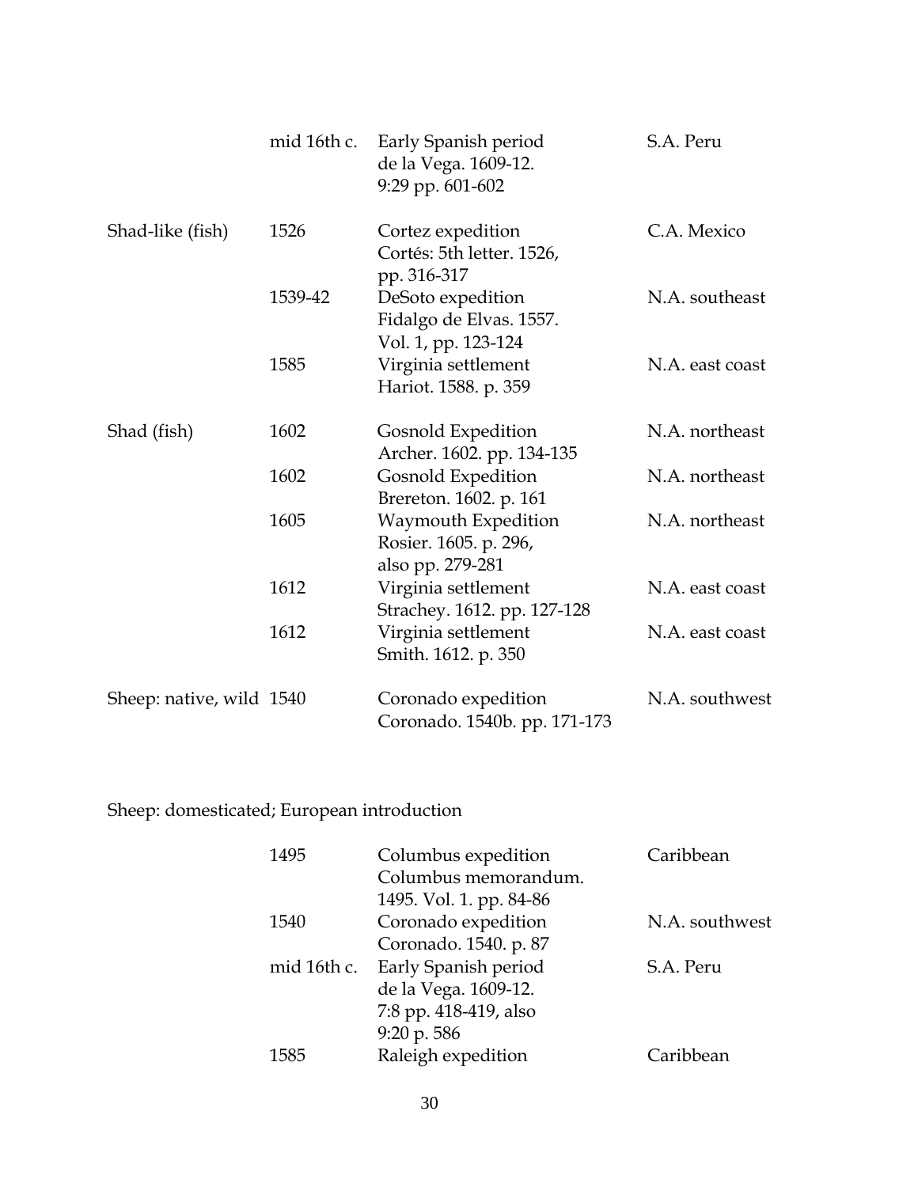| | | | |
|---|---|---|---|
| | mid 16th c. | Early Spanish period<br>de la Vega. 1609-12.<br>9:29 pp. 601-602 | S.A. Peru |
| Shad-like (fish) | 1526 | Cortez expedition<br>Cortés: 5th letter. 1526,<br>pp. 316-317 | C.A. Mexico |
| | 1539-42 | DeSoto expedition<br>Fidalgo de Elvas. 1557.<br>Vol. 1, pp. 123-124 | N.A. southeast |
| | 1585 | Virginia settlement<br>Hariot. 1588. p. 359 | N.A. east coast |
| Shad (fish) | 1602 | Gosnold Expedition<br>Archer. 1602. pp. 134-135 | N.A. northeast |
| | 1602 | Gosnold Expedition<br>Brereton. 1602. p. 161 | N.A. northeast |
| | 1605 | Waymouth Expedition<br>Rosier. 1605. p. 296,<br>also pp. 279-281 | N.A. northeast |
| | 1612 | Virginia settlement<br>Strachey. 1612. pp. 127-128 | N.A. east coast |
| | 1612 | Virginia settlement<br>Smith. 1612. p. 350 | N.A. east coast |
| Sheep: native, wild | 1540 | Coronado expedition<br>Coronado. 1540b. pp. 171-173 | N.A. southwest |

Sheep: domesticated; European introduction

| | | | |
|---|---|---|---|
| | 1495 | Columbus expedition<br>Columbus memorandum.<br>1495. Vol. 1. pp. 84-86 | Caribbean |
| | 1540 | Coronado expedition<br>Coronado. 1540. p. 87 | N.A. southwest |
| | mid 16th c. | Early Spanish period<br>de la Vega. 1609-12.<br>7:8 pp. 418-419, also<br>9:20 p. 586 | S.A. Peru |
| | 1585 | Raleigh expedition | Caribbean |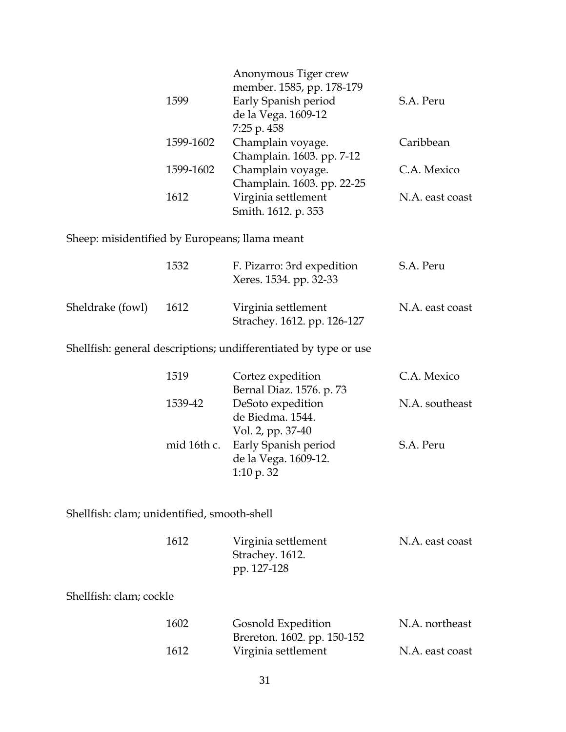| | | | |
|---|---|---|---|
| | | Anonymous Tiger crew member. 1585, pp. 178-179 | |
| | 1599 | Early Spanish period de la Vega. 1609-12 7:25 p. 458 | S.A. Peru |
| | 1599-1602 | Champlain voyage. Champlain. 1603. pp. 7-12 | Caribbean |
| | 1599-1602 | Champlain voyage. Champlain. 1603. pp. 22-25 | C.A. Mexico |
| | 1612 | Virginia settlement Smith. 1612. p. 353 | N.A. east coast |

Sheep: misidentified by Europeans; llama meant

| | | | |
|---|---|---|---|
| | 1532 | F. Pizarro: 3rd expedition Xeres. 1534. pp. 32-33 | S.A. Peru |
| Sheldrake (fowl) | 1612 | Virginia settlement Strachey. 1612. pp. 126-127 | N.A. east coast |

Shellfish: general descriptions; undifferentiated by type or use

| | | | |
|---|---|---|---|
| | 1519 | Cortez expedition Bernal Diaz. 1576. p. 73 | C.A. Mexico |
| | 1539-42 | DeSoto expedition de Biedma. 1544. Vol. 2, pp. 37-40 | N.A. southeast |
| | mid 16th c. | Early Spanish period de la Vega. 1609-12. 1:10 p. 32 | S.A. Peru |

Shellfish: clam; unidentified, smooth-shell

| | | | |
|---|---|---|---|
| | 1612 | Virginia settlement Strachey. 1612. pp. 127-128 | N.A. east coast |

Shellfish: clam; cockle

| | | | |
|---|---|---|---|
| | 1602 | Gosnold Expedition Brereton. 1602. pp. 150-152 | N.A. northeast |
| | 1612 | Virginia settlement | N.A. east coast |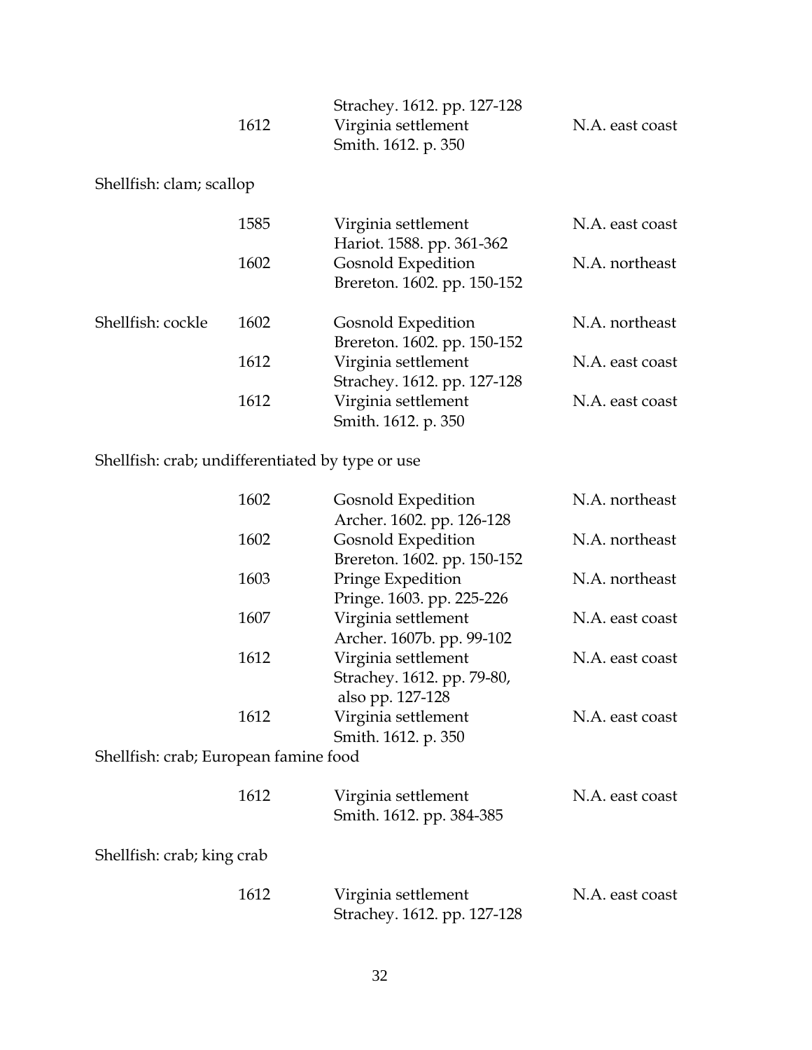| | | | |
|---|---|---|---|
| | 1612 | Strachey. 1612. pp. 127-128<br>Virginia settlement<br>Smith. 1612. p. 350 | N.A. east coast |

Shellfish: clam; scallop

| | | | |
|---|---|---|---|
| | 1585 | Virginia settlement<br>Hariot. 1588. pp. 361-362 | N.A. east coast |
| | 1602 | Gosnold Expedition<br>Brereton. 1602. pp. 150-152 | N.A. northeast |
| Shellfish: cockle | 1602 | Gosnold Expedition<br>Brereton. 1602. pp. 150-152 | N.A. northeast |
| | 1612 | Virginia settlement<br>Strachey. 1612. pp. 127-128 | N.A. east coast |
| | 1612 | Virginia settlement<br>Smith. 1612. p. 350 | N.A. east coast |

Shellfish: crab; undifferentiated by type or use

| | | |
|---|---|---|
| 1602 | Gosnold Expedition<br>Archer. 1602. pp. 126-128 | N.A. northeast |
| 1602 | Gosnold Expedition<br>Brereton. 1602. pp. 150-152 | N.A. northeast |
| 1603 | Pringe Expedition<br>Pringe. 1603. pp. 225-226 | N.A. northeast |
| 1607 | Virginia settlement<br>Archer. 1607b. pp. 99-102 | N.A. east coast |
| 1612 | Virginia settlement<br>Strachey. 1612. pp. 79-80, also pp. 127-128 | N.A. east coast |
| 1612 | Virginia settlement<br>Smith. 1612. p. 350 | N.A. east coast |

Shellfish: crab; European famine food

| | | |
|---|---|---|
| 1612 | Virginia settlement<br>Smith. 1612. pp. 384-385 | N.A. east coast |

Shellfish: crab; king crab

| | | |
|---|---|---|
| 1612 | Virginia settlement<br>Strachey. 1612. pp. 127-128 | N.A. east coast |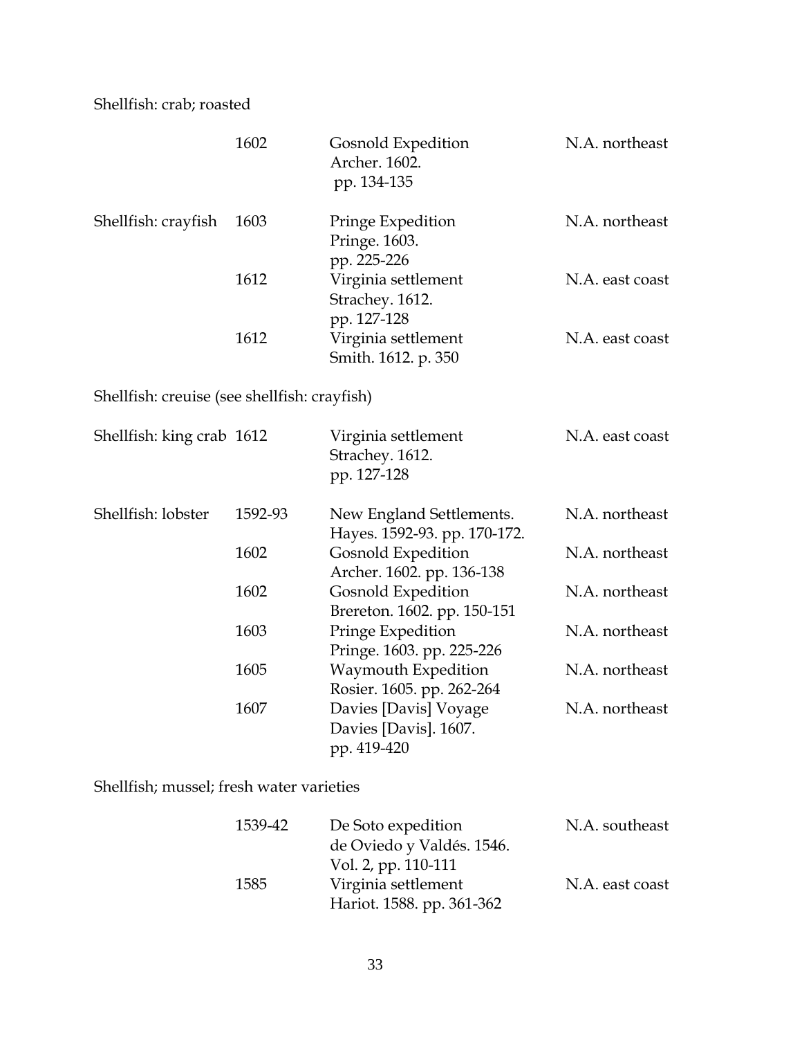Shellfish: crab; roasted

| | | | |
|---|---|---|---|
| | 1602 | Gosnold Expedition<br>Archer. 1602.<br>pp. 134-135 | N.A. northeast |
| Shellfish: crayfish | 1603 | Pringe Expedition<br>Pringe. 1603.<br>pp. 225-226 | N.A. northeast |
| | 1612 | Virginia settlement<br>Strachey. 1612.<br>pp. 127-128 | N.A. east coast |
| | 1612 | Virginia settlement<br>Smith. 1612. p. 350 | N.A. east coast |

Shellfish: creuise (see shellfish: crayfish)

| | | | |
|---|---|---|---|
| Shellfish: king crab | 1612 | Virginia settlement<br>Strachey. 1612.<br>pp. 127-128 | N.A. east coast |
| Shellfish: lobster | 1592-93 | New England Settlements.<br>Hayes. 1592-93. pp. 170-172. | N.A. northeast |
| | 1602 | Gosnold Expedition<br>Archer. 1602. pp. 136-138 | N.A. northeast |
| | 1602 | Gosnold Expedition<br>Brereton. 1602. pp. 150-151 | N.A. northeast |
| | 1603 | Pringe Expedition<br>Pringe. 1603. pp. 225-226 | N.A. northeast |
| | 1605 | Waymouth Expedition<br>Rosier. 1605. pp. 262-264 | N.A. northeast |
| | 1607 | Davies [Davis] Voyage<br>Davies [Davis]. 1607.<br>pp. 419-420 | N.A. northeast |

Shellfish; mussel; fresh water varieties

| | | | |
|---|---|---|---|
| | 1539-42 | De Soto expedition<br>de Oviedo y Valdés. 1546.<br>Vol. 2, pp. 110-111 | N.A. southeast |
| | 1585 | Virginia settlement<br>Hariot. 1588. pp. 361-362 | N.A. east coast |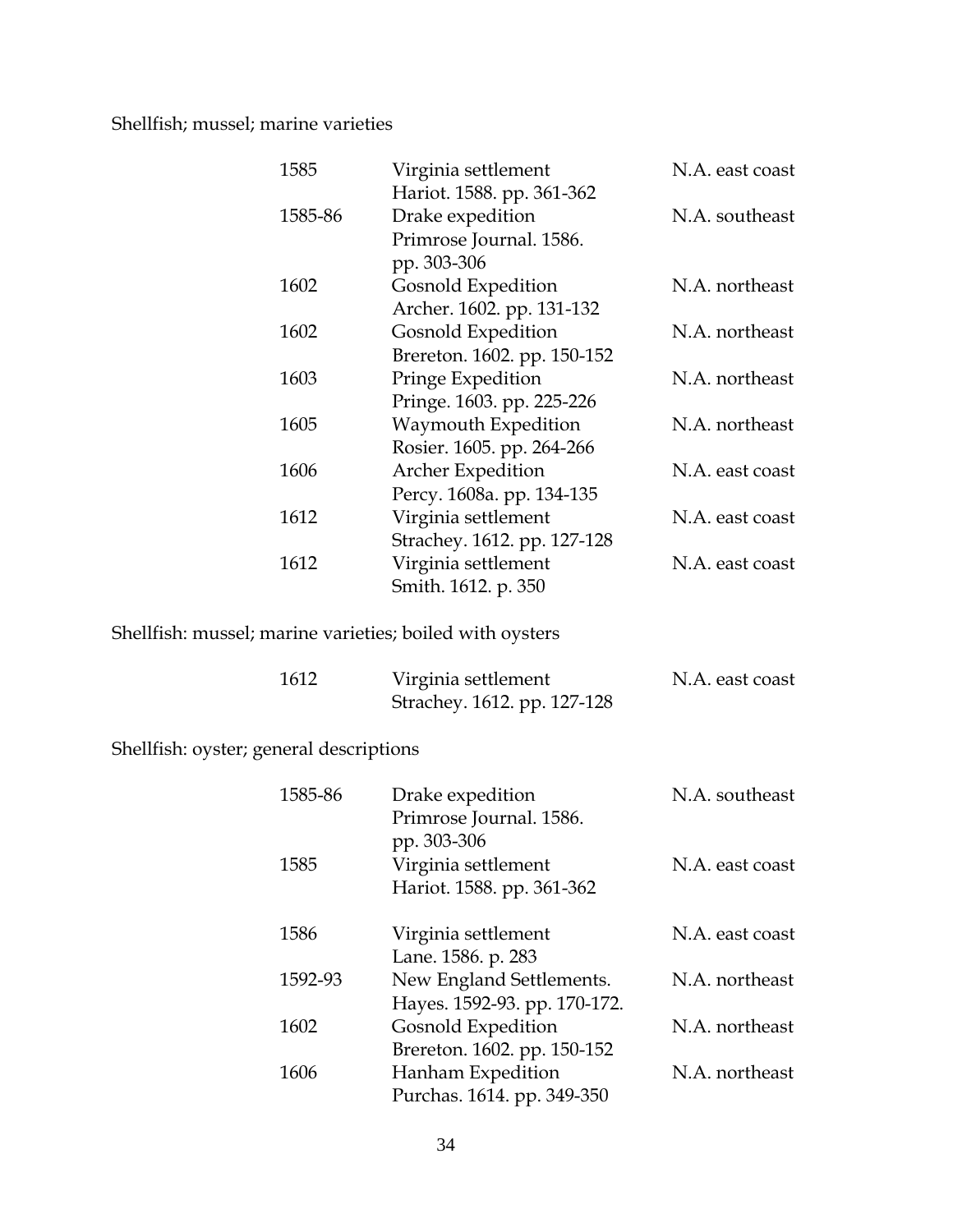Shellfish; mussel; marine varieties

| | | |
|---|---|---|
| 1585 | Virginia settlement<br>Hariot. 1588. pp. 361-362 | N.A. east coast |
| 1585-86 | Drake expedition<br>Primrose Journal. 1586.<br>pp. 303-306 | N.A. southeast |
| 1602 | Gosnold Expedition<br>Archer. 1602. pp. 131-132 | N.A. northeast |
| 1602 | Gosnold Expedition<br>Brereton. 1602. pp. 150-152 | N.A. northeast |
| 1603 | Pringe Expedition<br>Pringe. 1603. pp. 225-226 | N.A. northeast |
| 1605 | Waymouth Expedition<br>Rosier. 1605. pp. 264-266 | N.A. northeast |
| 1606 | Archer Expedition<br>Percy. 1608a. pp. 134-135 | N.A. east coast |
| 1612 | Virginia settlement<br>Strachey. 1612. pp. 127-128 | N.A. east coast |
| 1612 | Virginia settlement<br>Smith. 1612. p. 350 | N.A. east coast |

Shellfish: mussel; marine varieties; boiled with oysters

| | | |
|---|---|---|
| 1612 | Virginia settlement<br>Strachey. 1612. pp. 127-128 | N.A. east coast |

Shellfish: oyster; general descriptions

| | | |
|---|---|---|
| 1585-86 | Drake expedition<br>Primrose Journal. 1586.<br>pp. 303-306 | N.A. southeast |
| 1585 | Virginia settlement<br>Hariot. 1588. pp. 361-362 | N.A. east coast |
| 1586 | Virginia settlement<br>Lane. 1586. p. 283 | N.A. east coast |
| 1592-93 | New England Settlements.<br>Hayes. 1592-93. pp. 170-172. | N.A. northeast |
| 1602 | Gosnold Expedition<br>Brereton. 1602. pp. 150-152 | N.A. northeast |
| 1606 | Hanham Expedition<br>Purchas. 1614. pp. 349-350 | N.A. northeast |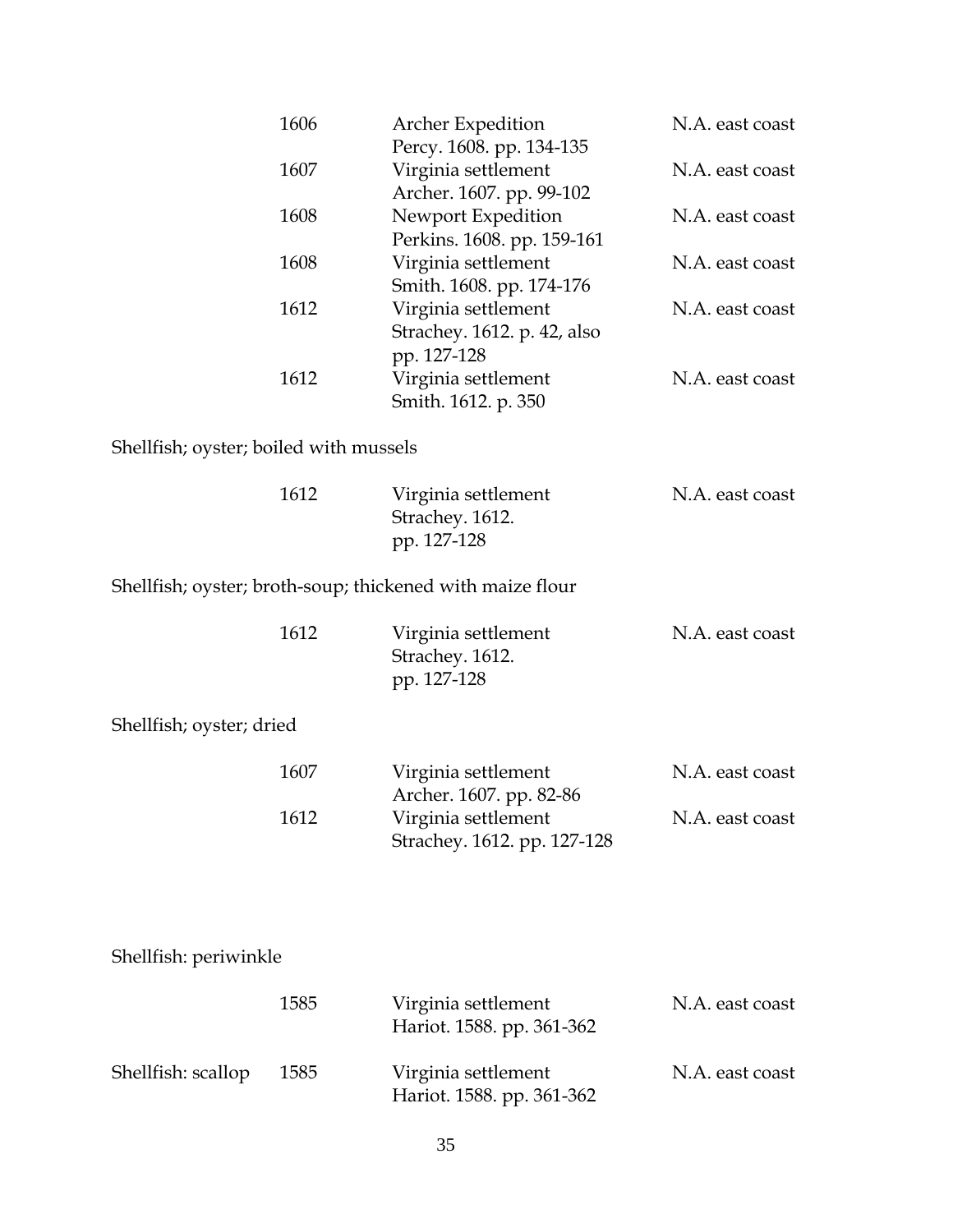| | | |
|---|---|---|
| 1606 | Archer Expedition<br>Percy. 1608. pp. 134-135 | N.A. east coast |
| 1607 | Virginia settlement<br>Archer. 1607. pp. 99-102 | N.A. east coast |
| 1608 | Newport Expedition<br>Perkins. 1608. pp. 159-161 | N.A. east coast |
| 1608 | Virginia settlement<br>Smith. 1608. pp. 174-176 | N.A. east coast |
| 1612 | Virginia settlement<br>Strachey. 1612. p. 42, also pp. 127-128 | N.A. east coast |
| 1612 | Virginia settlement<br>Smith. 1612. p. 350 | N.A. east coast |

Shellfish; oyster; boiled with mussels

| | | |
|---|---|---|
| 1612 | Virginia settlement<br>Strachey. 1612.<br>pp. 127-128 | N.A. east coast |

Shellfish; oyster; broth-soup; thickened with maize flour

| | | |
|---|---|---|
| 1612 | Virginia settlement<br>Strachey. 1612.<br>pp. 127-128 | N.A. east coast |

Shellfish; oyster; dried

| | | |
|---|---|---|
| 1607 | Virginia settlement<br>Archer. 1607. pp. 82-86 | N.A. east coast |
| 1612 | Virginia settlement<br>Strachey. 1612. pp. 127-128 | N.A. east coast |

Shellfish: periwinkle

| | | |
|---|---|---|
| 1585 | Virginia settlement<br>Hariot. 1588. pp. 361-362 | N.A. east coast |

| | | | |
|---|---|---|---|
| Shellfish: scallop | 1585 | Virginia settlement<br>Hariot. 1588. pp. 361-362 | N.A. east coast |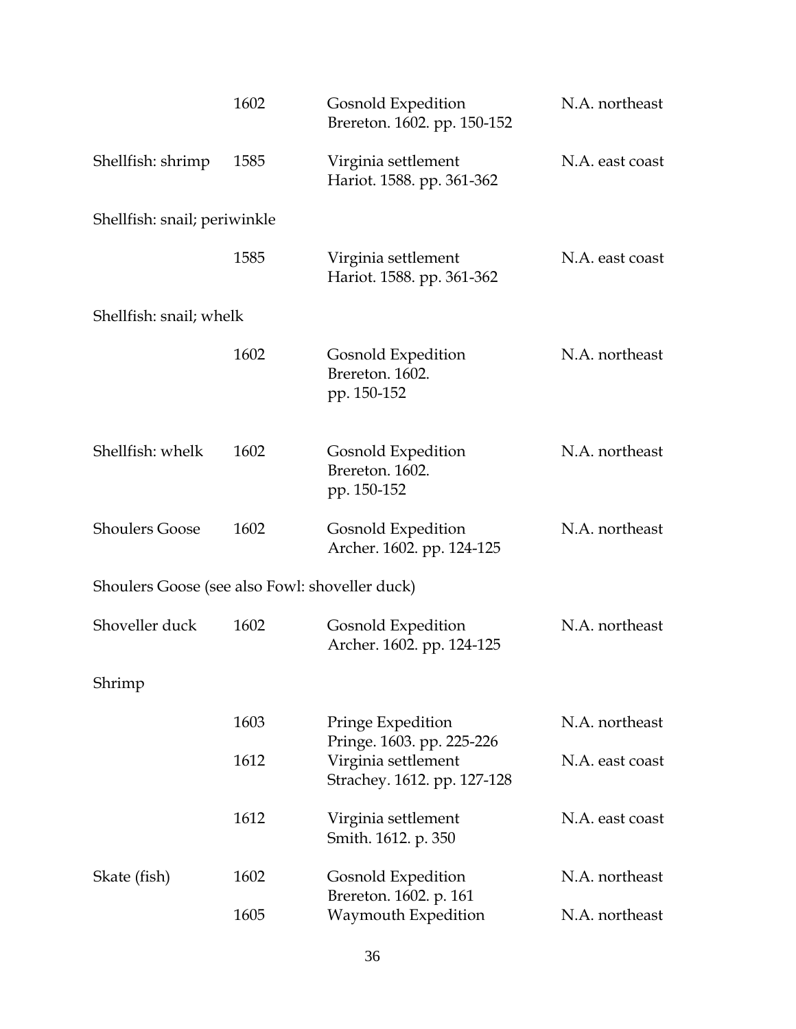| | | | |
|---|---|---|---|
| | 1602 | Gosnold Expedition<br>Brereton. 1602. pp. 150-152 | N.A. northeast |
| Shellfish: shrimp | 1585 | Virginia settlement<br>Hariot. 1588. pp. 361-362 | N.A. east coast |
| Shellfish: snail; periwinkle | | | |
| | 1585 | Virginia settlement<br>Hariot. 1588. pp. 361-362 | N.A. east coast |
| Shellfish: snail; whelk | | | |
| | 1602 | Gosnold Expedition<br>Brereton. 1602.<br>pp. 150-152 | N.A. northeast |
| Shellfish: whelk | 1602 | Gosnold Expedition<br>Brereton. 1602.<br>pp. 150-152 | N.A. northeast |
| Shoulers Goose | 1602 | Gosnold Expedition<br>Archer. 1602. pp. 124-125 | N.A. northeast |
| Shoulers Goose (see also Fowl: shoveller duck) | | | |
| Shoveller duck | 1602 | Gosnold Expedition<br>Archer. 1602. pp. 124-125 | N.A. northeast |
| Shrimp | | | |
| | 1603 | Pringe Expedition<br>Pringe. 1603. pp. 225-226 | N.A. northeast |
| | 1612 | Virginia settlement<br>Strachey. 1612. pp. 127-128 | N.A. east coast |
| | 1612 | Virginia settlement<br>Smith. 1612. p. 350 | N.A. east coast |
| Skate (fish) | 1602 | Gosnold Expedition<br>Brereton. 1602. p. 161 | N.A. northeast |
| | 1605 | Waymouth Expedition | N.A. northeast |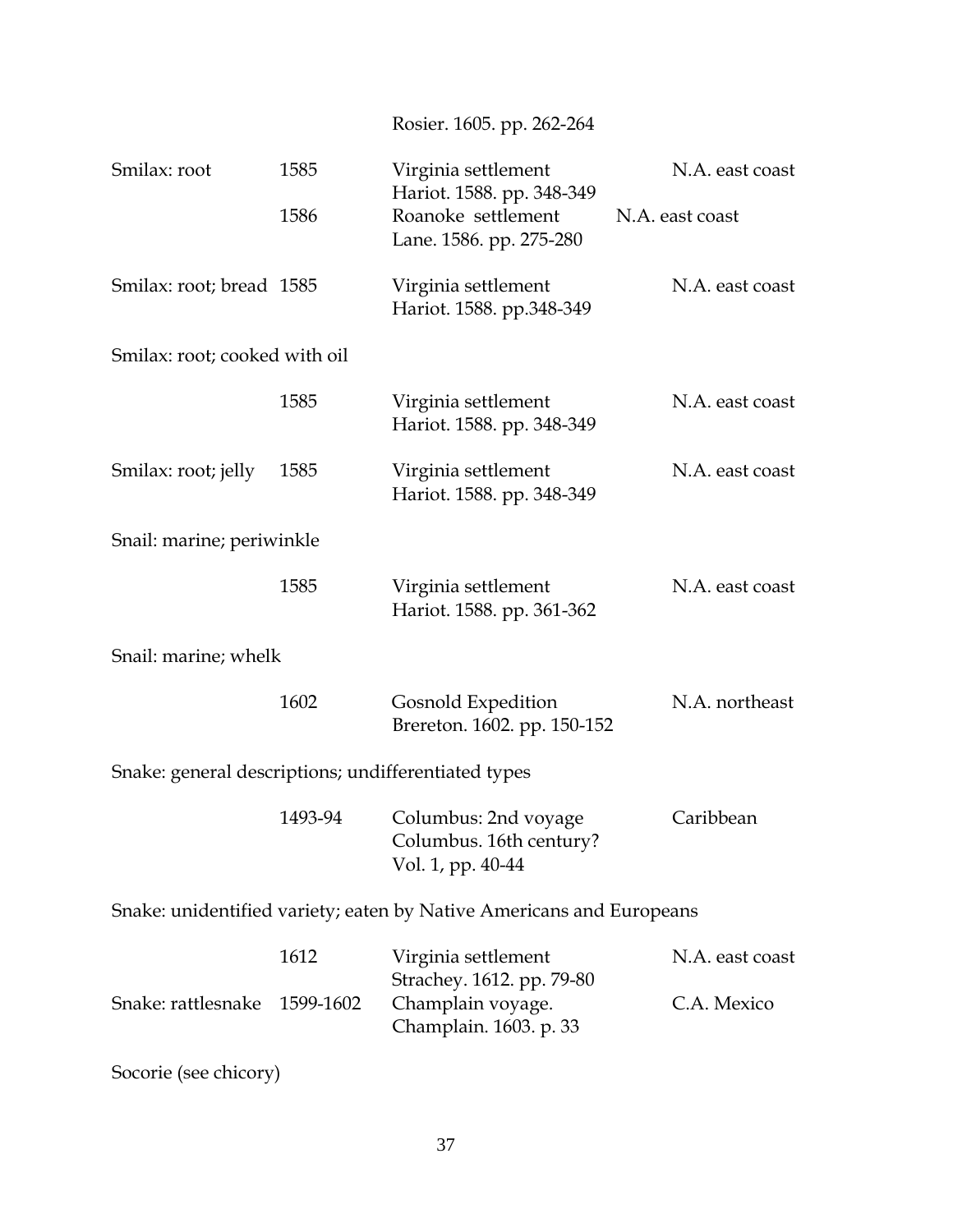| | | | |
|---|---|---|---|
| | | Rosier. 1605. pp. 262-264 | |
| Smilax: root | 1585 | Virginia settlement<br>Hariot. 1588. pp. 348-349 | N.A. east coast |
| | 1586 | Roanoke settlement<br>Lane. 1586. pp. 275-280 | N.A. east coast |
| Smilax: root; bread | 1585 | Virginia settlement<br>Hariot. 1588. pp.348-349 | N.A. east coast |
| Smilax: root; cooked with oil | | | |
| | 1585 | Virginia settlement<br>Hariot. 1588. pp. 348-349 | N.A. east coast |
| Smilax: root; jelly | 1585 | Virginia settlement<br>Hariot. 1588. pp. 348-349 | N.A. east coast |
| Snail: marine; periwinkle | | | |
| | 1585 | Virginia settlement<br>Hariot. 1588. pp. 361-362 | N.A. east coast |
| Snail: marine; whelk | | | |
| | 1602 | Gosnold Expedition<br>Brereton. 1602. pp. 150-152 | N.A. northeast |
| Snake: general descriptions; undifferentiated types | | | |
| | 1493-94 | Columbus: 2nd voyage<br>Columbus. 16th century?<br>Vol. 1, pp. 40-44 | Caribbean |
| Snake: unidentified variety; eaten by Native Americans and Europeans | | | |
| | 1612 | Virginia settlement<br>Strachey. 1612. pp. 79-80 | N.A. east coast |
| Snake: rattlesnake | 1599-1602 | Champlain voyage.<br>Champlain. 1603. p. 33 | C.A. Mexico |
| Socorie (see chicory) | | | |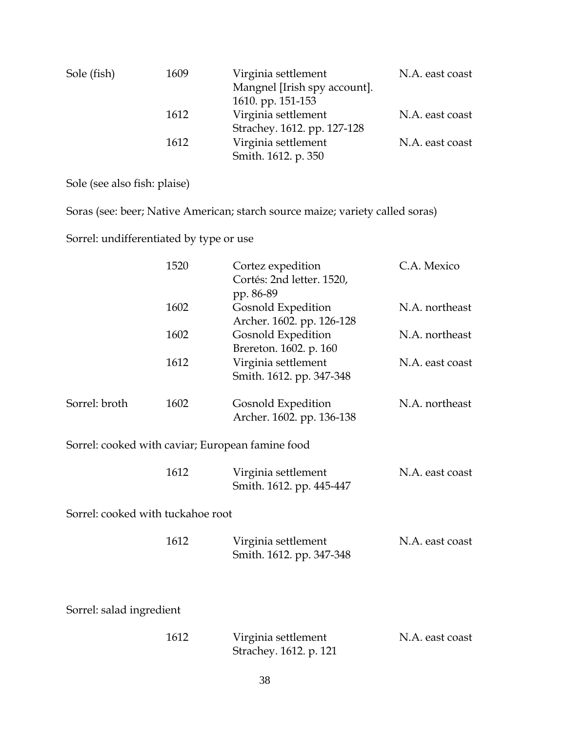| | | | |
|---|---|---|---|
| Sole (fish) | 1609 | Virginia settlement<br>Mangnel [Irish spy account]. 1610. pp. 151-153 | N.A. east coast |
| | 1612 | Virginia settlement<br>Strachey. 1612. pp. 127-128 | N.A. east coast |
| | 1612 | Virginia settlement<br>Smith. 1612. p. 350 | N.A. east coast |

Sole (see also fish: plaise)

Soras (see: beer; Native American; starch source maize; variety called soras)

Sorrel: undifferentiated by type or use

| | | | |
|---|---|---|---|
| | 1520 | Cortez expedition<br>Cortés: 2nd letter. 1520, pp. 86-89 | C.A. Mexico |
| | 1602 | Gosnold Expedition<br>Archer. 1602. pp. 126-128 | N.A. northeast |
| | 1602 | Gosnold Expedition<br>Brereton. 1602. p. 160 | N.A. northeast |
| | 1612 | Virginia settlement<br>Smith. 1612. pp. 347-348 | N.A. east coast |
| Sorrel: broth | 1602 | Gosnold Expedition<br>Archer. 1602. pp. 136-138 | N.A. northeast |

Sorrel: cooked with caviar; European famine food

| | | | |
|---|---|---|---|
| | 1612 | Virginia settlement<br>Smith. 1612. pp. 445-447 | N.A. east coast |

Sorrel: cooked with tuckahoe root

| | | | |
|---|---|---|---|
| | 1612 | Virginia settlement<br>Smith. 1612. pp. 347-348 | N.A. east coast |

Sorrel: salad ingredient

| | | | |
|---|---|---|---|
| | 1612 | Virginia settlement<br>Strachey. 1612. p. 121 | N.A. east coast |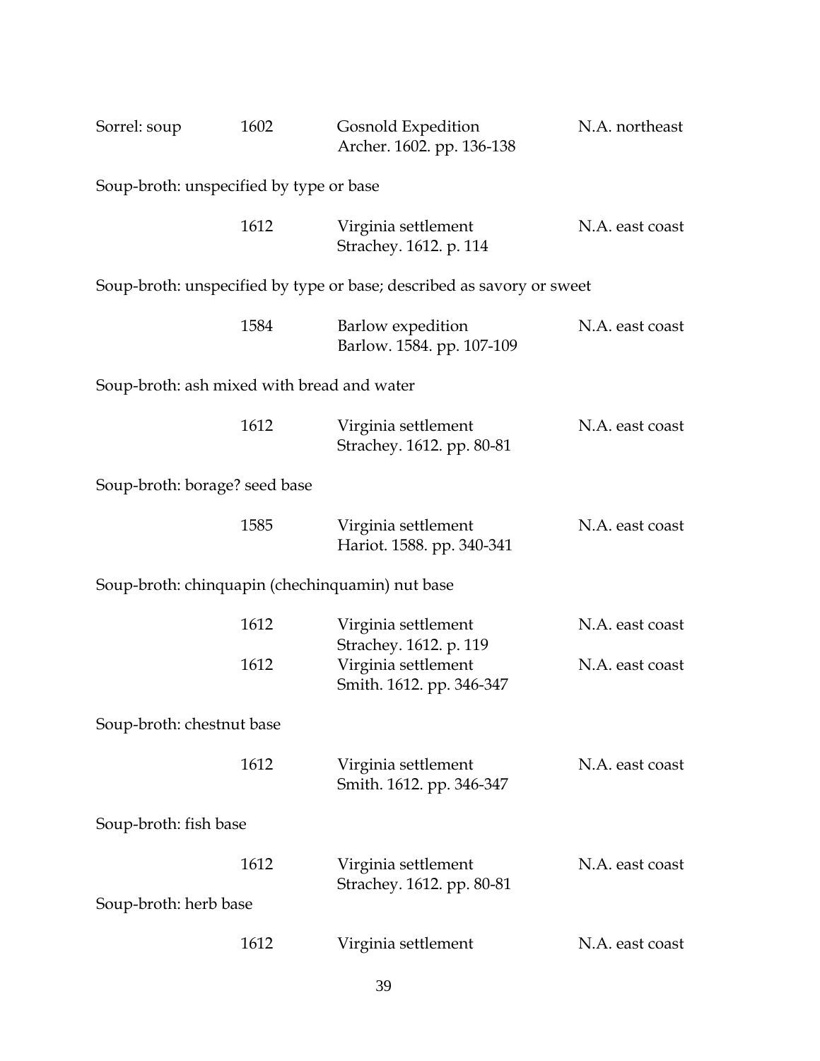| | | | |
|---|---|---|---|
| Sorrel: soup | 1602 | Gosnold Expedition<br>Archer. 1602. pp. 136-138 | N.A. northeast |

Soup-broth: unspecified by type or base

| | | | |
|---|---|---|---|
| | 1612 | Virginia settlement<br>Strachey. 1612. p. 114 | N.A. east coast |

Soup-broth: unspecified by type or base; described as savory or sweet

| | | | |
|---|---|---|---|
| | 1584 | Barlow expedition<br>Barlow. 1584. pp. 107-109 | N.A. east coast |

Soup-broth: ash mixed with bread and water

| | | | |
|---|---|---|---|
| | 1612 | Virginia settlement<br>Strachey. 1612. pp. 80-81 | N.A. east coast |

Soup-broth: borage? seed base

| | | | |
|---|---|---|---|
| | 1585 | Virginia settlement<br>Hariot. 1588. pp. 340-341 | N.A. east coast |

Soup-broth: chinquapin (chechinquamin) nut base

| | | | |
|---|---|---|---|
| | 1612 | Virginia settlement<br>Strachey. 1612. p. 119 | N.A. east coast |
| | 1612 | Virginia settlement<br>Smith. 1612. pp. 346-347 | N.A. east coast |

Soup-broth: chestnut base

| | | | |
|---|---|---|---|
| | 1612 | Virginia settlement<br>Smith. 1612. pp. 346-347 | N.A. east coast |

Soup-broth: fish base

| | | | |
|---|---|---|---|
| | 1612 | Virginia settlement<br>Strachey. 1612. pp. 80-81 | N.A. east coast |

Soup-broth: herb base

| | | | |
|---|---|---|---|
| | 1612 | Virginia settlement | N.A. east coast |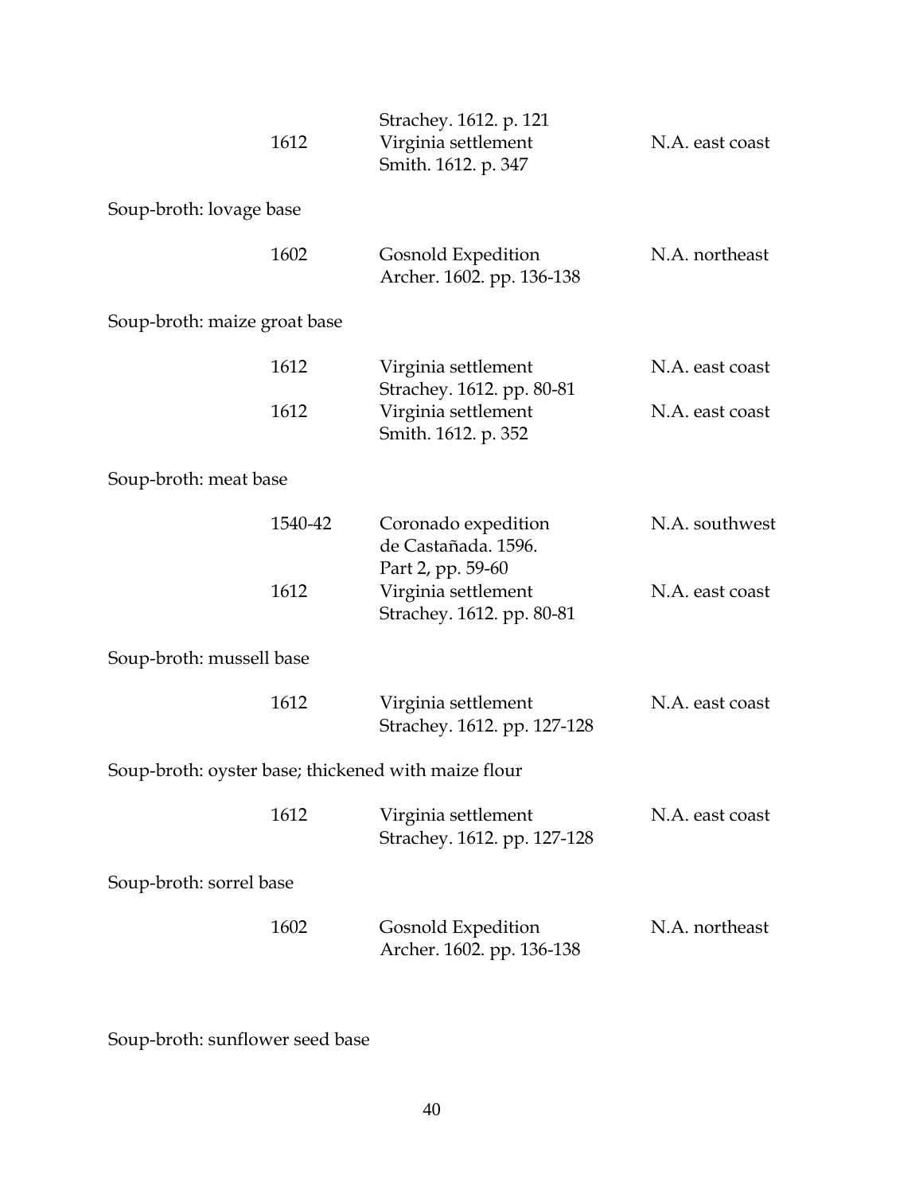| | | |
|---|---|---|
| 1612 | Strachey. 1612. p. 121<br>Virginia settlement<br>Smith. 1612. p. 347 | N.A. east coast |

Soup-broth: lovage base

| | | |
|---|---|---|
| 1602 | Gosnold Expedition<br>Archer. 1602. pp. 136-138 | N.A. northeast |

Soup-broth: maize groat base

| | | |
|---|---|---|
| 1612 | Virginia settlement<br>Strachey. 1612. pp. 80-81 | N.A. east coast |
| 1612 | Virginia settlement<br>Smith. 1612. p. 352 | N.A. east coast |

Soup-broth: meat base

| | | |
|---|---|---|
| 1540-42 | Coronado expedition<br>de Castañada. 1596.<br>Part 2, pp. 59-60 | N.A. southwest |
| 1612 | Virginia settlement<br>Strachey. 1612. pp. 80-81 | N.A. east coast |

Soup-broth: mussell base

| | | |
|---|---|---|
| 1612 | Virginia settlement<br>Strachey. 1612. pp. 127-128 | N.A. east coast |

Soup-broth: oyster base; thickened with maize flour

| | | |
|---|---|---|
| 1612 | Virginia settlement<br>Strachey. 1612. pp. 127-128 | N.A. east coast |

Soup-broth: sorrel base

| | | |
|---|---|---|
| 1602 | Gosnold Expedition<br>Archer. 1602. pp. 136-138 | N.A. northeast |

Soup-broth: sunflower seed base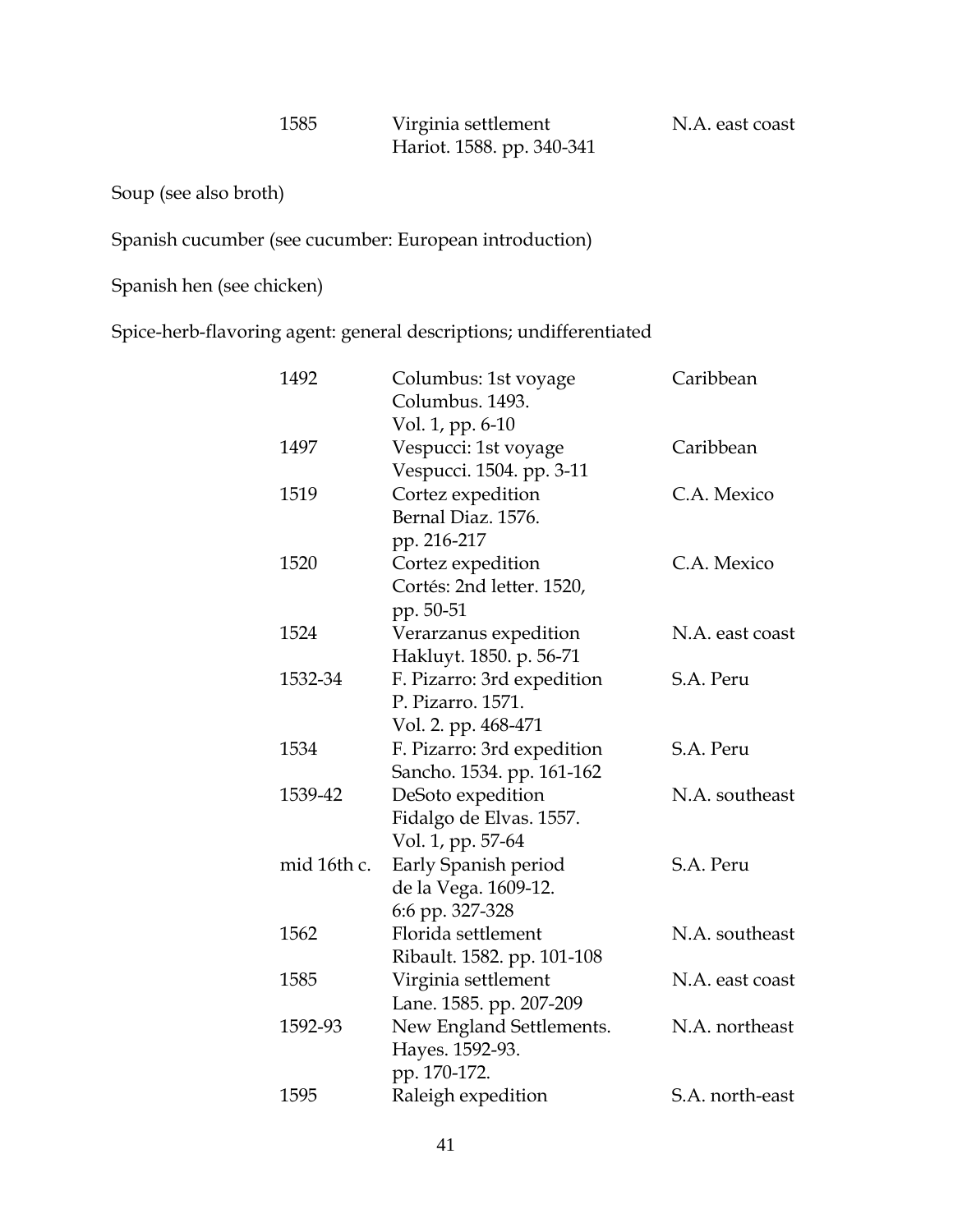| | | |
|---|---|---|
| 1585 | Virginia settlement<br>Hariot. 1588. pp. 340-341 | N.A. east coast |

Soup (see also broth)

Spanish cucumber (see cucumber: European introduction)

Spanish hen (see chicken)

Spice-herb-flavoring agent: general descriptions; undifferentiated

| | | |
|---|---|---|
| 1492 | Columbus: 1st voyage<br>Columbus. 1493.<br>Vol. 1, pp. 6-10 | Caribbean |
| 1497 | Vespucci: 1st voyage<br>Vespucci. 1504. pp. 3-11 | Caribbean |
| 1519 | Cortez expedition<br>Bernal Diaz. 1576.<br>pp. 216-217 | C.A. Mexico |
| 1520 | Cortez expedition<br>Cortés: 2nd letter. 1520,<br>pp. 50-51 | C.A. Mexico |
| 1524 | Verarzanus expedition<br>Hakluyt. 1850. p. 56-71 | N.A. east coast |
| 1532-34 | F. Pizarro: 3rd expedition<br>P. Pizarro. 1571.<br>Vol. 2. pp. 468-471 | S.A. Peru |
| 1534 | F. Pizarro: 3rd expedition<br>Sancho. 1534. pp. 161-162 | S.A. Peru |
| 1539-42 | DeSoto expedition<br>Fidalgo de Elvas. 1557.<br>Vol. 1, pp. 57-64 | N.A. southeast |
| mid 16th c. | Early Spanish period<br>de la Vega. 1609-12.<br>6:6 pp. 327-328 | S.A. Peru |
| 1562 | Florida settlement<br>Ribault. 1582. pp. 101-108 | N.A. southeast |
| 1585 | Virginia settlement<br>Lane. 1585. pp. 207-209 | N.A. east coast |
| 1592-93 | New England Settlements.<br>Hayes. 1592-93.<br>pp. 170-172. | N.A. northeast |
| 1595 | Raleigh expedition | S.A. north-east |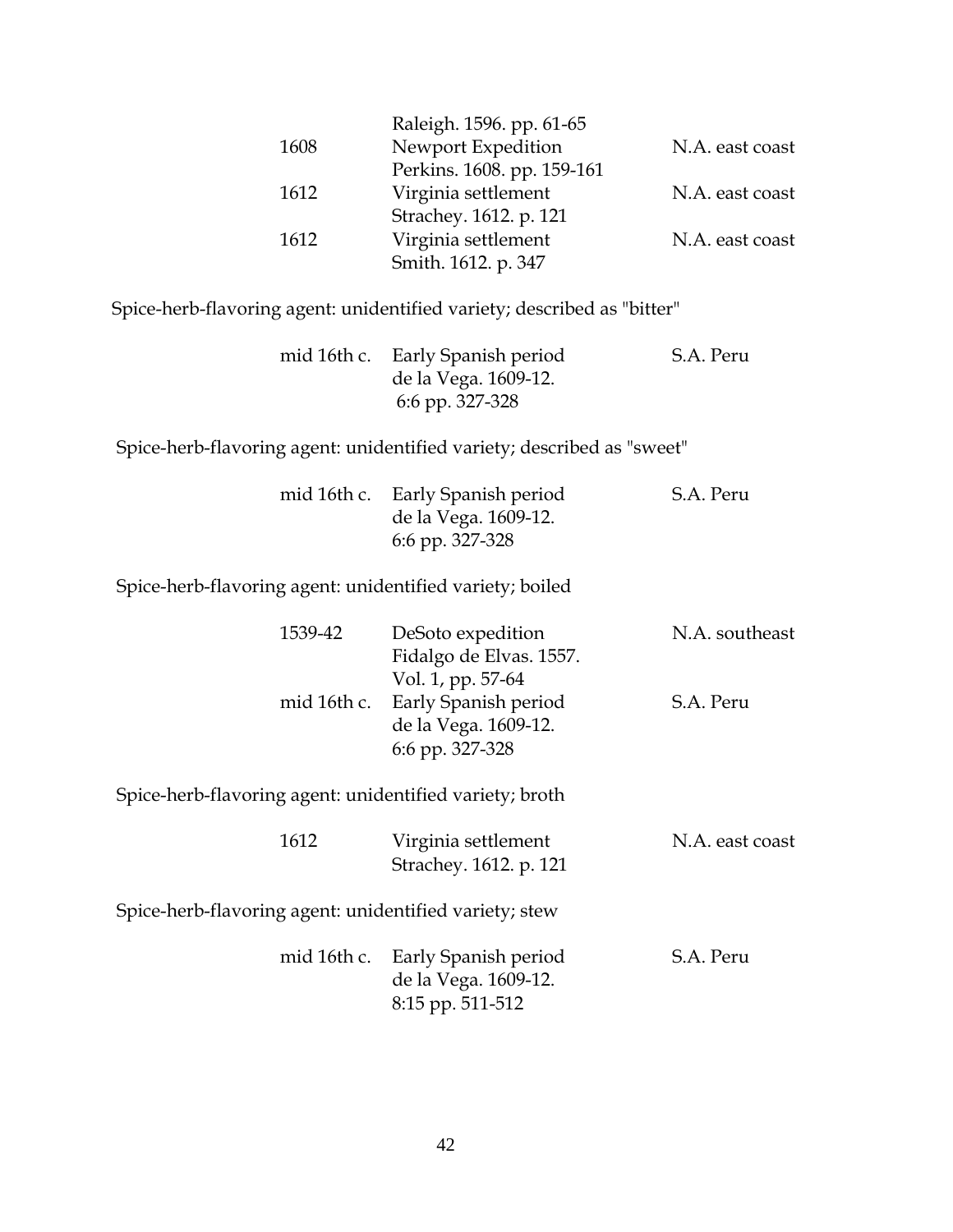| | | |
|---|---|---|
| | Raleigh. 1596. pp. 61-65 | |
| 1608 | Newport Expedition<br>Perkins. 1608. pp. 159-161 | N.A. east coast |
| 1612 | Virginia settlement<br>Strachey. 1612. p. 121 | N.A. east coast |
| 1612 | Virginia settlement<br>Smith. 1612. p. 347 | N.A. east coast |

Spice-herb-flavoring agent: unidentified variety; described as "bitter"

| | | |
|---|---|---|
| mid 16th c. | Early Spanish period<br>de la Vega. 1609-12.<br>6:6 pp. 327-328 | S.A. Peru |

Spice-herb-flavoring agent: unidentified variety; described as "sweet"

| | | |
|---|---|---|
| mid 16th c. | Early Spanish period<br>de la Vega. 1609-12.<br>6:6 pp. 327-328 | S.A. Peru |

Spice-herb-flavoring agent: unidentified variety; boiled

| | | |
|---|---|---|
| 1539-42 | DeSoto expedition<br>Fidalgo de Elvas. 1557.<br>Vol. 1, pp. 57-64 | N.A. southeast |
| mid 16th c. | Early Spanish period<br>de la Vega. 1609-12.<br>6:6 pp. 327-328 | S.A. Peru |

Spice-herb-flavoring agent: unidentified variety; broth

| | | |
|---|---|---|
| 1612 | Virginia settlement<br>Strachey. 1612. p. 121 | N.A. east coast |

Spice-herb-flavoring agent: unidentified variety; stew

| | | |
|---|---|---|
| mid 16th c. | Early Spanish period<br>de la Vega. 1609-12.<br>8:15 pp. 511-512 | S.A. Peru |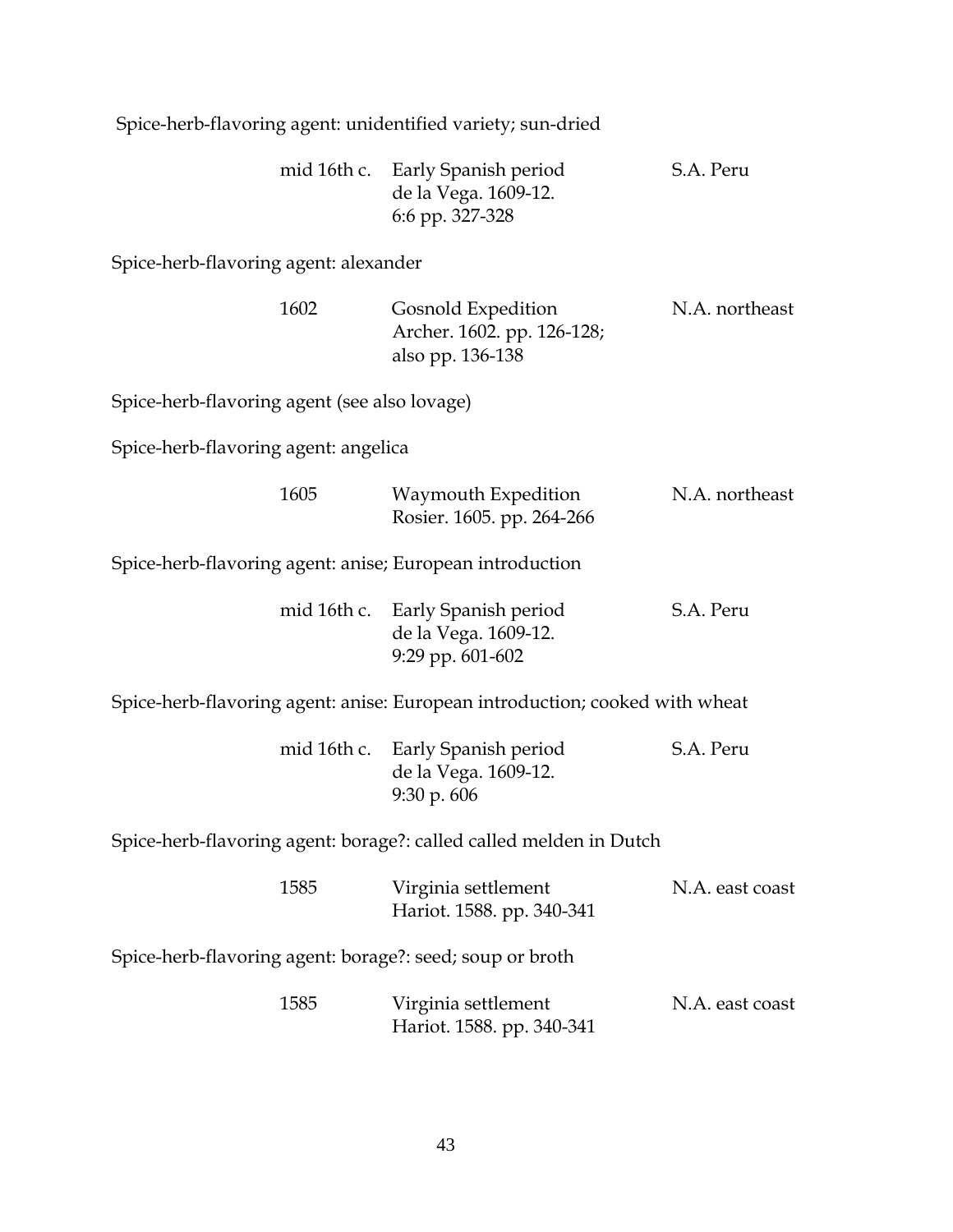Spice-herb-flavoring agent: unidentified variety; sun-dried

| | | |
|---|---|---|
| mid 16th c. | Early Spanish period<br>de la Vega. 1609-12.<br>6:6 pp. 327-328 | S.A. Peru |

Spice-herb-flavoring agent: alexander

| | | |
|---|---|---|
| 1602 | Gosnold Expedition<br>Archer. 1602. pp. 126-128;<br>also pp. 136-138 | N.A. northeast |

Spice-herb-flavoring agent (see also lovage)

Spice-herb-flavoring agent: angelica

| | | |
|---|---|---|
| 1605 | Waymouth Expedition<br>Rosier. 1605. pp. 264-266 | N.A. northeast |

Spice-herb-flavoring agent: anise; European introduction

| | | |
|---|---|---|
| mid 16th c. | Early Spanish period<br>de la Vega. 1609-12.<br>9:29 pp. 601-602 | S.A. Peru |

Spice-herb-flavoring agent: anise: European introduction; cooked with wheat

| | | |
|---|---|---|
| mid 16th c. | Early Spanish period<br>de la Vega. 1609-12.<br>9:30 p. 606 | S.A. Peru |

Spice-herb-flavoring agent: borage?: called called melden in Dutch

| | | |
|---|---|---|
| 1585 | Virginia settlement<br>Hariot. 1588. pp. 340-341 | N.A. east coast |

Spice-herb-flavoring agent: borage?: seed; soup or broth

| | | |
|---|---|---|
| 1585 | Virginia settlement<br>Hariot. 1588. pp. 340-341 | N.A. east coast |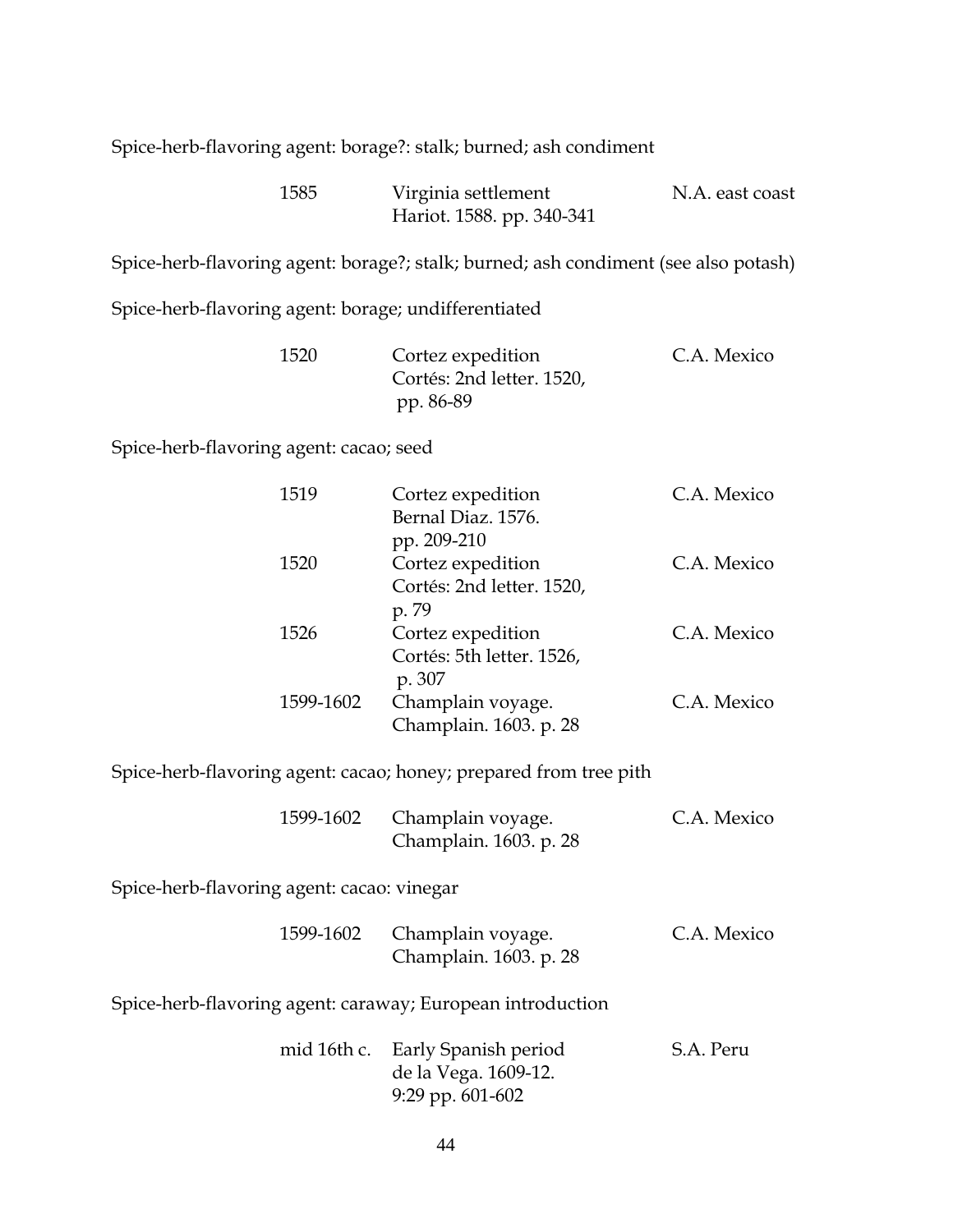Spice-herb-flavoring agent: borage?: stalk; burned; ash condiment

| | | |
|---|---|---|
| 1585 | Virginia settlement<br>Hariot. 1588. pp. 340-341 | N.A. east coast |

Spice-herb-flavoring agent: borage?; stalk; burned; ash condiment (see also potash)

Spice-herb-flavoring agent: borage; undifferentiated

| | | |
|---|---|---|
| 1520 | Cortez expedition<br>Cortés: 2nd letter. 1520, pp. 86-89 | C.A. Mexico |

Spice-herb-flavoring agent: cacao; seed

| | | |
|---|---|---|
| 1519 | Cortez expedition<br>Bernal Diaz. 1576. pp. 209-210 | C.A. Mexico |
| 1520 | Cortez expedition<br>Cortés: 2nd letter. 1520, p. 79 | C.A. Mexico |
| 1526 | Cortez expedition<br>Cortés: 5th letter. 1526, p. 307 | C.A. Mexico |
| 1599-1602 | Champlain voyage.<br>Champlain. 1603. p. 28 | C.A. Mexico |

Spice-herb-flavoring agent: cacao; honey; prepared from tree pith

| | | |
|---|---|---|
| 1599-1602 | Champlain voyage.<br>Champlain. 1603. p. 28 | C.A. Mexico |

Spice-herb-flavoring agent: cacao: vinegar

| | | |
|---|---|---|
| 1599-1602 | Champlain voyage.<br>Champlain. 1603. p. 28 | C.A. Mexico |

Spice-herb-flavoring agent: caraway; European introduction

| | | |
|---|---|---|
| mid 16th c. | Early Spanish period<br>de la Vega. 1609-12. 9:29 pp. 601-602 | S.A. Peru |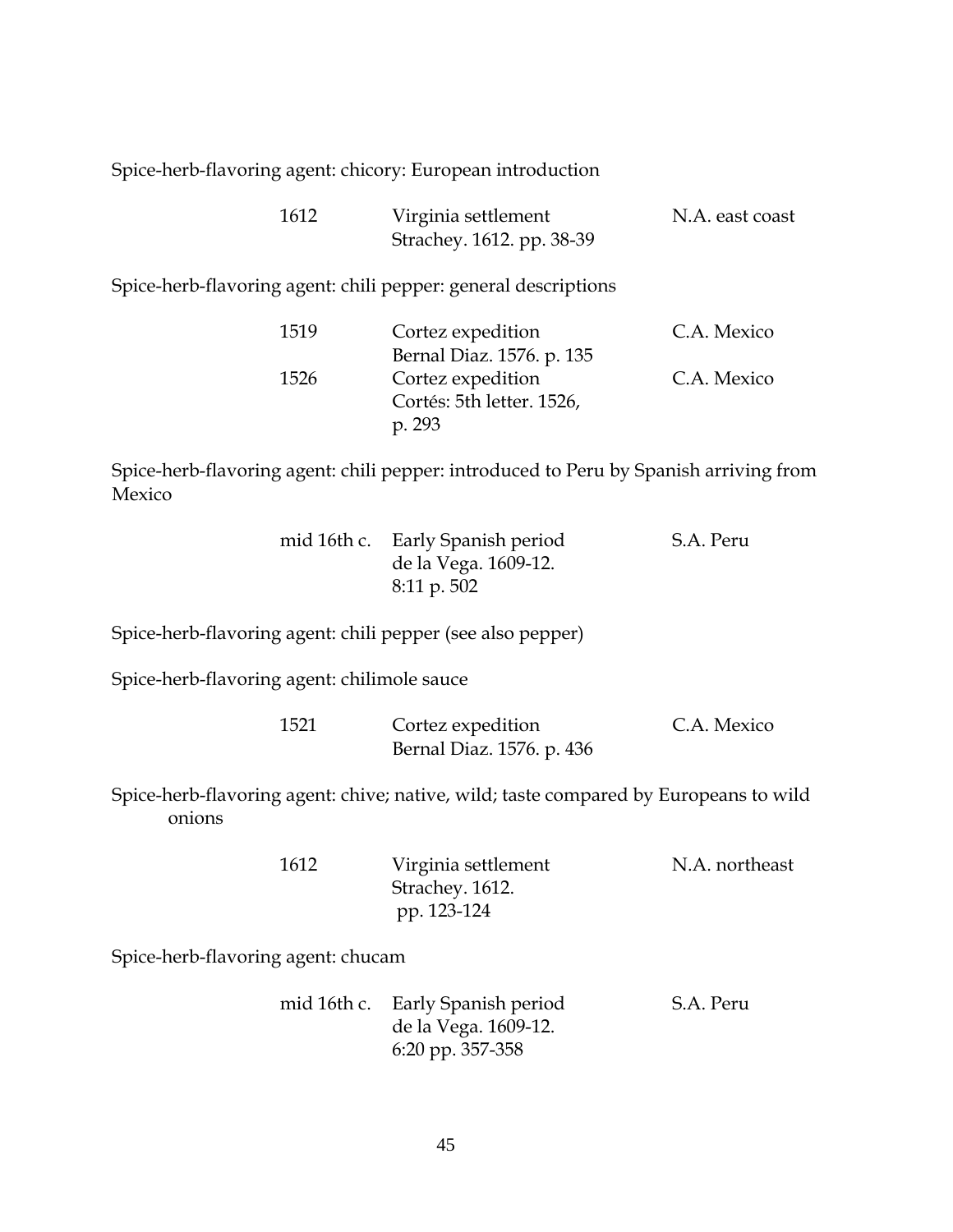Spice-herb-flavoring agent: chicory: European introduction

| | | |
|---|---|---|
| 1612 | Virginia settlement<br>Strachey. 1612. pp. 38-39 | N.A. east coast |

Spice-herb-flavoring agent: chili pepper: general descriptions

| | | |
|---|---|---|
| 1519 | Cortez expedition<br>Bernal Diaz. 1576. p. 135 | C.A. Mexico |
| 1526 | Cortez expedition<br>Cortés: 5th letter. 1526, p. 293 | C.A. Mexico |

Spice-herb-flavoring agent: chili pepper: introduced to Peru by Spanish arriving from Mexico

| | | |
|---|---|---|
| mid 16th c. | Early Spanish period<br>de la Vega. 1609-12. 8:11 p. 502 | S.A. Peru |

Spice-herb-flavoring agent: chili pepper (see also pepper)

Spice-herb-flavoring agent: chilimole sauce

| | | |
|---|---|---|
| 1521 | Cortez expedition<br>Bernal Diaz. 1576. p. 436 | C.A. Mexico |

Spice-herb-flavoring agent: chive; native, wild; taste compared by Europeans to wild onions

| | | |
|---|---|---|
| 1612 | Virginia settlement<br>Strachey. 1612. pp. 123-124 | N.A. northeast |

Spice-herb-flavoring agent: chucam

| | | |
|---|---|---|
| mid 16th c. | Early Spanish period<br>de la Vega. 1609-12. 6:20 pp. 357-358 | S.A. Peru |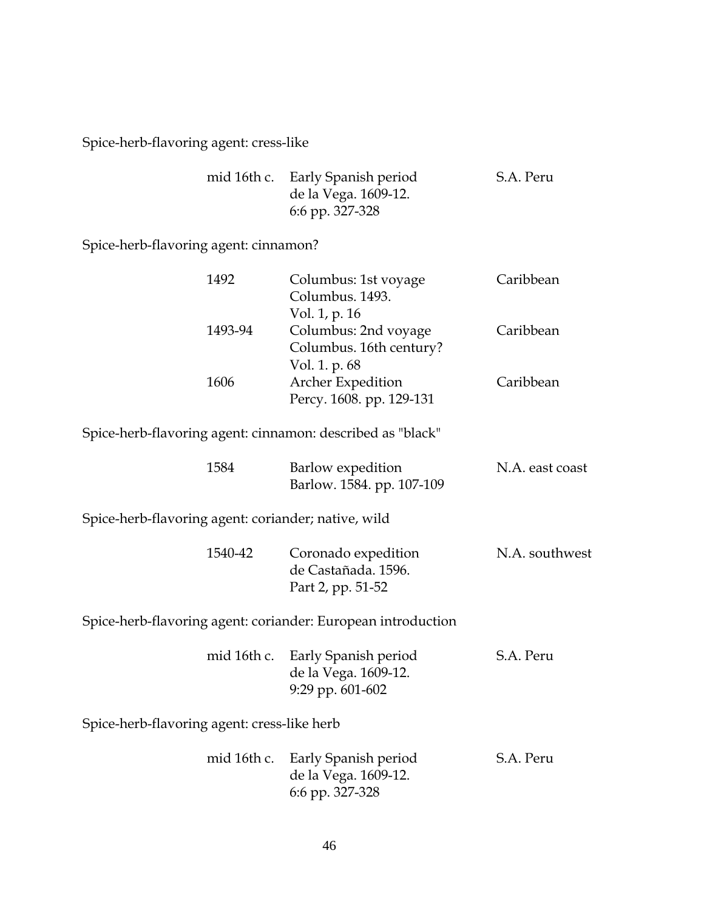Spice-herb-flavoring agent: cress-like

| | | |
|---|---|---|
| mid 16th c. | Early Spanish period<br>de la Vega. 1609-12.<br>6:6 pp. 327-328 | S.A. Peru |

Spice-herb-flavoring agent: cinnamon?

| | | |
|---|---|---|
| 1492 | Columbus: 1st voyage<br>Columbus. 1493.<br>Vol. 1, p. 16 | Caribbean |
| 1493-94 | Columbus: 2nd voyage<br>Columbus. 16th century?<br>Vol. 1. p. 68 | Caribbean |
| 1606 | Archer Expedition<br>Percy. 1608. pp. 129-131 | Caribbean |

Spice-herb-flavoring agent: cinnamon: described as "black"

| | | |
|---|---|---|
| 1584 | Barlow expedition<br>Barlow. 1584. pp. 107-109 | N.A. east coast |

Spice-herb-flavoring agent: coriander; native, wild

| | | |
|---|---|---|
| 1540-42 | Coronado expedition<br>de Castañada. 1596.<br>Part 2, pp. 51-52 | N.A. southwest |

Spice-herb-flavoring agent: coriander: European introduction

| | | |
|---|---|---|
| mid 16th c. | Early Spanish period<br>de la Vega. 1609-12.<br>9:29 pp. 601-602 | S.A. Peru |

Spice-herb-flavoring agent: cress-like herb

| | | |
|---|---|---|
| mid 16th c. | Early Spanish period<br>de la Vega. 1609-12.<br>6:6 pp. 327-328 | S.A. Peru |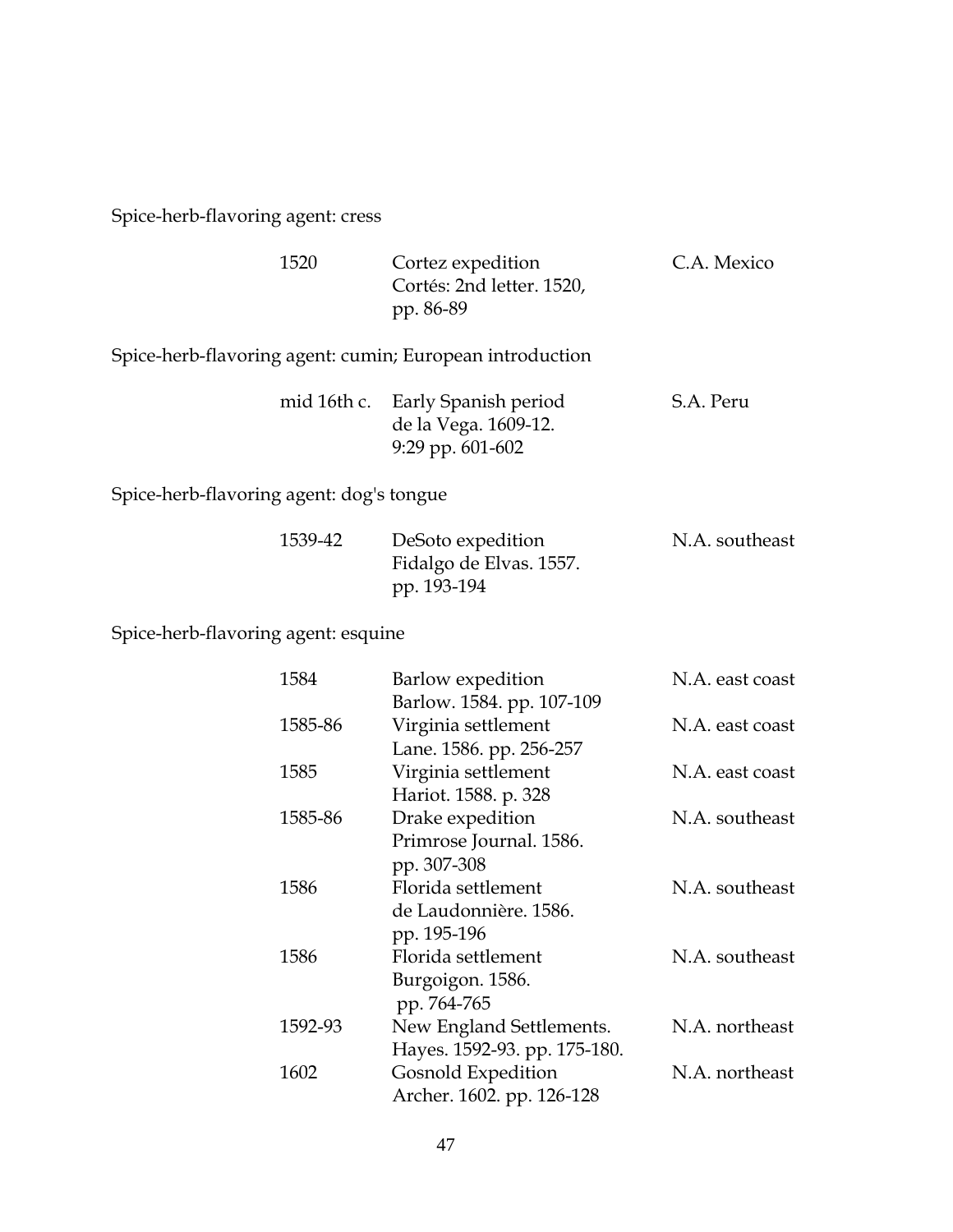Spice-herb-flavoring agent: cress

| | | |
|---|---|---|
| 1520 | Cortez expedition<br>Cortés: 2nd letter. 1520, pp. 86-89 | C.A. Mexico |

Spice-herb-flavoring agent: cumin; European introduction

| | | |
|---|---|---|
| mid 16th c. | Early Spanish period<br>de la Vega. 1609-12. 9:29 pp. 601-602 | S.A. Peru |

Spice-herb-flavoring agent: dog's tongue

| | | |
|---|---|---|
| 1539-42 | DeSoto expedition<br>Fidalgo de Elvas. 1557. pp. 193-194 | N.A. southeast |

Spice-herb-flavoring agent: esquine

| | | |
|---|---|---|
| 1584 | Barlow expedition<br>Barlow. 1584. pp. 107-109 | N.A. east coast |
| 1585-86 | Virginia settlement<br>Lane. 1586. pp. 256-257 | N.A. east coast |
| 1585 | Virginia settlement<br>Hariot. 1588. p. 328 | N.A. east coast |
| 1585-86 | Drake expedition<br>Primrose Journal. 1586. pp. 307-308 | N.A. southeast |
| 1586 | Florida settlement<br>de Laudonnière. 1586. pp. 195-196 | N.A. southeast |
| 1586 | Florida settlement<br>Burgoigon. 1586. pp. 764-765 | N.A. southeast |
| 1592-93 | New England Settlements.<br>Hayes. 1592-93. pp. 175-180. | N.A. northeast |
| 1602 | Gosnold Expedition<br>Archer. 1602. pp. 126-128 | N.A. northeast |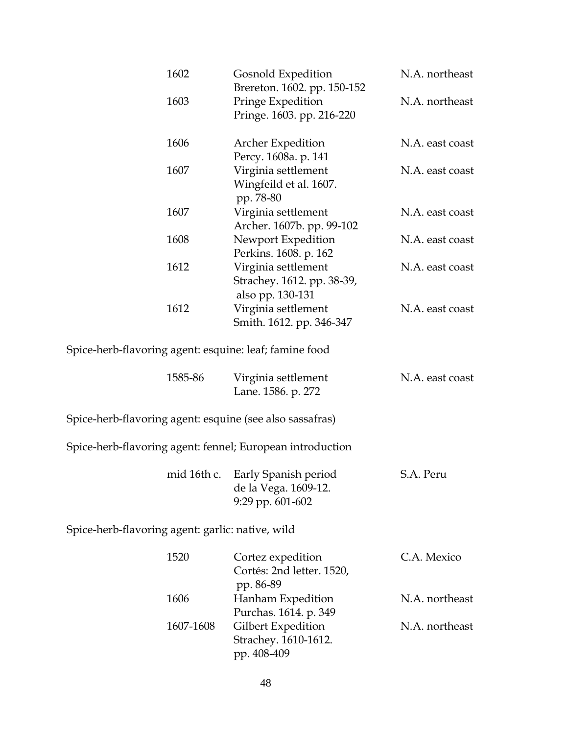| | | |
|---|---|---|
| 1602 | Gosnold Expedition<br>Brereton. 1602. pp. 150-152 | N.A. northeast |
| 1603 | Pringe Expedition<br>Pringe. 1603. pp. 216-220 | N.A. northeast |
| 1606 | Archer Expedition<br>Percy. 1608a. p. 141 | N.A. east coast |
| 1607 | Virginia settlement<br>Wingfeild et al. 1607.<br>pp. 78-80 | N.A. east coast |
| 1607 | Virginia settlement<br>Archer. 1607b. pp. 99-102 | N.A. east coast |
| 1608 | Newport Expedition<br>Perkins. 1608. p. 162 | N.A. east coast |
| 1612 | Virginia settlement<br>Strachey. 1612. pp. 38-39,<br>also pp. 130-131 | N.A. east coast |
| 1612 | Virginia settlement<br>Smith. 1612. pp. 346-347 | N.A. east coast |

Spice-herb-flavoring agent: esquine: leaf; famine food

| | | |
|---|---|---|
| 1585-86 | Virginia settlement<br>Lane. 1586. p. 272 | N.A. east coast |

Spice-herb-flavoring agent: esquine (see also sassafras)

Spice-herb-flavoring agent: fennel; European introduction

| | | |
|---|---|---|
| mid 16th c. | Early Spanish period<br>de la Vega. 1609-12.<br>9:29 pp. 601-602 | S.A. Peru |

Spice-herb-flavoring agent: garlic: native, wild

| | | |
|---|---|---|
| 1520 | Cortez expedition<br>Cortés: 2nd letter. 1520,<br>pp. 86-89 | C.A. Mexico |
| 1606 | Hanham Expedition<br>Purchas. 1614. p. 349 | N.A. northeast |
| 1607-1608 | Gilbert Expedition<br>Strachey. 1610-1612.<br>pp. 408-409 | N.A. northeast |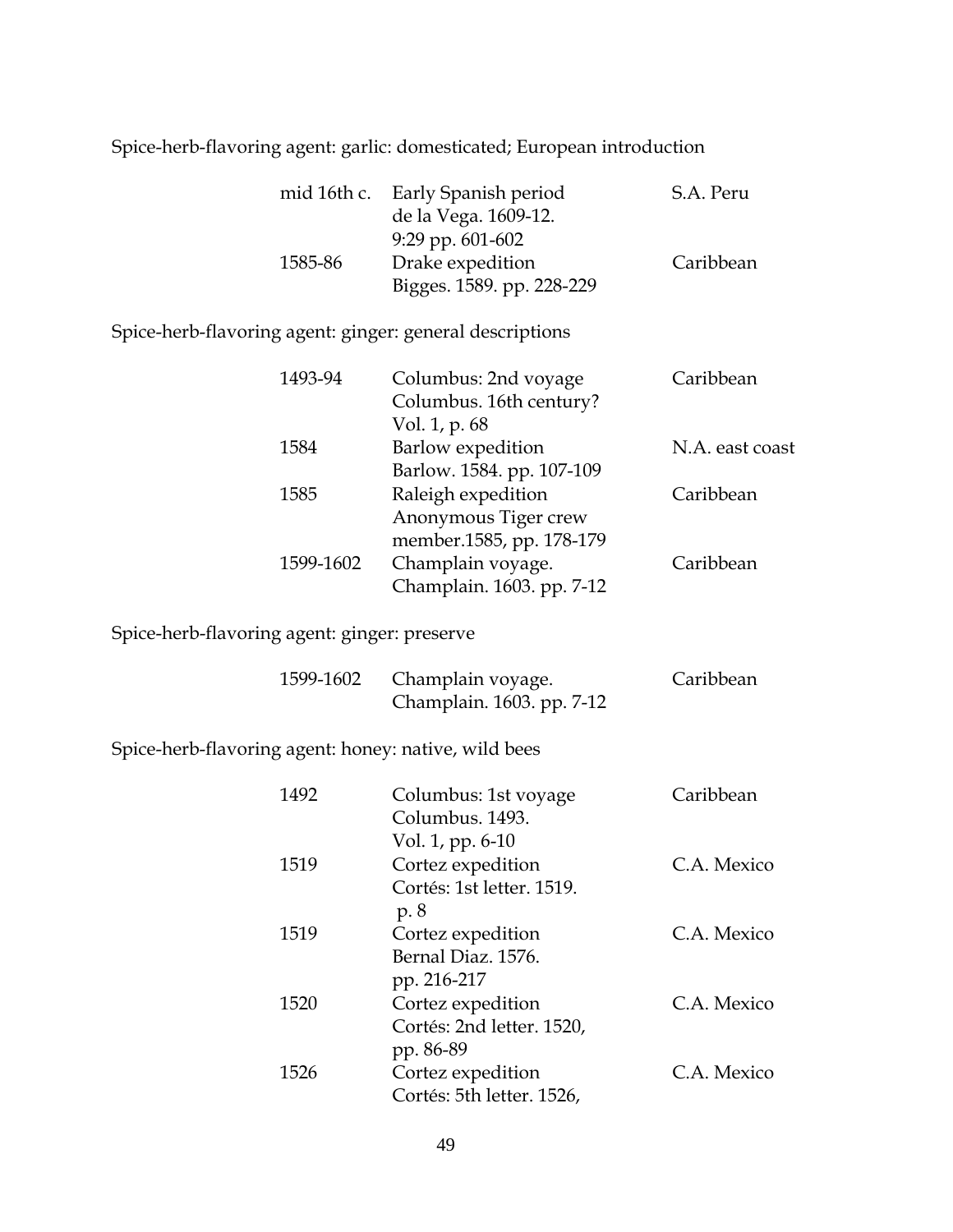Spice-herb-flavoring agent: garlic: domesticated; European introduction

| | | |
|---|---|---|
| mid 16th c. | Early Spanish period de la Vega. 1609-12. 9:29 pp. 601-602 | S.A. Peru |
| 1585-86 | Drake expedition Bigges. 1589. pp. 228-229 | Caribbean |

Spice-herb-flavoring agent: ginger: general descriptions

| | | |
|---|---|---|
| 1493-94 | Columbus: 2nd voyage Columbus. 16th century? Vol. 1, p. 68 | Caribbean |
| 1584 | Barlow expedition Barlow. 1584. pp. 107-109 | N.A. east coast |
| 1585 | Raleigh expedition Anonymous Tiger crew member.1585, pp. 178-179 | Caribbean |
| 1599-1602 | Champlain voyage. Champlain. 1603. pp. 7-12 | Caribbean |

Spice-herb-flavoring agent: ginger: preserve

| | | |
|---|---|---|
| 1599-1602 | Champlain voyage. Champlain. 1603. pp. 7-12 | Caribbean |

Spice-herb-flavoring agent: honey: native, wild bees

| | | |
|---|---|---|
| 1492 | Columbus: 1st voyage Columbus. 1493. Vol. 1, pp. 6-10 | Caribbean |
| 1519 | Cortez expedition Cortés: 1st letter. 1519. p. 8 | C.A. Mexico |
| 1519 | Cortez expedition Bernal Diaz. 1576. pp. 216-217 | C.A. Mexico |
| 1520 | Cortez expedition Cortés: 2nd letter. 1520, pp. 86-89 | C.A. Mexico |
| 1526 | Cortez expedition Cortés: 5th letter. 1526, | C.A. Mexico |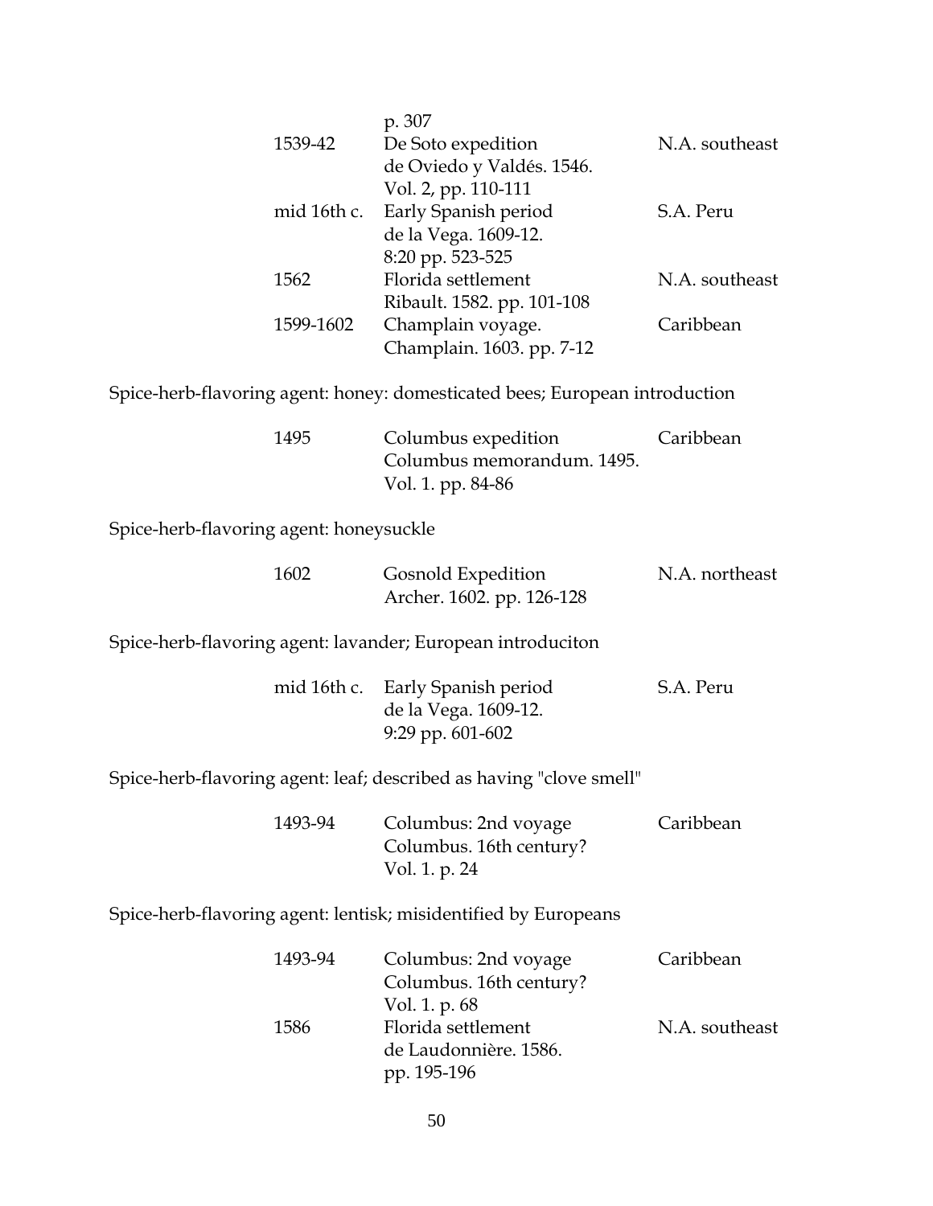| | | |
|---|---|---|
| | p. 307 | |
| 1539-42 | De Soto expedition<br>de Oviedo y Valdés. 1546.<br>Vol. 2, pp. 110-111 | N.A. southeast |
| mid 16th c. | Early Spanish period<br>de la Vega. 1609-12.<br>8:20 pp. 523-525 | S.A. Peru |
| 1562 | Florida settlement<br>Ribault. 1582. pp. 101-108 | N.A. southeast |
| 1599-1602 | Champlain voyage.<br>Champlain. 1603. pp. 7-12 | Caribbean |

Spice-herb-flavoring agent: honey: domesticated bees; European introduction

| | | |
|---|---|---|
| 1495 | Columbus expedition<br>Columbus memorandum. 1495.<br>Vol. 1. pp. 84-86 | Caribbean |

Spice-herb-flavoring agent: honeysuckle

| | | |
|---|---|---|
| 1602 | Gosnold Expedition<br>Archer. 1602. pp. 126-128 | N.A. northeast |

Spice-herb-flavoring agent: lavander; European introduciton

| | | |
|---|---|---|
| mid 16th c. | Early Spanish period<br>de la Vega. 1609-12.<br>9:29 pp. 601-602 | S.A. Peru |

Spice-herb-flavoring agent: leaf; described as having "clove smell"

| | | |
|---|---|---|
| 1493-94 | Columbus: 2nd voyage<br>Columbus. 16th century?<br>Vol. 1. p. 24 | Caribbean |

Spice-herb-flavoring agent: lentisk; misidentified by Europeans

| | | |
|---|---|---|
| 1493-94 | Columbus: 2nd voyage<br>Columbus. 16th century?<br>Vol. 1. p. 68 | Caribbean |
| 1586 | Florida settlement<br>de Laudonnière. 1586.<br>pp. 195-196 | N.A. southeast |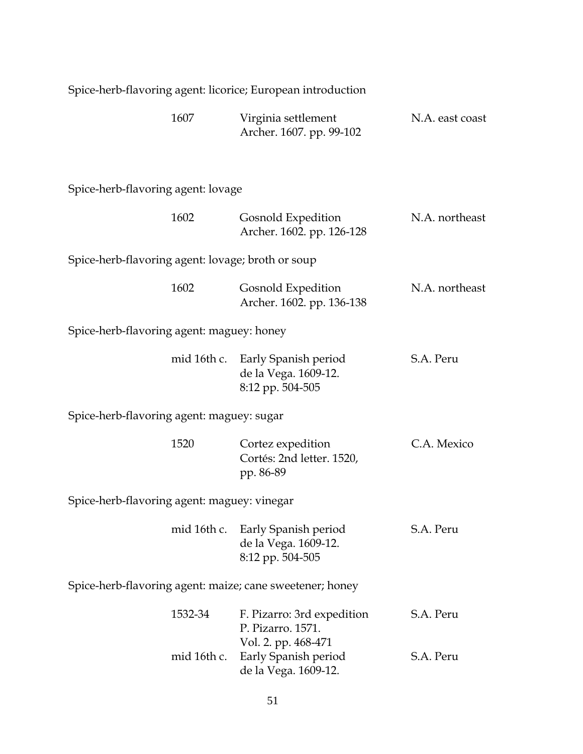Spice-herb-flavoring agent: licorice; European introduction

| | | |
|---|---|---|
| 1607 | Virginia settlement<br>Archer. 1607. pp. 99-102 | N.A. east coast |

Spice-herb-flavoring agent: lovage

| | | |
|---|---|---|
| 1602 | Gosnold Expedition<br>Archer. 1602. pp. 126-128 | N.A. northeast |

Spice-herb-flavoring agent: lovage; broth or soup

| | | |
|---|---|---|
| 1602 | Gosnold Expedition<br>Archer. 1602. pp. 136-138 | N.A. northeast |

Spice-herb-flavoring agent: maguey: honey

| | | |
|---|---|---|
| mid 16th c. | Early Spanish period<br>de la Vega. 1609-12.<br>8:12 pp. 504-505 | S.A. Peru |

Spice-herb-flavoring agent: maguey: sugar

| | | |
|---|---|---|
| 1520 | Cortez expedition<br>Cortés: 2nd letter. 1520,<br>pp. 86-89 | C.A. Mexico |

Spice-herb-flavoring agent: maguey: vinegar

| | | |
|---|---|---|
| mid 16th c. | Early Spanish period<br>de la Vega. 1609-12.<br>8:12 pp. 504-505 | S.A. Peru |

Spice-herb-flavoring agent: maize; cane sweetener; honey

| | | |
|---|---|---|
| 1532-34 | F. Pizarro: 3rd expedition<br>P. Pizarro. 1571.<br>Vol. 2. pp. 468-471 | S.A. Peru |
| mid 16th c. | Early Spanish period<br>de la Vega. 1609-12. | S.A. Peru |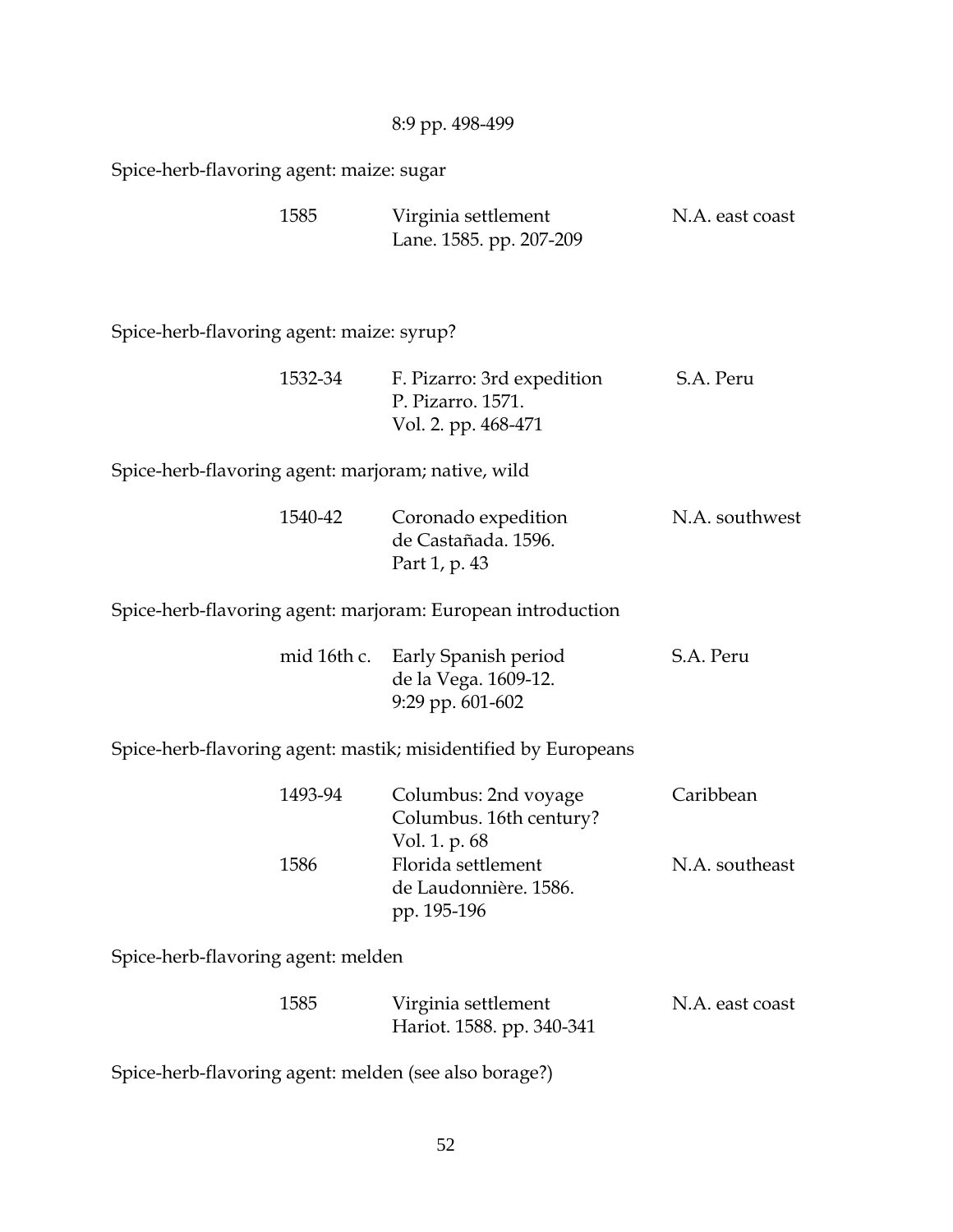8:9 pp. 498-499

Spice-herb-flavoring agent: maize: sugar

| | | |
|---|---|---|
| 1585 | Virginia settlement<br>Lane. 1585. pp. 207-209 | N.A. east coast |

Spice-herb-flavoring agent: maize: syrup?

| | | |
|---|---|---|
| 1532-34 | F. Pizarro: 3rd expedition<br>P. Pizarro. 1571.<br>Vol. 2. pp. 468-471 | S.A. Peru |

Spice-herb-flavoring agent: marjoram; native, wild

| | | |
|---|---|---|
| 1540-42 | Coronado expedition<br>de Castañada. 1596.<br>Part 1, p. 43 | N.A. southwest |

Spice-herb-flavoring agent: marjoram: European introduction

| | | |
|---|---|---|
| mid 16th c. | Early Spanish period<br>de la Vega. 1609-12.<br>9:29 pp. 601-602 | S.A. Peru |

Spice-herb-flavoring agent: mastik; misidentified by Europeans

| | | |
|---|---|---|
| 1493-94 | Columbus: 2nd voyage<br>Columbus. 16th century?<br>Vol. 1. p. 68 | Caribbean |
| 1586 | Florida settlement<br>de Laudonnière. 1586.<br>pp. 195-196 | N.A. southeast |

Spice-herb-flavoring agent: melden

| | | |
|---|---|---|
| 1585 | Virginia settlement<br>Hariot. 1588. pp. 340-341 | N.A. east coast |

Spice-herb-flavoring agent: melden (see also borage?)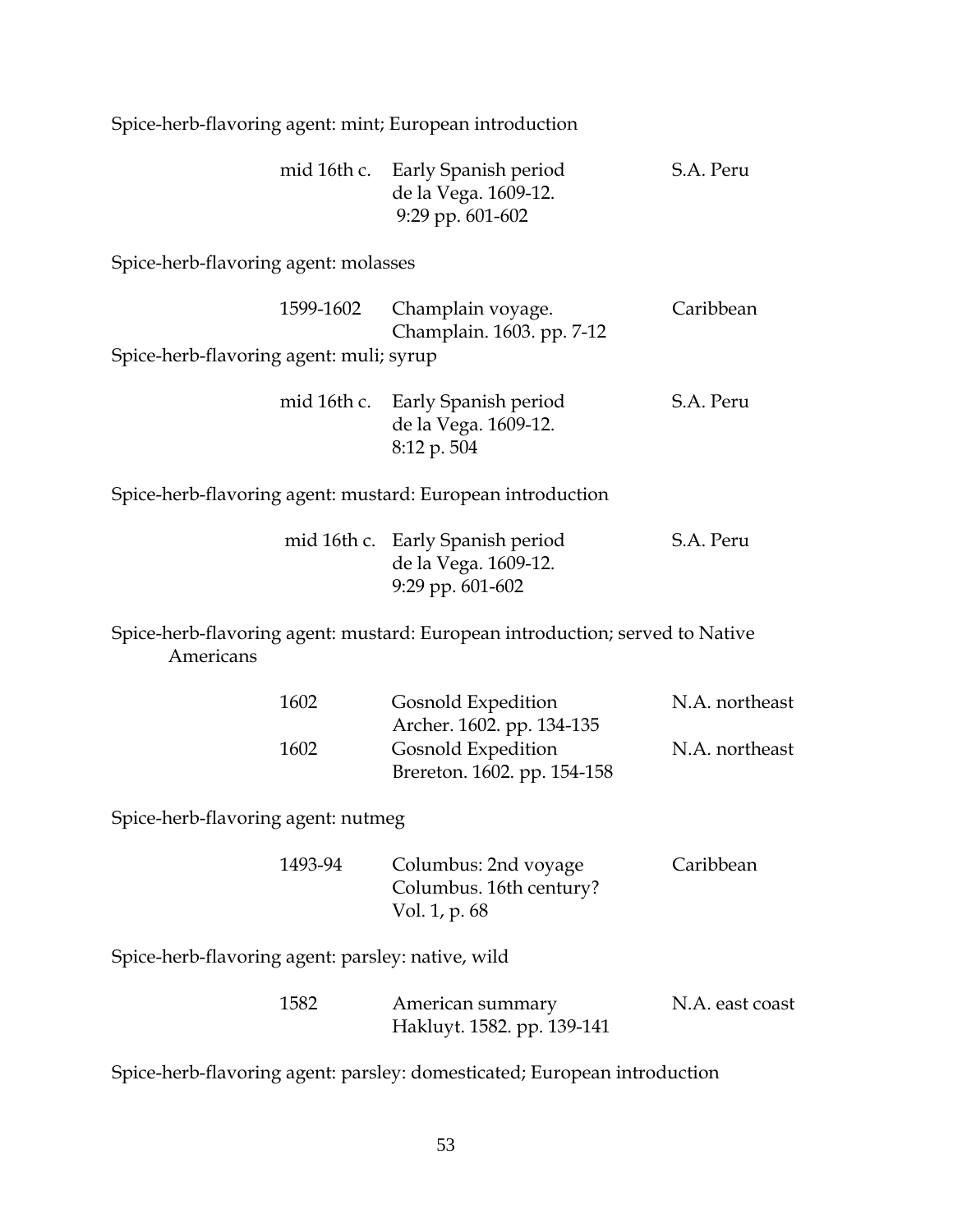Spice-herb-flavoring agent: mint; European introduction

| | | |
|---|---|---|
| mid 16th c. | Early Spanish period<br>de la Vega. 1609-12.<br>9:29 pp. 601-602 | S.A. Peru |

Spice-herb-flavoring agent: molasses

| | | |
|---|---|---|
| 1599-1602 | Champlain voyage.<br>Champlain. 1603. pp. 7-12 | Caribbean |

Spice-herb-flavoring agent: muli; syrup

| | | |
|---|---|---|
| mid 16th c. | Early Spanish period<br>de la Vega. 1609-12.<br>8:12 p. 504 | S.A. Peru |

Spice-herb-flavoring agent: mustard: European introduction

| | | |
|---|---|---|
| mid 16th c. | Early Spanish period<br>de la Vega. 1609-12.<br>9:29 pp. 601-602 | S.A. Peru |

Spice-herb-flavoring agent: mustard: European introduction; served to Native Americans

| | | |
|---|---|---|
| 1602 | Gosnold Expedition<br>Archer. 1602. pp. 134-135 | N.A. northeast |
| 1602 | Gosnold Expedition<br>Brereton. 1602. pp. 154-158 | N.A. northeast |

Spice-herb-flavoring agent: nutmeg

| | | |
|---|---|---|
| 1493-94 | Columbus: 2nd voyage<br>Columbus. 16th century?<br>Vol. 1, p. 68 | Caribbean |

Spice-herb-flavoring agent: parsley: native, wild

| | | |
|---|---|---|
| 1582 | American summary<br>Hakluyt. 1582. pp. 139-141 | N.A. east coast |

Spice-herb-flavoring agent: parsley: domesticated; European introduction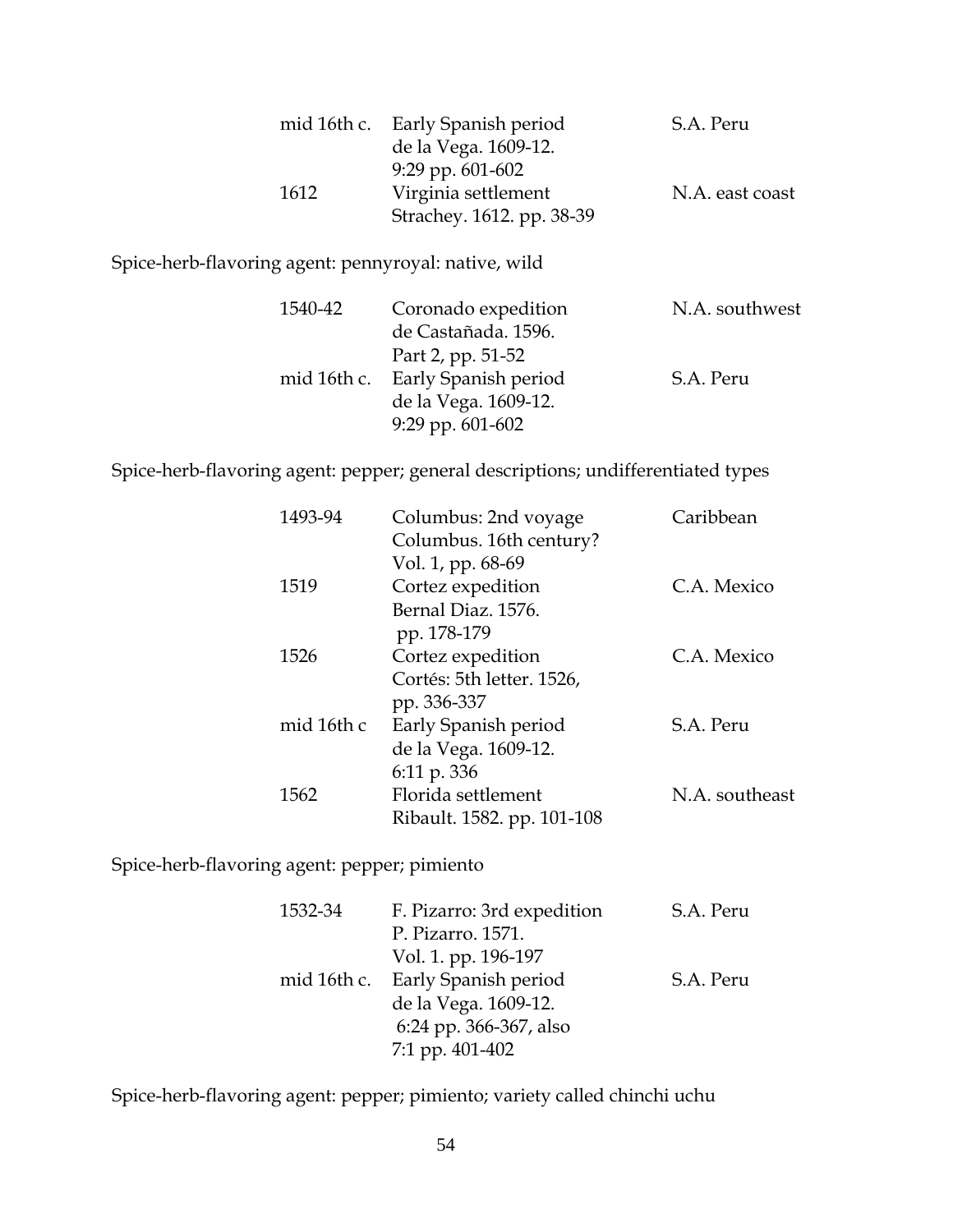| | | |
|---|---|---|
| mid 16th c. | Early Spanish period<br>de la Vega. 1609-12.<br>9:29 pp. 601-602 | S.A. Peru |
| 1612 | Virginia settlement<br>Strachey. 1612. pp. 38-39 | N.A. east coast |

Spice-herb-flavoring agent: pennyroyal: native, wild

| | | |
|---|---|---|
| 1540-42 | Coronado expedition<br>de Castañada. 1596.<br>Part 2, pp. 51-52 | N.A. southwest |
| mid 16th c. | Early Spanish period<br>de la Vega. 1609-12.<br>9:29 pp. 601-602 | S.A. Peru |

Spice-herb-flavoring agent: pepper; general descriptions; undifferentiated types

| | | |
|---|---|---|
| 1493-94 | Columbus: 2nd voyage<br>Columbus. 16th century?<br>Vol. 1, pp. 68-69 | Caribbean |
| 1519 | Cortez expedition<br>Bernal Diaz. 1576.<br>pp. 178-179 | C.A. Mexico |
| 1526 | Cortez expedition<br>Cortés: 5th letter. 1526,<br>pp. 336-337 | C.A. Mexico |
| mid 16th c | Early Spanish period<br>de la Vega. 1609-12.<br>6:11 p. 336 | S.A. Peru |
| 1562 | Florida settlement<br>Ribault. 1582. pp. 101-108 | N.A. southeast |

Spice-herb-flavoring agent: pepper; pimiento

| | | |
|---|---|---|
| 1532-34 | F. Pizarro: 3rd expedition<br>P. Pizarro. 1571.<br>Vol. 1. pp. 196-197 | S.A. Peru |
| mid 16th c. | Early Spanish period<br>de la Vega. 1609-12.<br>6:24 pp. 366-367, also<br>7:1 pp. 401-402 | S.A. Peru |

Spice-herb-flavoring agent: pepper; pimiento; variety called chinchi uchu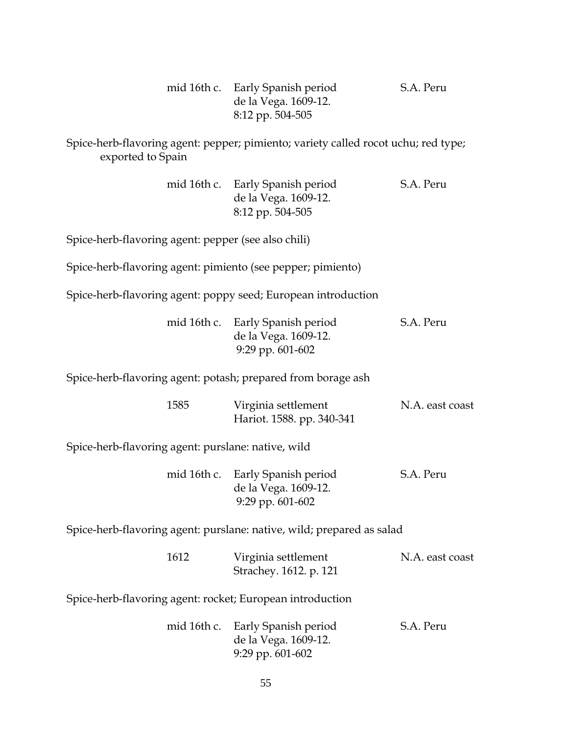| | | |
|---|---|---|
| mid 16th c. | Early Spanish period<br>de la Vega. 1609-12.<br>8:12 pp. 504-505 | S.A. Peru |

Spice-herb-flavoring agent: pepper; pimiento; variety called rocot uchu; red type; exported to Spain

| | | |
|---|---|---|
| mid 16th c. | Early Spanish period<br>de la Vega. 1609-12.<br>8:12 pp. 504-505 | S.A. Peru |

Spice-herb-flavoring agent: pepper (see also chili)

Spice-herb-flavoring agent: pimiento (see pepper; pimiento)

Spice-herb-flavoring agent: poppy seed; European introduction

| | | |
|---|---|---|
| mid 16th c. | Early Spanish period<br>de la Vega. 1609-12.<br>9:29 pp. 601-602 | S.A. Peru |

Spice-herb-flavoring agent: potash; prepared from borage ash

| | | |
|---|---|---|
| 1585 | Virginia settlement<br>Hariot. 1588. pp. 340-341 | N.A. east coast |

Spice-herb-flavoring agent: purslane: native, wild

| | | |
|---|---|---|
| mid 16th c. | Early Spanish period<br>de la Vega. 1609-12.<br>9:29 pp. 601-602 | S.A. Peru |

Spice-herb-flavoring agent: purslane: native, wild; prepared as salad

| | | |
|---|---|---|
| 1612 | Virginia settlement<br>Strachey. 1612. p. 121 | N.A. east coast |

Spice-herb-flavoring agent: rocket; European introduction

| | | |
|---|---|---|
| mid 16th c. | Early Spanish period<br>de la Vega. 1609-12.<br>9:29 pp. 601-602 | S.A. Peru |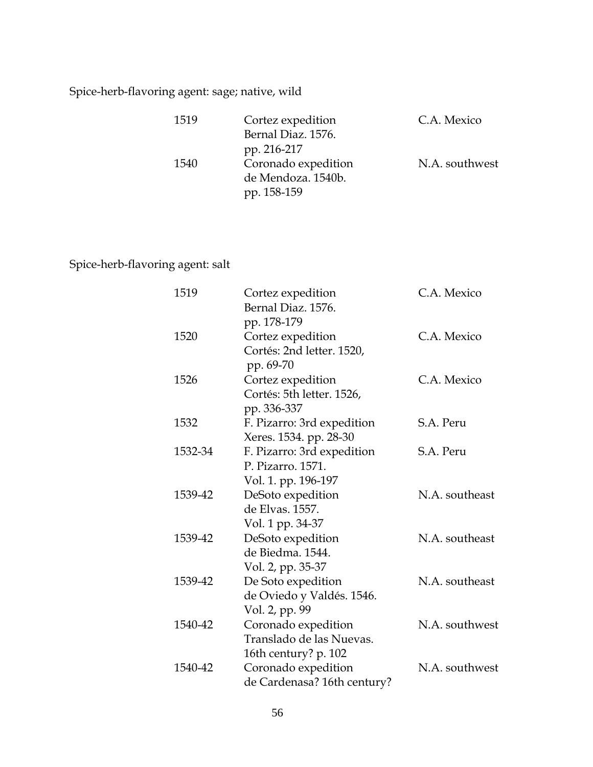Spice-herb-flavoring agent: sage; native, wild

| | | |
|---|---|---|
| 1519 | Cortez expedition<br>Bernal Diaz. 1576.<br>pp. 216-217 | C.A. Mexico |
| 1540 | Coronado expedition<br>de Mendoza. 1540b.<br>pp. 158-159 | N.A. southwest |

Spice-herb-flavoring agent: salt

| | | |
|---|---|---|
| 1519 | Cortez expedition<br>Bernal Diaz. 1576.<br>pp. 178-179 | C.A. Mexico |
| 1520 | Cortez expedition<br>Cortés: 2nd letter. 1520,<br>pp. 69-70 | C.A. Mexico |
| 1526 | Cortez expedition<br>Cortés: 5th letter. 1526,<br>pp. 336-337 | C.A. Mexico |
| 1532 | F. Pizarro: 3rd expedition<br>Xeres. 1534. pp. 28-30 | S.A. Peru |
| 1532-34 | F. Pizarro: 3rd expedition<br>P. Pizarro. 1571.<br>Vol. 1. pp. 196-197 | S.A. Peru |
| 1539-42 | DeSoto expedition<br>de Elvas. 1557.<br>Vol. 1 pp. 34-37 | N.A. southeast |
| 1539-42 | DeSoto expedition<br>de Biedma. 1544.<br>Vol. 2, pp. 35-37 | N.A. southeast |
| 1539-42 | De Soto expedition<br>de Oviedo y Valdés. 1546.<br>Vol. 2, pp. 99 | N.A. southeast |
| 1540-42 | Coronado expedition<br>Translado de las Nuevas.<br>16th century? p. 102 | N.A. southwest |
| 1540-42 | Coronado expedition<br>de Cardenasa? 16th century? | N.A. southwest |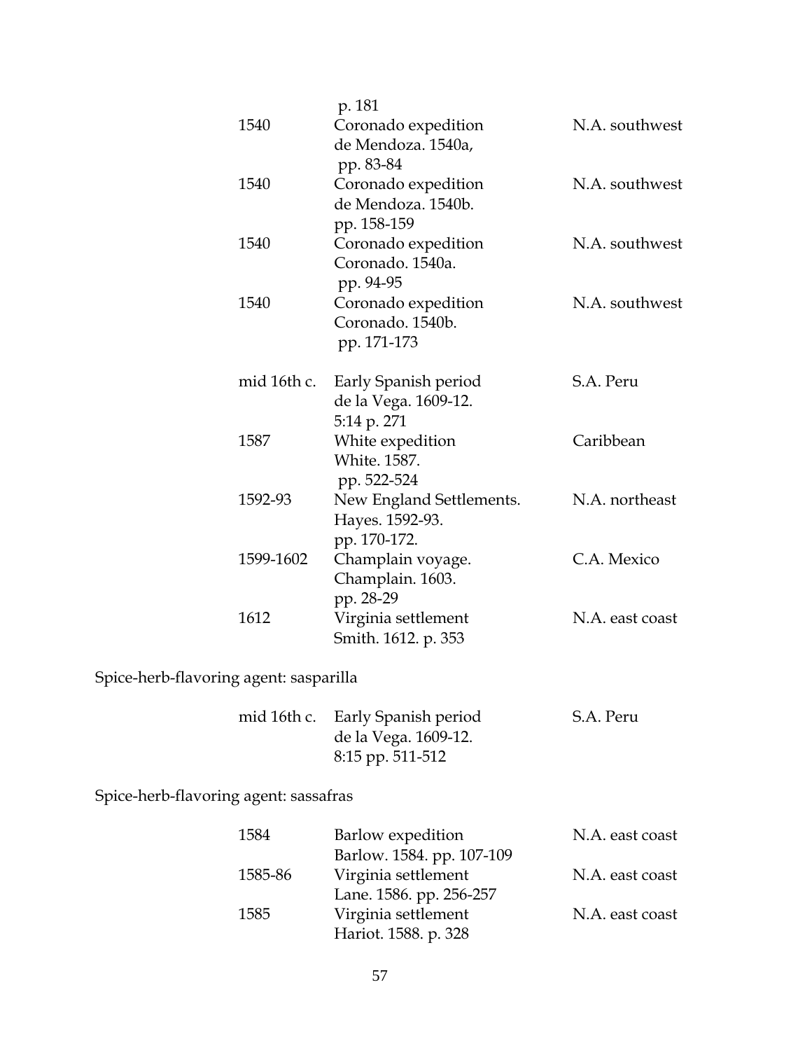p. 181

| | | |
|---|---|---|
| 1540 | Coronado expedition<br>de Mendoza. 1540a,<br>pp. 83-84 | N.A. southwest |
| 1540 | Coronado expedition<br>de Mendoza. 1540b.<br>pp. 158-159 | N.A. southwest |
| 1540 | Coronado expedition<br>Coronado. 1540a.<br>pp. 94-95 | N.A. southwest |
| 1540 | Coronado expedition<br>Coronado. 1540b.<br>pp. 171-173 | N.A. southwest |
| mid 16th c. | Early Spanish period<br>de la Vega. 1609-12.<br>5:14 p. 271 | S.A. Peru |
| 1587 | White expedition<br>White. 1587.<br>pp. 522-524 | Caribbean |
| 1592-93 | New England Settlements.<br>Hayes. 1592-93.<br>pp. 170-172. | N.A. northeast |
| 1599-1602 | Champlain voyage.<br>Champlain. 1603.<br>pp. 28-29 | C.A. Mexico |
| 1612 | Virginia settlement<br>Smith. 1612. p. 353 | N.A. east coast |

Spice-herb-flavoring agent: sasparilla

| | | |
|---|---|---|
| mid 16th c. | Early Spanish period<br>de la Vega. 1609-12.<br>8:15 pp. 511-512 | S.A. Peru |

Spice-herb-flavoring agent: sassafras

| | | |
|---|---|---|
| 1584 | Barlow expedition<br>Barlow. 1584. pp. 107-109 | N.A. east coast |
| 1585-86 | Virginia settlement<br>Lane. 1586. pp. 256-257 | N.A. east coast |
| 1585 | Virginia settlement<br>Hariot. 1588. p. 328 | N.A. east coast |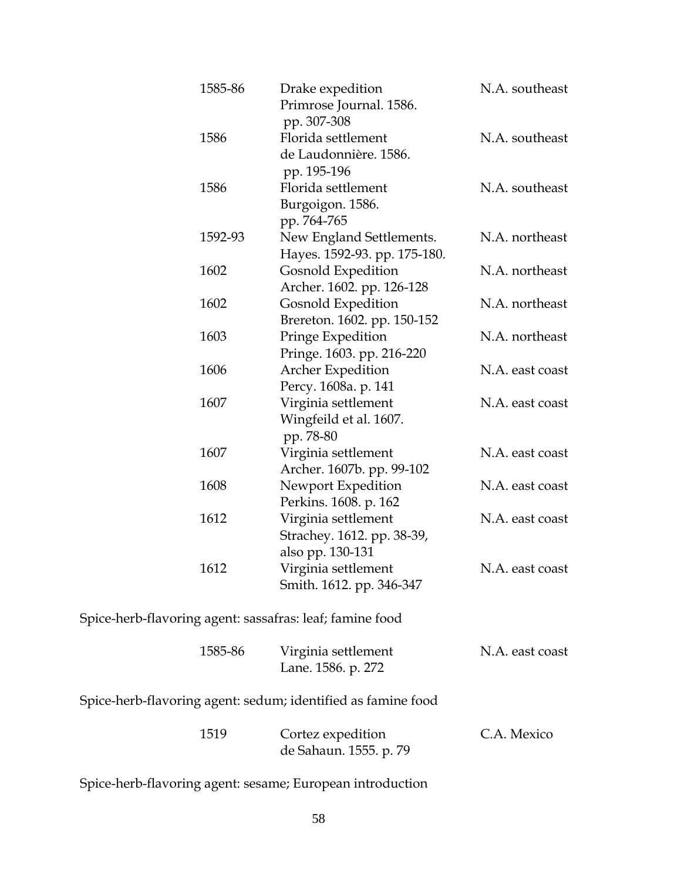| | | |
|---|---|---|
| 1585-86 | Drake expedition<br>Primrose Journal. 1586.<br>pp. 307-308 | N.A. southeast |
| 1586 | Florida settlement<br>de Laudonnière. 1586.<br>pp. 195-196 | N.A. southeast |
| 1586 | Florida settlement<br>Burgoigon. 1586.<br>pp. 764-765 | N.A. southeast |
| 1592-93 | New England Settlements.<br>Hayes. 1592-93. pp. 175-180. | N.A. northeast |
| 1602 | Gosnold Expedition<br>Archer. 1602. pp. 126-128 | N.A. northeast |
| 1602 | Gosnold Expedition<br>Brereton. 1602. pp. 150-152 | N.A. northeast |
| 1603 | Pringe Expedition<br>Pringe. 1603. pp. 216-220 | N.A. northeast |
| 1606 | Archer Expedition<br>Percy. 1608a. p. 141 | N.A. east coast |
| 1607 | Virginia settlement<br>Wingfeild et al. 1607.<br>pp. 78-80 | N.A. east coast |
| 1607 | Virginia settlement<br>Archer. 1607b. pp. 99-102 | N.A. east coast |
| 1608 | Newport Expedition<br>Perkins. 1608. p. 162 | N.A. east coast |
| 1612 | Virginia settlement<br>Strachey. 1612. pp. 38-39,<br>also pp. 130-131 | N.A. east coast |
| 1612 | Virginia settlement<br>Smith. 1612. pp. 346-347 | N.A. east coast |

Spice-herb-flavoring agent: sassafras: leaf; famine food

| | | |
|---|---|---|
| 1585-86 | Virginia settlement<br>Lane. 1586. p. 272 | N.A. east coast |

Spice-herb-flavoring agent: sedum; identified as famine food

| | | |
|---|---|---|
| 1519 | Cortez expedition<br>de Sahaun. 1555. p. 79 | C.A. Mexico |

Spice-herb-flavoring agent: sesame; European introduction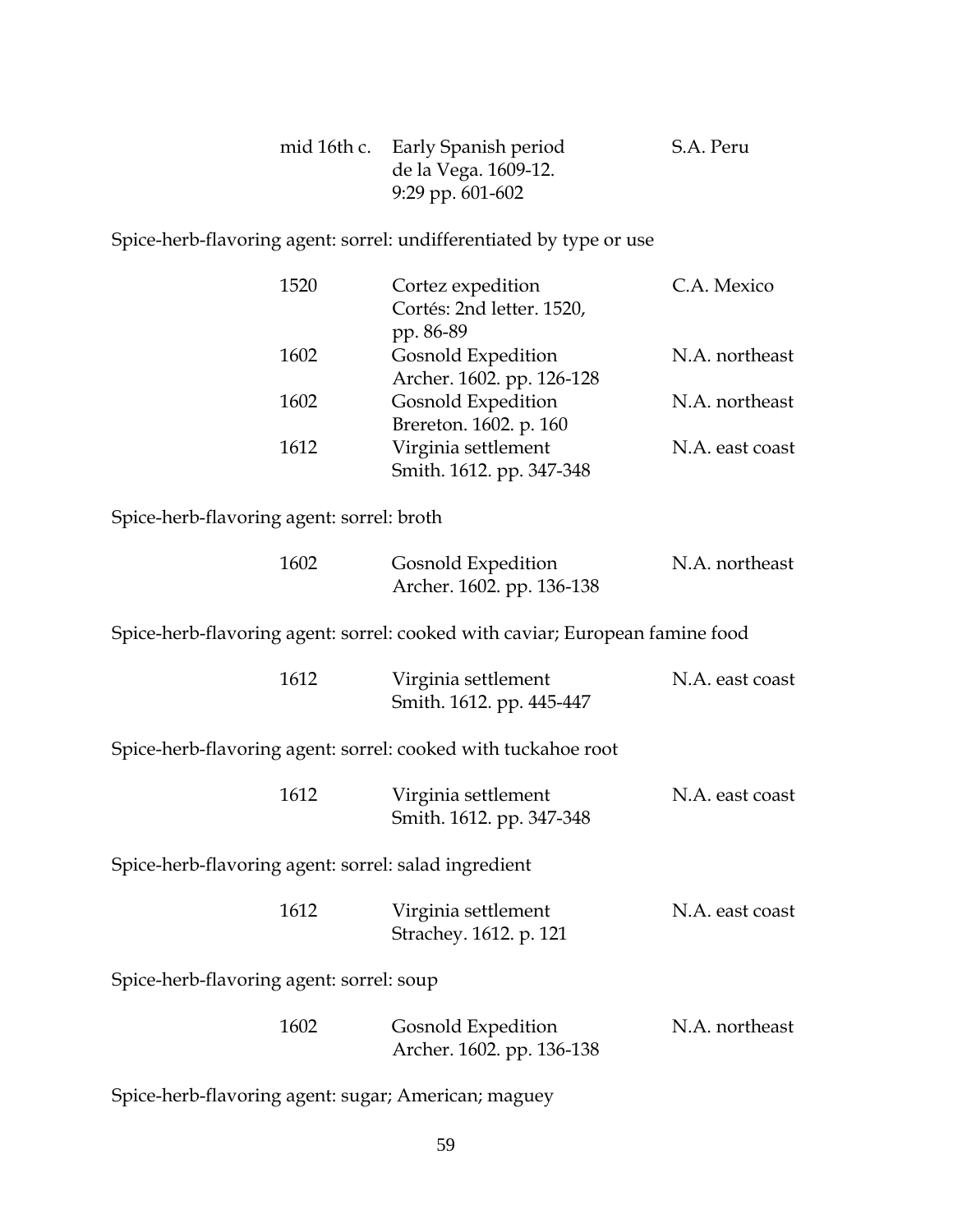| | | |
|---|---|---|
| mid 16th c. | Early Spanish period<br>de la Vega. 1609-12.<br>9:29 pp. 601-602 | S.A. Peru |

Spice-herb-flavoring agent: sorrel: undifferentiated by type or use

| | | |
|---|---|---|
| 1520 | Cortez expedition<br>Cortés: 2nd letter. 1520,<br>pp. 86-89 | C.A. Mexico |
| 1602 | Gosnold Expedition<br>Archer. 1602. pp. 126-128 | N.A. northeast |
| 1602 | Gosnold Expedition<br>Brereton. 1602. p. 160 | N.A. northeast |
| 1612 | Virginia settlement<br>Smith. 1612. pp. 347-348 | N.A. east coast |

Spice-herb-flavoring agent: sorrel: broth

| | | |
|---|---|---|
| 1602 | Gosnold Expedition<br>Archer. 1602. pp. 136-138 | N.A. northeast |

Spice-herb-flavoring agent: sorrel: cooked with caviar; European famine food

| | | |
|---|---|---|
| 1612 | Virginia settlement<br>Smith. 1612. pp. 445-447 | N.A. east coast |

Spice-herb-flavoring agent: sorrel: cooked with tuckahoe root

| | | |
|---|---|---|
| 1612 | Virginia settlement<br>Smith. 1612. pp. 347-348 | N.A. east coast |

Spice-herb-flavoring agent: sorrel: salad ingredient

| | | |
|---|---|---|
| 1612 | Virginia settlement<br>Strachey. 1612. p. 121 | N.A. east coast |

Spice-herb-flavoring agent: sorrel: soup

| | | |
|---|---|---|
| 1602 | Gosnold Expedition<br>Archer. 1602. pp. 136-138 | N.A. northeast |

Spice-herb-flavoring agent: sugar; American; maguey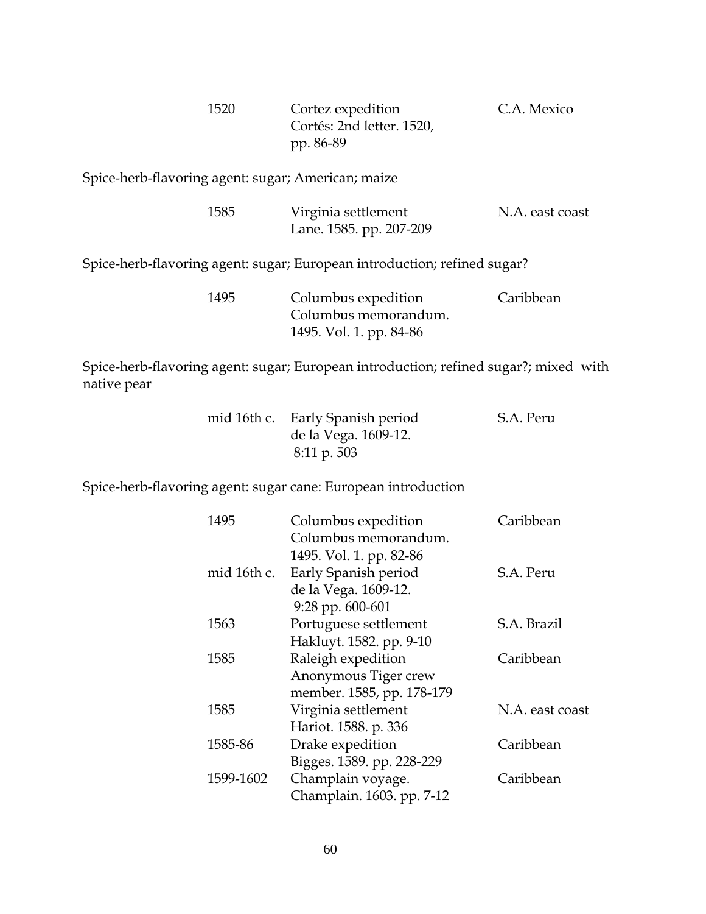| | | |
|---|---|---|
| 1520 | Cortez expedition<br>Cortés: 2nd letter. 1520, pp. 86-89 | C.A. Mexico |

Spice-herb-flavoring agent: sugar; American; maize

| | | |
|---|---|---|
| 1585 | Virginia settlement<br>Lane. 1585. pp. 207-209 | N.A. east coast |

Spice-herb-flavoring agent: sugar; European introduction; refined sugar?

| | | |
|---|---|---|
| 1495 | Columbus expedition<br>Columbus memorandum. 1495. Vol. 1. pp. 84-86 | Caribbean |

Spice-herb-flavoring agent: sugar; European introduction; refined sugar?; mixed with native pear

| | | |
|---|---|---|
| mid 16th c. | Early Spanish period<br>de la Vega. 1609-12. 8:11 p. 503 | S.A. Peru |

Spice-herb-flavoring agent: sugar cane: European introduction

| | | |
|---|---|---|
| 1495 | Columbus expedition<br>Columbus memorandum. 1495. Vol. 1. pp. 82-86 | Caribbean |
| mid 16th c. | Early Spanish period<br>de la Vega. 1609-12. 9:28 pp. 600-601 | S.A. Peru |
| 1563 | Portuguese settlement<br>Hakluyt. 1582. pp. 9-10 | S.A. Brazil |
| 1585 | Raleigh expedition<br>Anonymous Tiger crew member. 1585, pp. 178-179 | Caribbean |
| 1585 | Virginia settlement<br>Hariot. 1588. p. 336 | N.A. east coast |
| 1585-86 | Drake expedition<br>Bigges. 1589. pp. 228-229 | Caribbean |
| 1599-1602 | Champlain voyage.<br>Champlain. 1603. pp. 7-12 | Caribbean |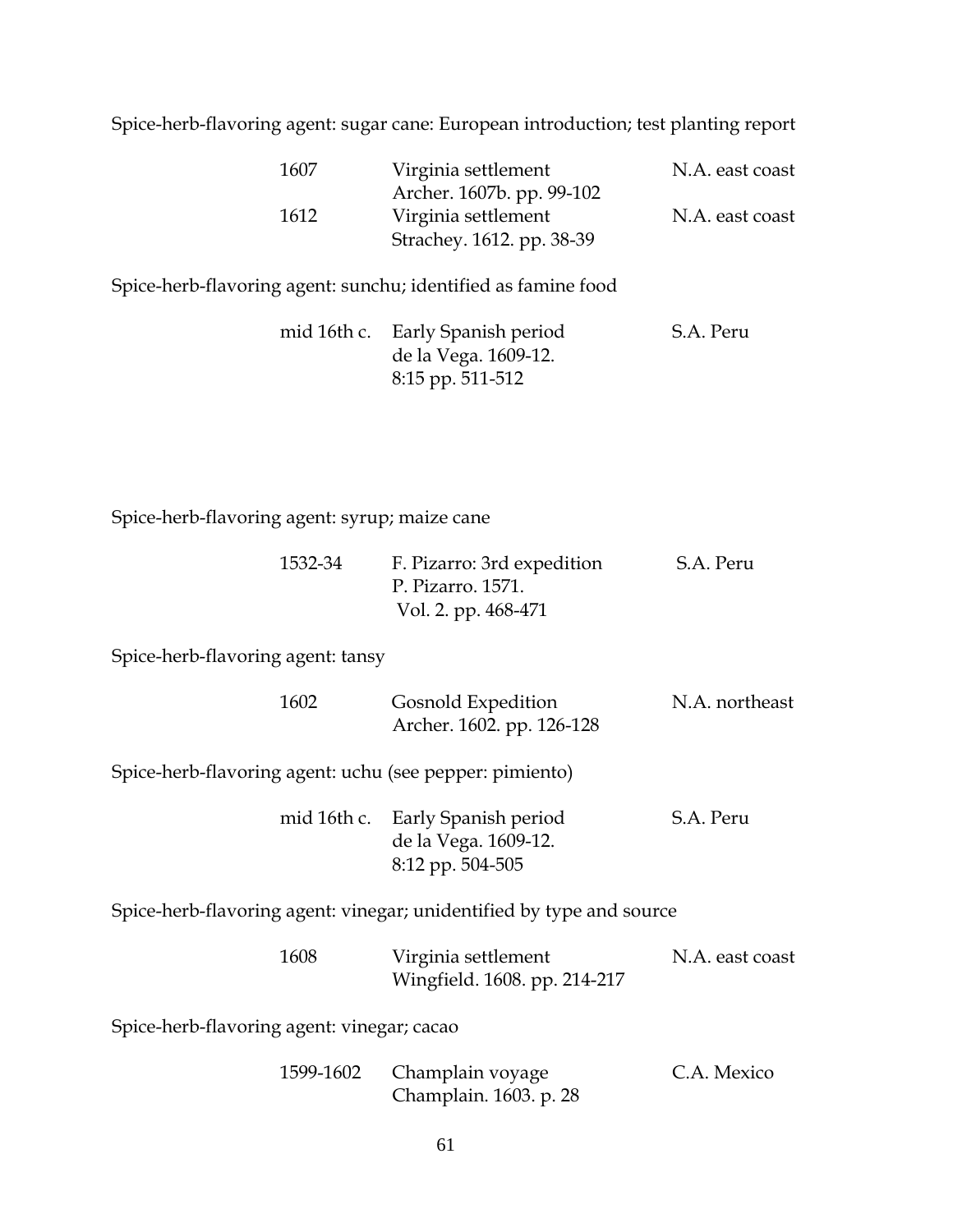Spice-herb-flavoring agent: sugar cane: European introduction; test planting report

| | | |
|---|---|---|
| 1607 | Virginia settlement<br>Archer. 1607b. pp. 99-102 | N.A. east coast |
| 1612 | Virginia settlement<br>Strachey. 1612. pp. 38-39 | N.A. east coast |

Spice-herb-flavoring agent: sunchu; identified as famine food

| | | |
|---|---|---|
| mid 16th c. | Early Spanish period<br>de la Vega. 1609-12.<br>8:15 pp. 511-512 | S.A. Peru |

Spice-herb-flavoring agent: syrup; maize cane

| | | |
|---|---|---|
| 1532-34 | F. Pizarro: 3rd expedition<br>P. Pizarro. 1571.<br>Vol. 2. pp. 468-471 | S.A. Peru |

Spice-herb-flavoring agent: tansy

| | | |
|---|---|---|
| 1602 | Gosnold Expedition<br>Archer. 1602. pp. 126-128 | N.A. northeast |

Spice-herb-flavoring agent: uchu (see pepper: pimiento)

| | | |
|---|---|---|
| mid 16th c. | Early Spanish period<br>de la Vega. 1609-12.<br>8:12 pp. 504-505 | S.A. Peru |

Spice-herb-flavoring agent: vinegar; unidentified by type and source

| | | |
|---|---|---|
| 1608 | Virginia settlement<br>Wingfield. 1608. pp. 214-217 | N.A. east coast |

Spice-herb-flavoring agent: vinegar; cacao

| | | |
|---|---|---|
| 1599-1602 | Champlain voyage<br>Champlain. 1603. p. 28 | C.A. Mexico |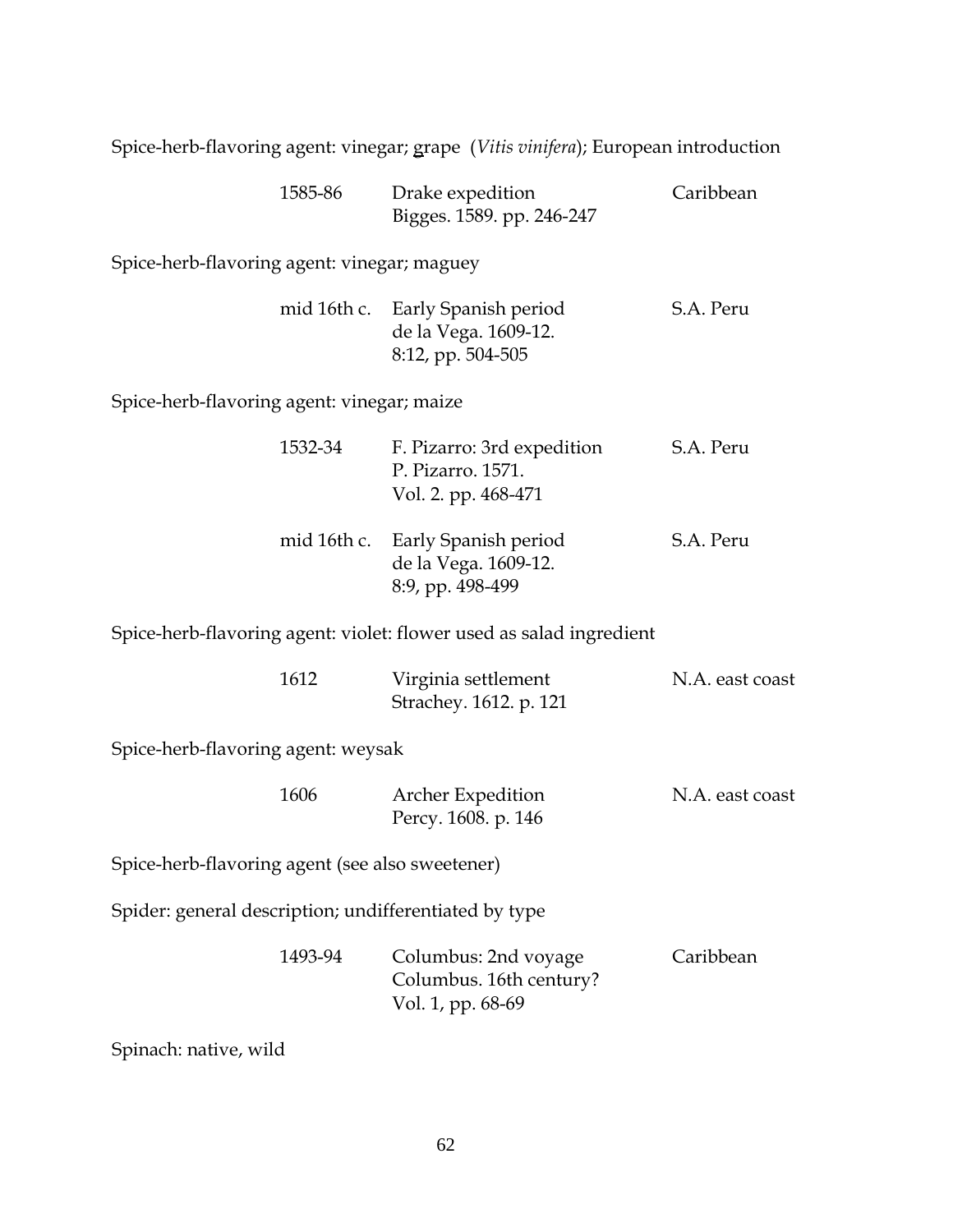Spice-herb-flavoring agent: vinegar; grape (*Vitis vinifera*); European introduction

| | | |
|---|---|---|
| 1585-86 | Drake expedition<br>Bigges. 1589. pp. 246-247 | Caribbean |

Spice-herb-flavoring agent: vinegar; maguey

| | | |
|---|---|---|
| mid 16th c. | Early Spanish period<br>de la Vega. 1609-12.<br>8:12, pp. 504-505 | S.A. Peru |

Spice-herb-flavoring agent: vinegar; maize

| | | |
|---|---|---|
| 1532-34 | F. Pizarro: 3rd expedition<br>P. Pizarro. 1571.<br>Vol. 2. pp. 468-471 | S.A. Peru |
| mid 16th c. | Early Spanish period<br>de la Vega. 1609-12.<br>8:9, pp. 498-499 | S.A. Peru |

Spice-herb-flavoring agent: violet: flower used as salad ingredient

| | | |
|---|---|---|
| 1612 | Virginia settlement<br>Strachey. 1612. p. 121 | N.A. east coast |

Spice-herb-flavoring agent: weysak

| | | |
|---|---|---|
| 1606 | Archer Expedition<br>Percy. 1608. p. 146 | N.A. east coast |

Spice-herb-flavoring agent (see also sweetener)

Spider: general description; undifferentiated by type

| | | |
|---|---|---|
| 1493-94 | Columbus: 2nd voyage<br>Columbus. 16th century?<br>Vol. 1, pp. 68-69 | Caribbean |

Spinach: native, wild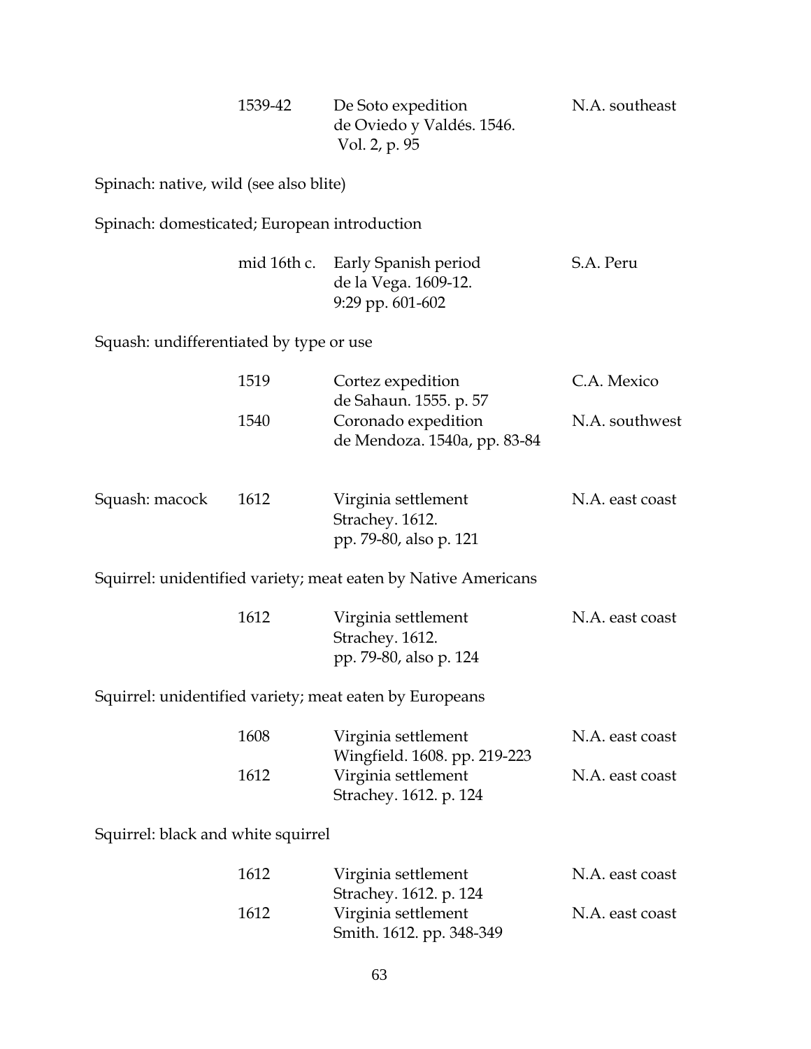| | 1539-42 | De Soto expedition<br>de Oviedo y Valdés. 1546.<br>Vol. 2, p. 95 | N.A. southeast |
|---|---|---|---|

Spinach: native, wild (see also blite)

Spinach: domesticated; European introduction

| | mid 16th c. | Early Spanish period<br>de la Vega. 1609-12.<br>9:29 pp. 601-602 | S.A. Peru |
|---|---|---|---|

Squash: undifferentiated by type or use

| | 1519 | Cortez expedition<br>de Sahaun. 1555. p. 57 | C.A. Mexico |
|---|---|---|---|
| | 1540 | Coronado expedition<br>de Mendoza. 1540a, pp. 83-84 | N.A. southwest |

| Squash: macock | 1612 | Virginia settlement<br>Strachey. 1612.<br>pp. 79-80, also p. 121 | N.A. east coast |
|---|---|---|---|

Squirrel: unidentified variety; meat eaten by Native Americans

| | 1612 | Virginia settlement<br>Strachey. 1612.<br>pp. 79-80, also p. 124 | N.A. east coast |
|---|---|---|---|

Squirrel: unidentified variety; meat eaten by Europeans

| | 1608 | Virginia settlement<br>Wingfield. 1608. pp. 219-223 | N.A. east coast |
|---|---|---|---|
| | 1612 | Virginia settlement<br>Strachey. 1612. p. 124 | N.A. east coast |

Squirrel: black and white squirrel

| | 1612 | Virginia settlement<br>Strachey. 1612. p. 124 | N.A. east coast |
|---|---|---|---|
| | 1612 | Virginia settlement<br>Smith. 1612. pp. 348-349 | N.A. east coast |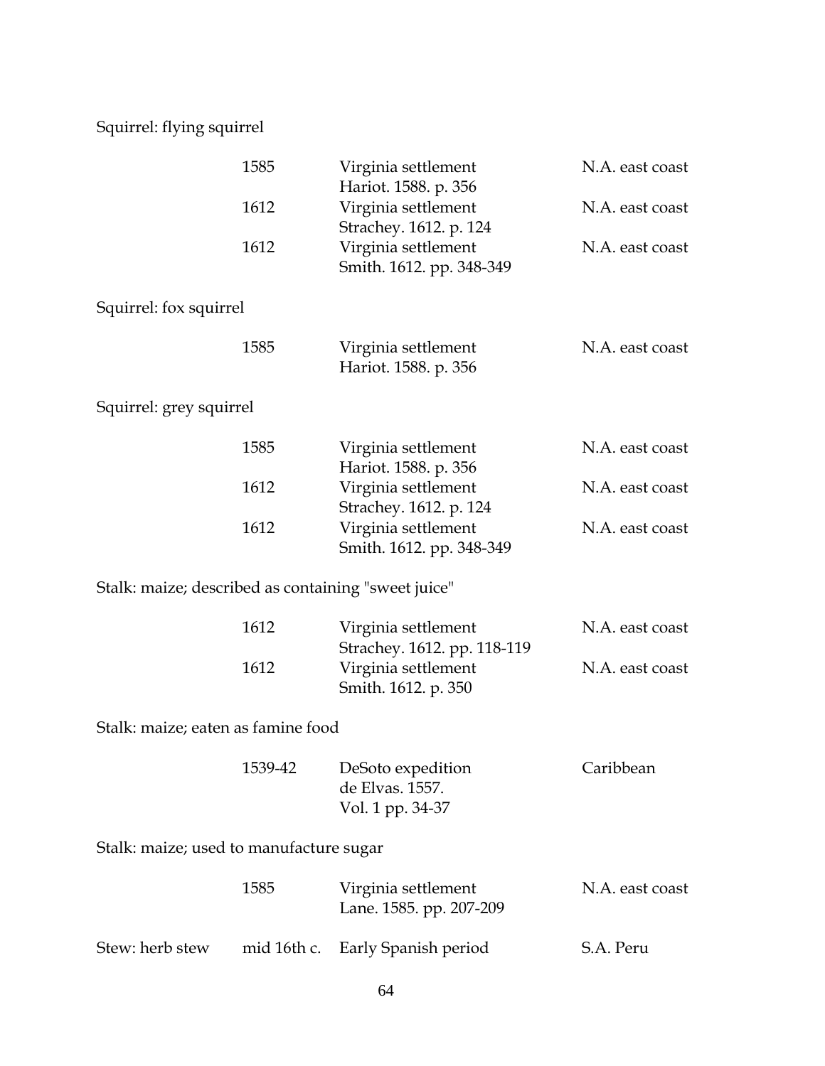Squirrel: flying squirrel

| | | |
|---|---|---|
| 1585 | Virginia settlement<br>Hariot. 1588. p. 356 | N.A. east coast |
| 1612 | Virginia settlement<br>Strachey. 1612. p. 124 | N.A. east coast |
| 1612 | Virginia settlement<br>Smith. 1612. pp. 348-349 | N.A. east coast |

Squirrel: fox squirrel

| | | |
|---|---|---|
| 1585 | Virginia settlement<br>Hariot. 1588. p. 356 | N.A. east coast |

Squirrel: grey squirrel

| | | |
|---|---|---|
| 1585 | Virginia settlement<br>Hariot. 1588. p. 356 | N.A. east coast |
| 1612 | Virginia settlement<br>Strachey. 1612. p. 124 | N.A. east coast |
| 1612 | Virginia settlement<br>Smith. 1612. pp. 348-349 | N.A. east coast |

Stalk: maize; described as containing "sweet juice"

| | | |
|---|---|---|
| 1612 | Virginia settlement<br>Strachey. 1612. pp. 118-119 | N.A. east coast |
| 1612 | Virginia settlement<br>Smith. 1612. p. 350 | N.A. east coast |

Stalk: maize; eaten as famine food

| | | |
|---|---|---|
| 1539-42 | DeSoto expedition<br>de Elvas. 1557.<br>Vol. 1 pp. 34-37 | Caribbean |

Stalk: maize; used to manufacture sugar

| | | |
|---|---|---|
| 1585 | Virginia settlement<br>Lane. 1585. pp. 207-209 | N.A. east coast |

| | | | |
|---|---|---|---|
| Stew: herb stew | mid 16th c. | Early Spanish period | S.A. Peru |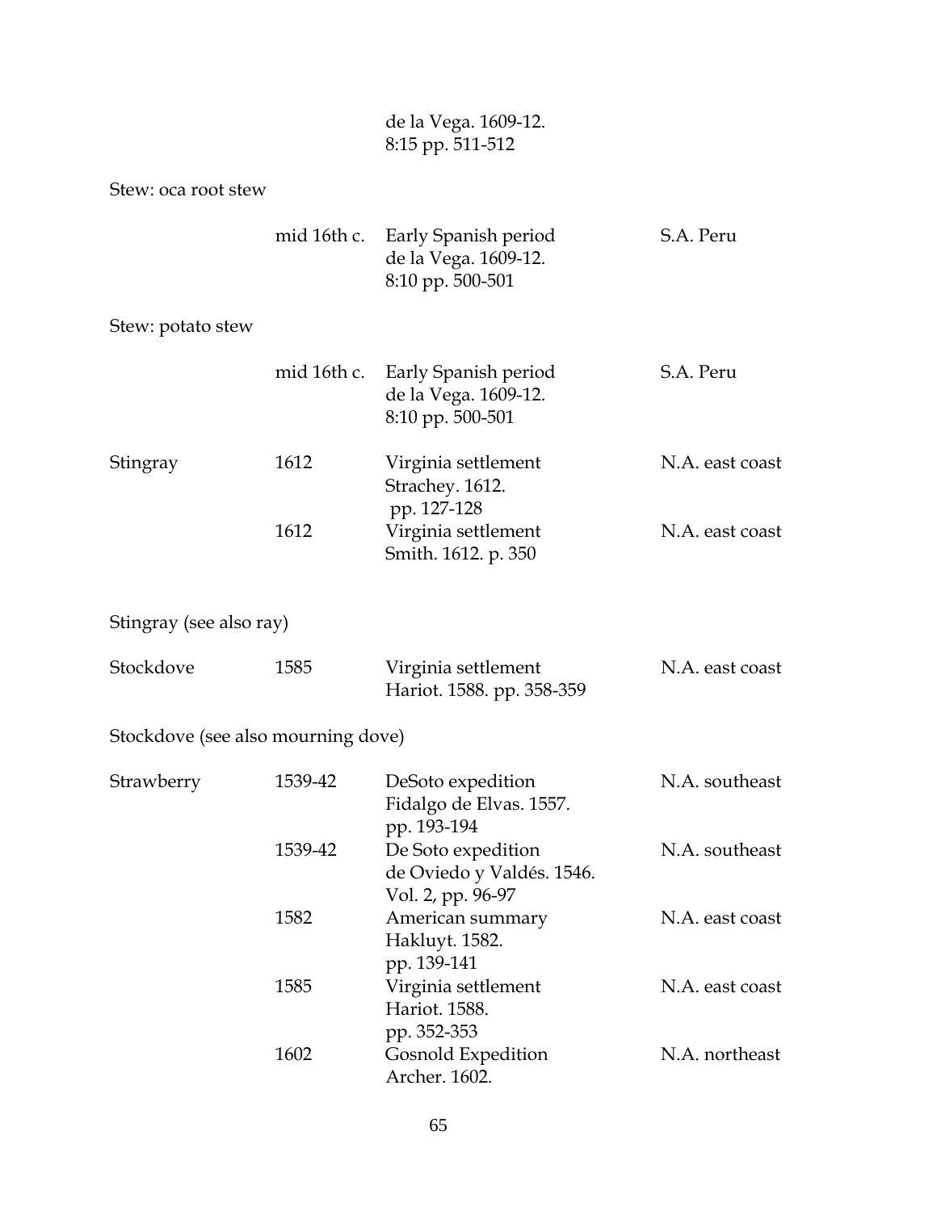| | | | |
|---|---|---|---|
| | | de la Vega. 1609-12. 8:15 pp. 511-512 | |
| Stew: oca root stew | | | |
| | mid 16th c. | Early Spanish period de la Vega. 1609-12. 8:10 pp. 500-501 | S.A. Peru |
| Stew: potato stew | | | |
| | mid 16th c. | Early Spanish period de la Vega. 1609-12. 8:10 pp. 500-501 | S.A. Peru |
| Stingray | 1612 | Virginia settlement Strachey. 1612. pp. 127-128 | N.A. east coast |
| | 1612 | Virginia settlement Smith. 1612. p. 350 | N.A. east coast |
| Stingray (see also ray) | | | |
| Stockdove | 1585 | Virginia settlement Hariot. 1588. pp. 358-359 | N.A. east coast |
| Stockdove (see also mourning dove) | | | |
| Strawberry | 1539-42 | DeSoto expedition Fidalgo de Elvas. 1557. pp. 193-194 | N.A. southeast |
| | 1539-42 | De Soto expedition de Oviedo y Valdés. 1546. Vol. 2, pp. 96-97 | N.A. southeast |
| | 1582 | American summary Hakluyt. 1582. pp. 139-141 | N.A. east coast |
| | 1585 | Virginia settlement Hariot. 1588. pp. 352-353 | N.A. east coast |
| | 1602 | Gosnold Expedition Archer. 1602. | N.A. northeast |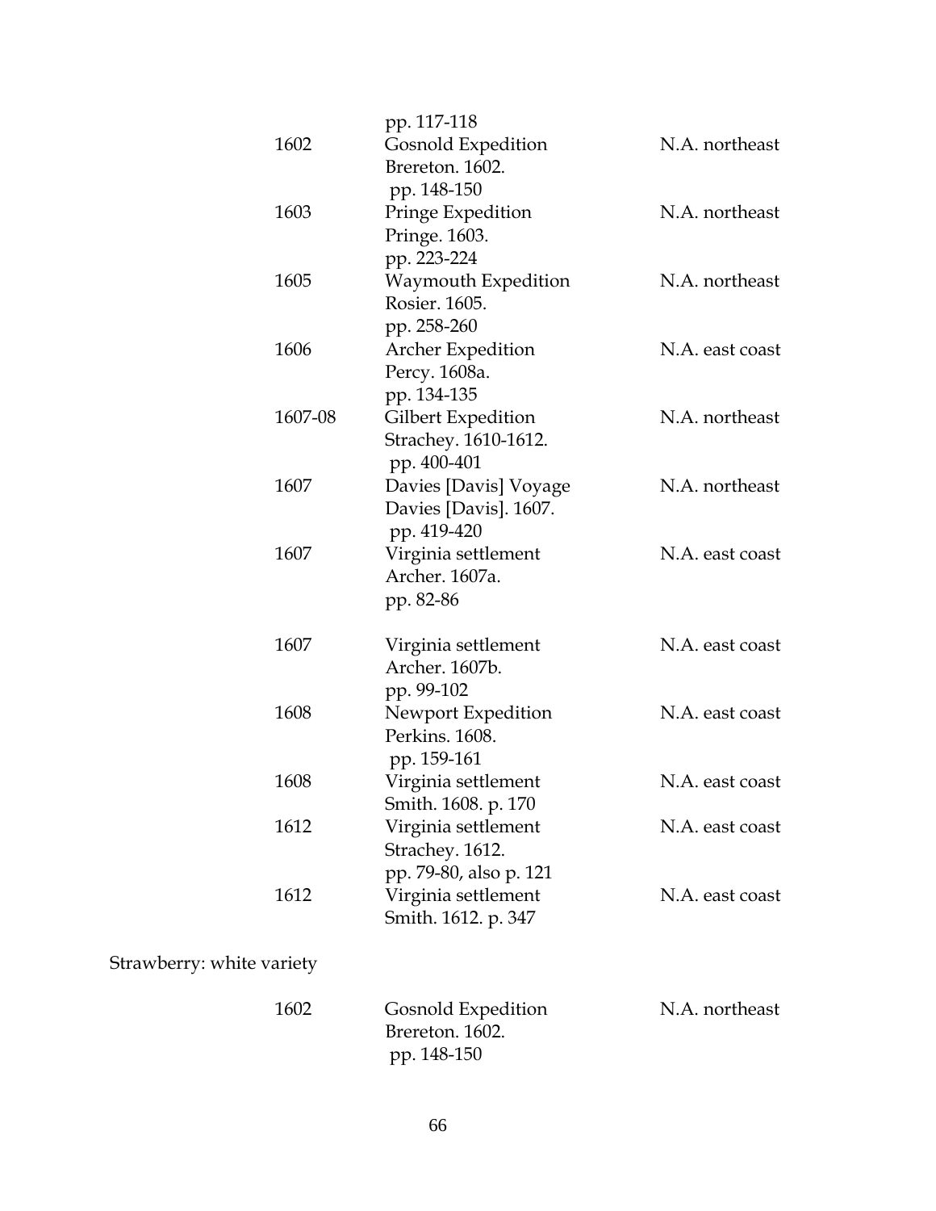| | | |
|---|---|---|
| | pp. 117-118 | |
| 1602 | Gosnold Expedition<br>Brereton. 1602.<br>pp. 148-150 | N.A. northeast |
| 1603 | Pringe Expedition<br>Pringe. 1603.<br>pp. 223-224 | N.A. northeast |
| 1605 | Waymouth Expedition<br>Rosier. 1605.<br>pp. 258-260 | N.A. northeast |
| 1606 | Archer Expedition<br>Percy. 1608a.<br>pp. 134-135 | N.A. east coast |
| 1607-08 | Gilbert Expedition<br>Strachey. 1610-1612.<br>pp. 400-401 | N.A. northeast |
| 1607 | Davies [Davis] Voyage<br>Davies [Davis]. 1607.<br>pp. 419-420 | N.A. northeast |
| 1607 | Virginia settlement<br>Archer. 1607a.<br>pp. 82-86 | N.A. east coast |
| 1607 | Virginia settlement<br>Archer. 1607b.<br>pp. 99-102 | N.A. east coast |
| 1608 | Newport Expedition<br>Perkins. 1608.<br>pp. 159-161 | N.A. east coast |
| 1608 | Virginia settlement<br>Smith. 1608. p. 170 | N.A. east coast |
| 1612 | Virginia settlement<br>Strachey. 1612.<br>pp. 79-80, also p. 121 | N.A. east coast |
| 1612 | Virginia settlement<br>Smith. 1612. p. 347 | N.A. east coast |

Strawberry: white variety

| | | |
|---|---|---|
| 1602 | Gosnold Expedition<br>Brereton. 1602.<br>pp. 148-150 | N.A. northeast |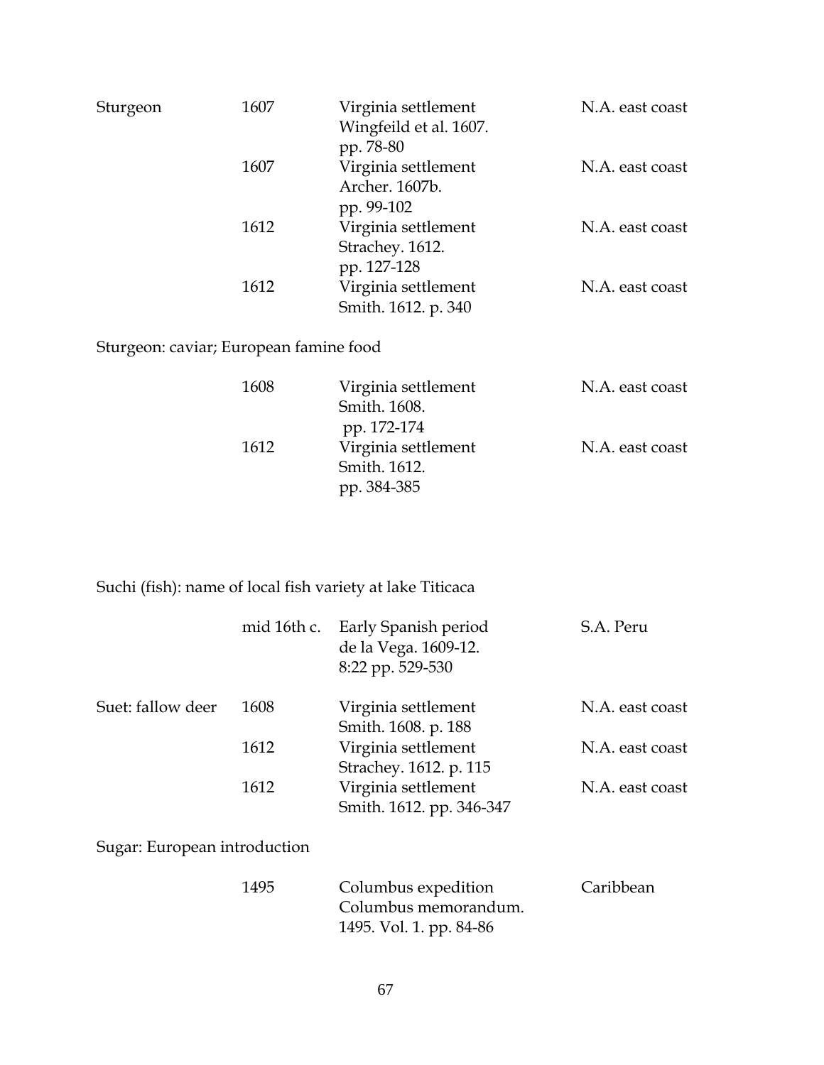| | | | |
|---|---|---|---|
| Sturgeon | 1607 | Virginia settlement<br>Wingfeild et al. 1607.<br>pp. 78-80 | N.A. east coast |
| | 1607 | Virginia settlement<br>Archer. 1607b.<br>pp. 99-102 | N.A. east coast |
| | 1612 | Virginia settlement<br>Strachey. 1612.<br>pp. 127-128 | N.A. east coast |
| | 1612 | Virginia settlement<br>Smith. 1612. p. 340 | N.A. east coast |

Sturgeon: caviar; European famine food

| | | | |
|---|---|---|---|
| | 1608 | Virginia settlement<br>Smith. 1608.<br>pp. 172-174 | N.A. east coast |
| | 1612 | Virginia settlement<br>Smith. 1612.<br>pp. 384-385 | N.A. east coast |

Suchi (fish): name of local fish variety at lake Titicaca

| | | | |
|---|---|---|---|
| | mid 16th c. | Early Spanish period<br>de la Vega. 1609-12.<br>8:22 pp. 529-530 | S.A. Peru |
| Suet: fallow deer | 1608 | Virginia settlement<br>Smith. 1608. p. 188 | N.A. east coast |
| | 1612 | Virginia settlement<br>Strachey. 1612. p. 115 | N.A. east coast |
| | 1612 | Virginia settlement<br>Smith. 1612. pp. 346-347 | N.A. east coast |

Sugar: European introduction

| | | | |
|---|---|---|---|
| | 1495 | Columbus expedition<br>Columbus memorandum.<br>1495. Vol. 1. pp. 84-86 | Caribbean |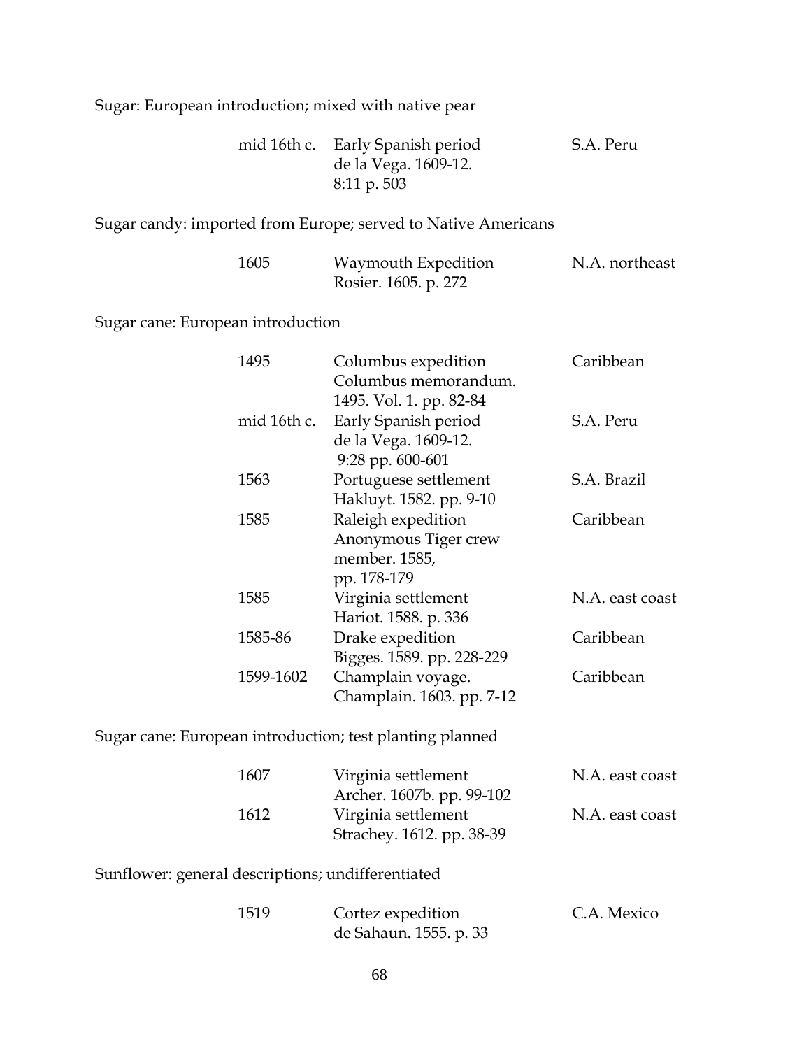Sugar: European introduction; mixed with native pear

| | | |
|---|---|---|
| mid 16th c. | Early Spanish period<br>de la Vega. 1609-12.<br>8:11 p. 503 | S.A. Peru |

Sugar candy: imported from Europe; served to Native Americans

| | | |
|---|---|---|
| 1605 | Waymouth Expedition<br>Rosier. 1605. p. 272 | N.A. northeast |

Sugar cane: European introduction

| | | |
|---|---|---|
| 1495 | Columbus expedition<br>Columbus memorandum.<br>1495. Vol. 1. pp. 82-84 | Caribbean |
| mid 16th c. | Early Spanish period<br>de la Vega. 1609-12.<br>9:28 pp. 600-601 | S.A. Peru |
| 1563 | Portuguese settlement<br>Hakluyt. 1582. pp. 9-10 | S.A. Brazil |
| 1585 | Raleigh expedition<br>Anonymous Tiger crew<br>member. 1585,<br>pp. 178-179 | Caribbean |
| 1585 | Virginia settlement<br>Hariot. 1588. p. 336 | N.A. east coast |
| 1585-86 | Drake expedition<br>Bigges. 1589. pp. 228-229 | Caribbean |
| 1599-1602 | Champlain voyage.<br>Champlain. 1603. pp. 7-12 | Caribbean |

Sugar cane: European introduction; test planting planned

| | | |
|---|---|---|
| 1607 | Virginia settlement<br>Archer. 1607b. pp. 99-102 | N.A. east coast |
| 1612 | Virginia settlement<br>Strachey. 1612. pp. 38-39 | N.A. east coast |

Sunflower: general descriptions; undifferentiated

| | | |
|---|---|---|
| 1519 | Cortez expedition<br>de Sahaun. 1555. p. 33 | C.A. Mexico |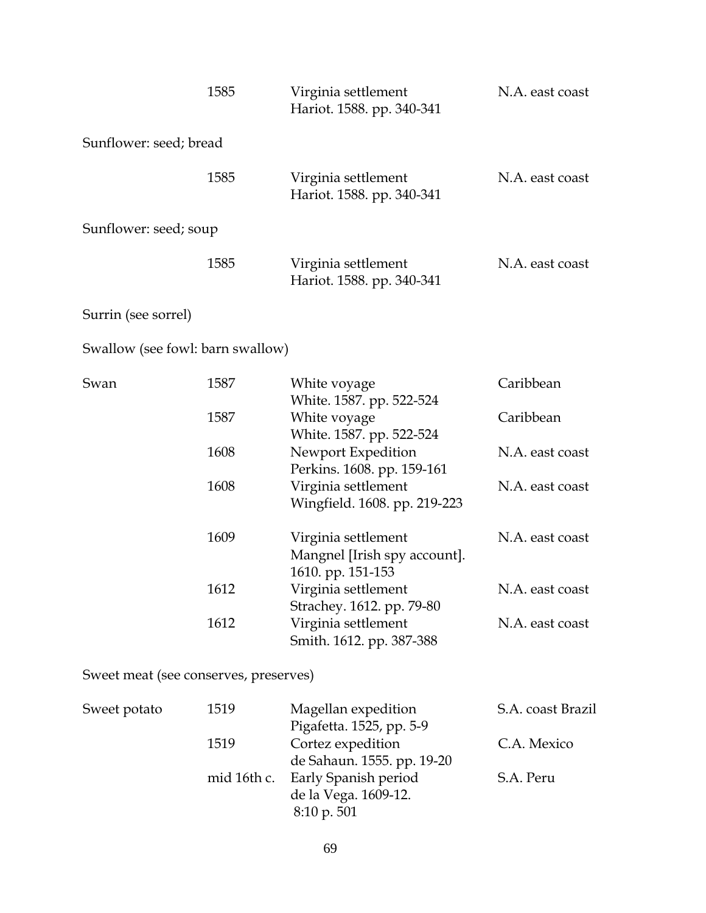| | | | |
|---|---|---|---|
| | 1585 | Virginia settlement<br>Hariot. 1588. pp. 340-341 | N.A. east coast |

Sunflower: seed; bread

| | | | |
|---|---|---|---|
| | 1585 | Virginia settlement<br>Hariot. 1588. pp. 340-341 | N.A. east coast |

Sunflower: seed; soup

| | | | |
|---|---|---|---|
| | 1585 | Virginia settlement<br>Hariot. 1588. pp. 340-341 | N.A. east coast |

Surrin (see sorrel)

Swallow (see fowl: barn swallow)

| | | | |
|---|---|---|---|
| Swan | 1587 | White voyage<br>White. 1587. pp. 522-524 | Caribbean |
| | 1587 | White voyage<br>White. 1587. pp. 522-524 | Caribbean |
| | 1608 | Newport Expedition<br>Perkins. 1608. pp. 159-161 | N.A. east coast |
| | 1608 | Virginia settlement<br>Wingfield. 1608. pp. 219-223 | N.A. east coast |
| | 1609 | Virginia settlement<br>Mangnel [Irish spy account].<br>1610. pp. 151-153 | N.A. east coast |
| | 1612 | Virginia settlement<br>Strachey. 1612. pp. 79-80 | N.A. east coast |
| | 1612 | Virginia settlement<br>Smith. 1612. pp. 387-388 | N.A. east coast |

Sweet meat (see conserves, preserves)

| | | | |
|---|---|---|---|
| Sweet potato | 1519 | Magellan expedition<br>Pigafetta. 1525, pp. 5-9 | S.A. coast Brazil |
| | 1519 | Cortez expedition<br>de Sahaun. 1555. pp. 19-20 | C.A. Mexico |
| | mid 16th c. | Early Spanish period<br>de la Vega. 1609-12.<br>8:10 p. 501 | S.A. Peru |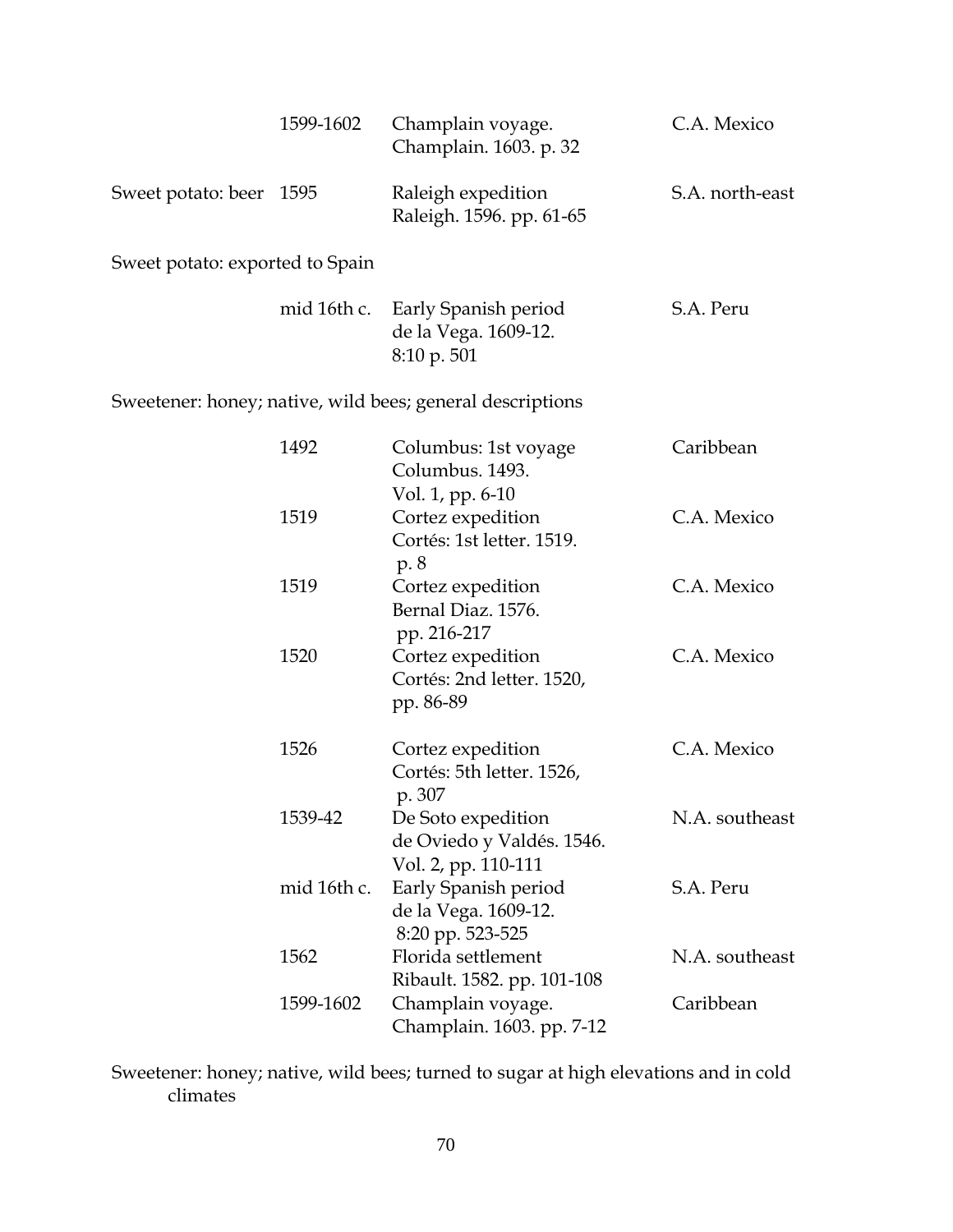| | | | |
|---|---|---|---|
| | 1599-1602 | Champlain voyage. Champlain. 1603. p. 32 | C.A. Mexico |
| Sweet potato: beer | 1595 | Raleigh expedition Raleigh. 1596. pp. 61-65 | S.A. north-east |

Sweet potato: exported to Spain

| | | |
|---|---|---|
| mid 16th c. | Early Spanish period de la Vega. 1609-12. 8:10 p. 501 | S.A. Peru |

Sweetener: honey; native, wild bees; general descriptions

| | | |
|---|---|---|
| 1492 | Columbus: 1st voyage Columbus. 1493. Vol. 1, pp. 6-10 | Caribbean |
| 1519 | Cortez expedition Cortés: 1st letter. 1519. p. 8 | C.A. Mexico |
| 1519 | Cortez expedition Bernal Diaz. 1576. pp. 216-217 | C.A. Mexico |
| 1520 | Cortez expedition Cortés: 2nd letter. 1520, pp. 86-89 | C.A. Mexico |
| 1526 | Cortez expedition Cortés: 5th letter. 1526, p. 307 | C.A. Mexico |
| 1539-42 | De Soto expedition de Oviedo y Valdés. 1546. Vol. 2, pp. 110-111 | N.A. southeast |
| mid 16th c. | Early Spanish period de la Vega. 1609-12. 8:20 pp. 523-525 | S.A. Peru |
| 1562 | Florida settlement Ribault. 1582. pp. 101-108 | N.A. southeast |
| 1599-1602 | Champlain voyage. Champlain. 1603. pp. 7-12 | Caribbean |

Sweetener: honey; native, wild bees; turned to sugar at high elevations and in cold climates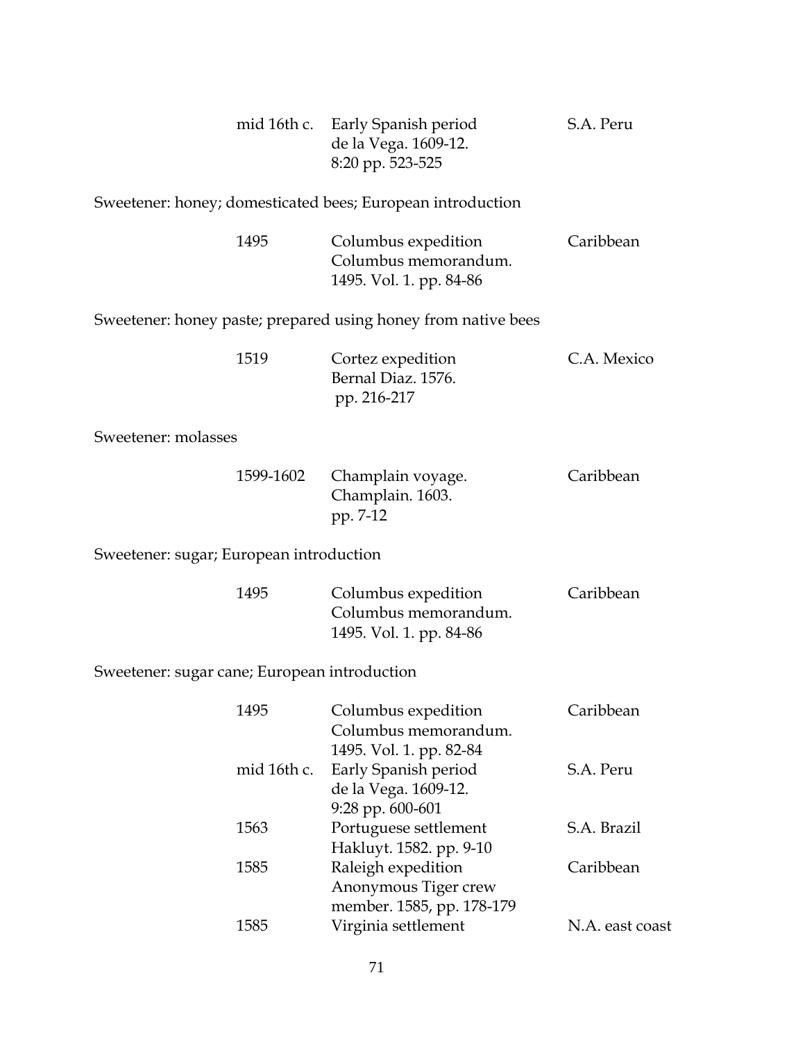| | | |
|---|---|---|
| mid 16th c. | Early Spanish period<br>de la Vega. 1609-12.<br>8:20 pp. 523-525 | S.A. Peru |

Sweetener: honey; domesticated bees; European introduction

| | | |
|---|---|---|
| 1495 | Columbus expedition<br>Columbus memorandum.<br>1495. Vol. 1. pp. 84-86 | Caribbean |

Sweetener: honey paste; prepared using honey from native bees

| | | |
|---|---|---|
| 1519 | Cortez expedition<br>Bernal Diaz. 1576.<br>pp. 216-217 | C.A. Mexico |

Sweetener: molasses

| | | |
|---|---|---|
| 1599-1602 | Champlain voyage.<br>Champlain. 1603.<br>pp. 7-12 | Caribbean |

Sweetener: sugar; European introduction

| | | |
|---|---|---|
| 1495 | Columbus expedition<br>Columbus memorandum.<br>1495. Vol. 1. pp. 84-86 | Caribbean |

Sweetener: sugar cane; European introduction

| | | |
|---|---|---|
| 1495 | Columbus expedition<br>Columbus memorandum.<br>1495. Vol. 1. pp. 82-84 | Caribbean |
| mid 16th c. | Early Spanish period<br>de la Vega. 1609-12.<br>9:28 pp. 600-601 | S.A. Peru |
| 1563 | Portuguese settlement<br>Hakluyt. 1582. pp. 9-10 | S.A. Brazil |
| 1585 | Raleigh expedition<br>Anonymous Tiger crew<br>member. 1585, pp. 178-179 | Caribbean |
| 1585 | Virginia settlement | N.A. east coast |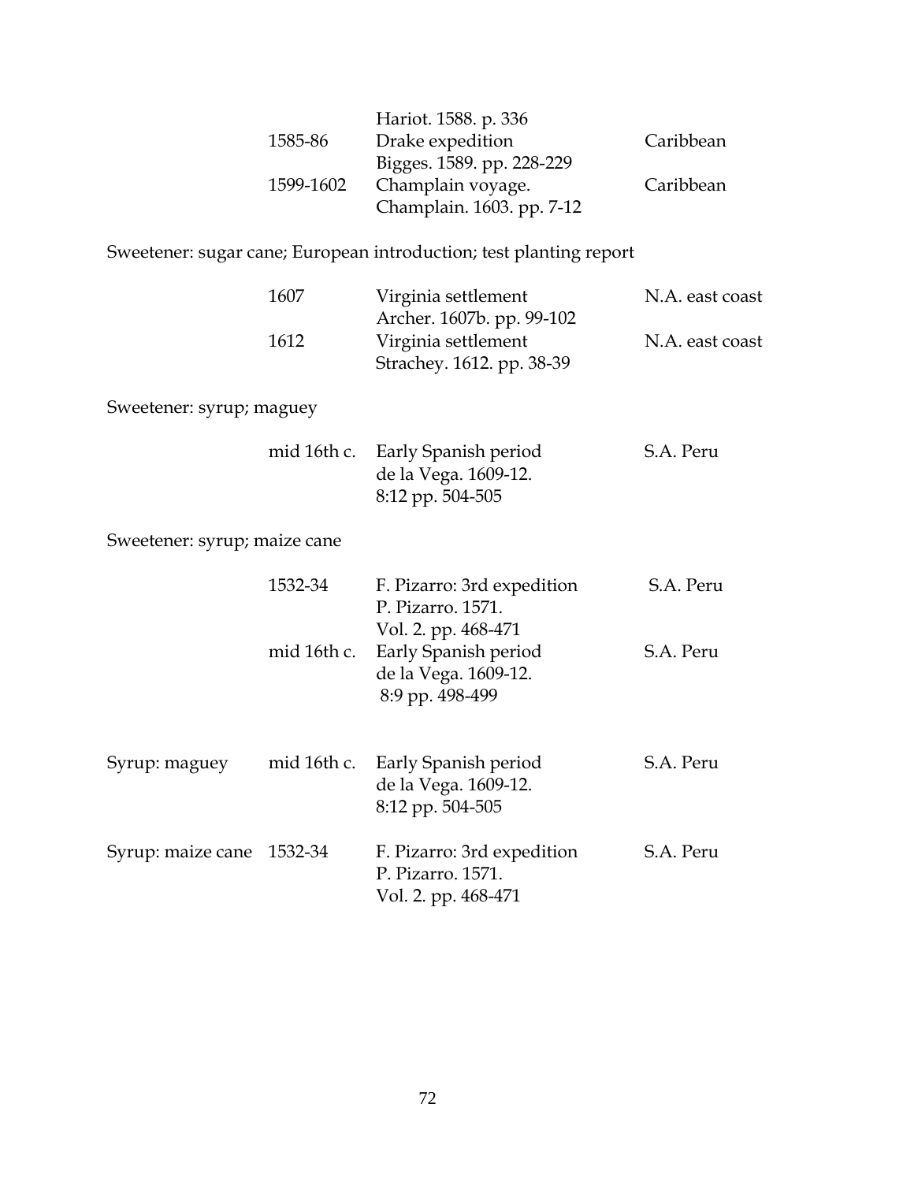| | | | |
|---|---|---|---|
| | | Hariot. 1588. p. 336 | |
| | 1585-86 | Drake expedition<br>Bigges. 1589. pp. 228-229 | Caribbean |
| | 1599-1602 | Champlain voyage.<br>Champlain. 1603. pp. 7-12 | Caribbean |

Sweetener: sugar cane; European introduction; test planting report

| | | | |
|---|---|---|---|
| | 1607 | Virginia settlement<br>Archer. 1607b. pp. 99-102 | N.A. east coast |
| | 1612 | Virginia settlement<br>Strachey. 1612. pp. 38-39 | N.A. east coast |

Sweetener: syrup; maguey

| | | | |
|---|---|---|---|
| | mid 16th c. | Early Spanish period<br>de la Vega. 1609-12.<br>8:12 pp. 504-505 | S.A. Peru |

Sweetener: syrup; maize cane

| | | | |
|---|---|---|---|
| | 1532-34 | F. Pizarro: 3rd expedition<br>P. Pizarro. 1571.<br>Vol. 2. pp. 468-471 | S.A. Peru |
| | mid 16th c. | Early Spanish period<br>de la Vega. 1609-12.<br>8:9 pp. 498-499 | S.A. Peru |

| | | | |
|---|---|---|---|
| Syrup: maguey | mid 16th c. | Early Spanish period<br>de la Vega. 1609-12.<br>8:12 pp. 504-505 | S.A. Peru |
| Syrup: maize cane | 1532-34 | F. Pizarro: 3rd expedition<br>P. Pizarro. 1571.<br>Vol. 2. pp. 468-471 | S.A. Peru |